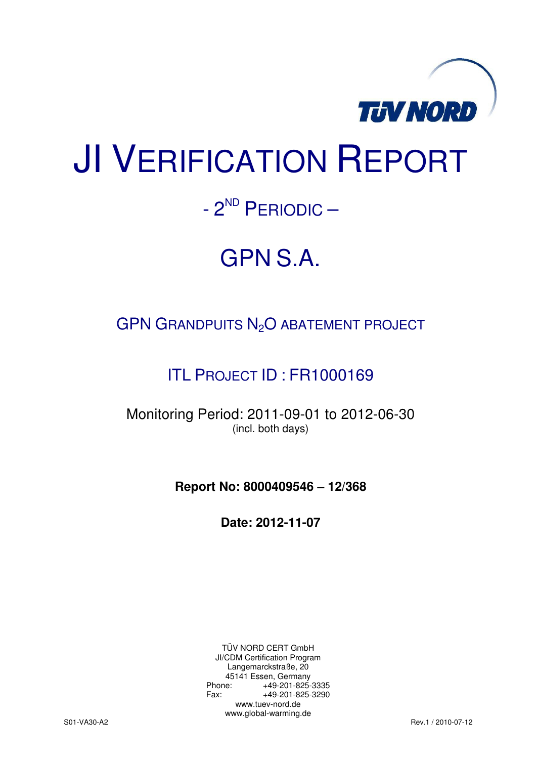TÜV NORD

# JI VERIFICATION REPORT

## - 2ND PERIODIC –

# GPN S.A.

### GPN GRANDPUITS $N_2O$ ABATEMENT PROJECT

### ITL PROJECT ID : FR1000169

Monitoring Period: 2011-09-01 to 2012-06-30
(incl. both days)

**Report No: 8000409546 – 12/368**

**Date: 2012-11-07**

TÜV NORD CERT GmbH
JI/CDM Certification Program
Langemarckstraße, 20
45141 Essen, Germany
Phone: +49-201-825-3335
Fax: +49-201-825-3290
www.tuev-nord.de
www.global-warming.de

S01-VA30-A2 Rev.1 / 2010-07-12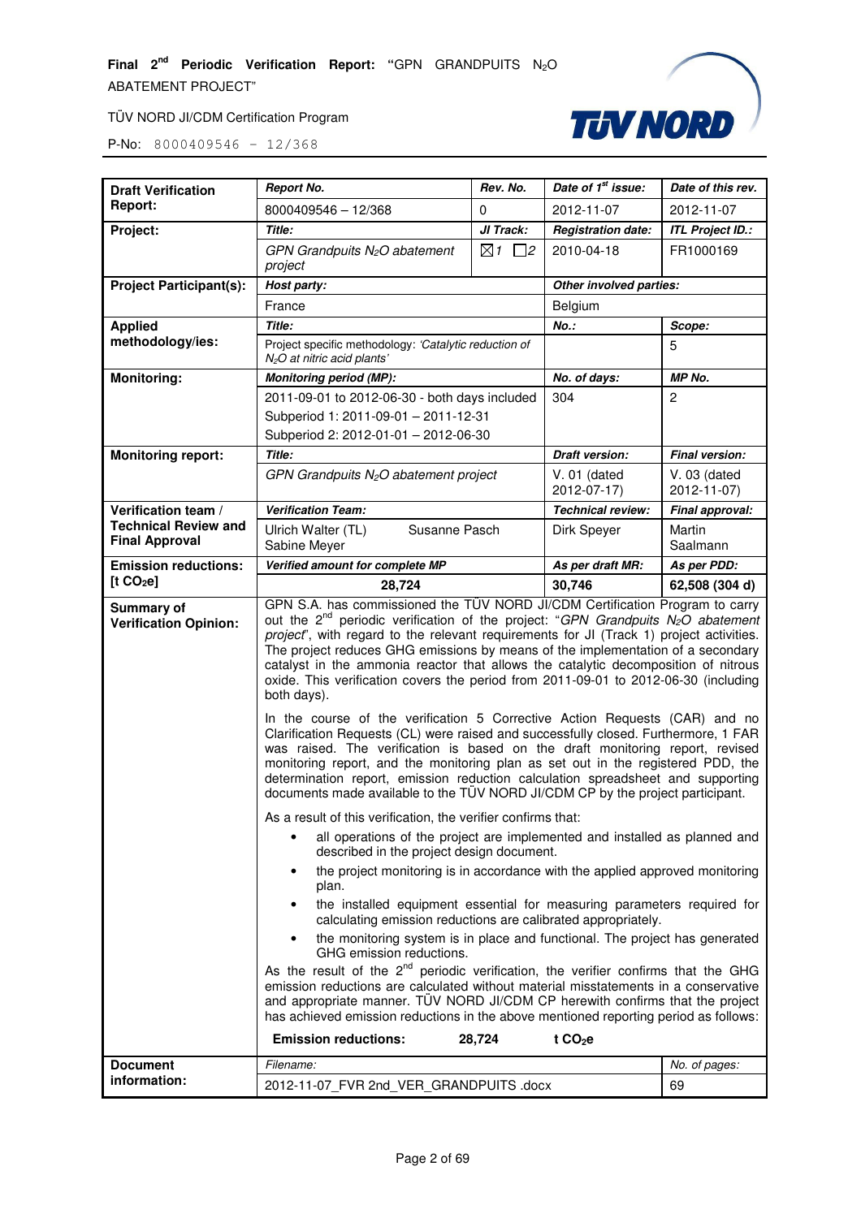| Draft Verification Report: | *Report No.* | *Rev. No.* | *Date of 1st issue:* | *Date of this rev.* |
|---|---|---|---|---|
| | 8000409546 – 12/368 | 0 | 2012-11-07 | 2012-11-07 |
| **Project:** | *Title:* | *JI Track:* | *Registration date:* | *ITL Project ID.:* |
| | *GPN Grandpuits $N_2O$ abatement project* | ☒1 ☐2 | 2010-04-18 | FR1000169 |
| **Project Participant(s):** | *Host party:* | | *Other involved parties:* | |
| | France | | Belgium | |
| **Applied methodology/ies:** | *Title:* | | *No.:* | *Scope:* |
| | Project specific methodology: *'Catalytic reduction of $N_2O$ at nitric acid plants'* | | | 5 |
| **Monitoring:** | *Monitoring period (MP):* | | *No. of days:* | *MP No.* |
| | 2011-09-01 to 2012-06-30 - both days included<br>Subperiod 1: 2011-09-01 – 2011-12-31<br>Subperiod 2: 2012-01-01 – 2012-06-30 | | 304 | 2 |
| **Monitoring report:** | *Title:* | | *Draft version:* | *Final version:* |
| | *GPN Grandpuits $N_2O$ abatement project* | | V. 01 (dated 2012-07-17) | V. 03 (dated 2012-11-07) |
| **Verification team / Technical Review and Final Approval** | *Verification Team:* | | *Technical review:* | *Final approval:* |
| | Ulrich Walter (TL) Susanne Pasch<br>Sabine Meyer | | Dirk Speyer | Martin Saalmann |
| **Emission reductions: [t $CO_2$e]** | *Verified amount for complete MP* | | *As per draft MR:* | *As per PDD:* |
| | **28,724** | | **30,746** | **62,508 (304 d)** |
| **Summary of Verification Opinion:** | GPN S.A. has commissioned the TÜV NORD JI/CDM Certification Program to carry out the 2nd periodic verification of the project: "*GPN Grandpuits $N_2O$ abatement project*", with regard to the relevant requirements for JI (Track 1) project activities. The project reduces GHG emissions by means of the implementation of a secondary catalyst in the ammonia reactor that allows the catalytic decomposition of nitrous oxide. This verification covers the period from 2011-09-01 to 2012-06-30 (including both days).<br><br>In the course of the verification 5 Corrective Action Requests (CAR) and no Clarification Requests (CL) were raised and successfully closed. Furthermore, 1 FAR was raised. The verification is based on the draft monitoring report, revised monitoring report, and the monitoring plan as set out in the registered PDD, the determination report, emission reduction calculation spreadsheet and supporting documents made available to the TÜV NORD JI/CDM CP by the project participant.<br><br>As a result of this verification, the verifier confirms that:<br>• all operations of the project are implemented and installed as planned and described in the project design document.<br>• the project monitoring is in accordance with the applied approved monitoring plan.<br>• the installed equipment essential for measuring parameters required for calculating emission reductions are calibrated appropriately.<br>• the monitoring system is in place and functional. The project has generated GHG emission reductions.<br><br>As the result of the 2nd periodic verification, the verifier confirms that the GHG emission reductions are calculated without material misstatements in a conservative and appropriate manner. TÜV NORD JI/CDM CP herewith confirms that the project has achieved emission reductions in the above mentioned reporting period as follows:<br><br>**Emission reductions: 28,724 t $CO_2$e** | | | |
| **Document information:** | *Filename:* | | | *No. of pages:* |
| | 2012-11-07_FVR 2nd_VER_GRANDPUITS .docx | | | 69 |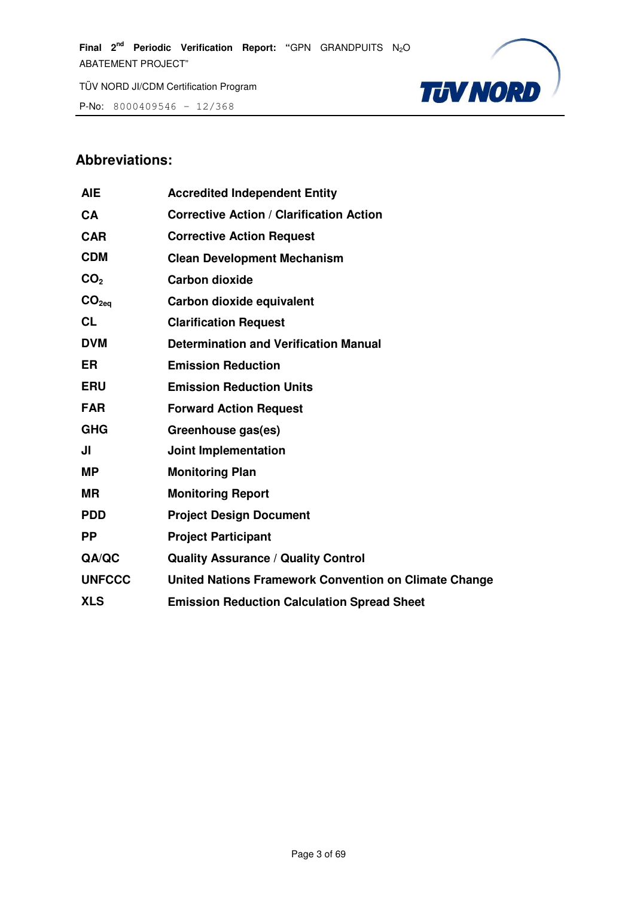## Abbreviations:

| | |
|---|---|
| **AIE** | **Accredited Independent Entity** |
| **CA** | **Corrective Action / Clarification Action** |
| **CAR** | **Corrective Action Request** |
| **CDM** | **Clean Development Mechanism** |
| **$CO_2$** | **Carbon dioxide** |
| **$CO_{2eq}$** | **Carbon dioxide equivalent** |
| **CL** | **Clarification Request** |
| **DVM** | **Determination and Verification Manual** |
| **ER** | **Emission Reduction** |
| **ERU** | **Emission Reduction Units** |
| **FAR** | **Forward Action Request** |
| **GHG** | **Greenhouse gas(es)** |
| **JI** | **Joint Implementation** |
| **MP** | **Monitoring Plan** |
| **MR** | **Monitoring Report** |
| **PDD** | **Project Design Document** |
| **PP** | **Project Participant** |
| **QA/QC** | **Quality Assurance / Quality Control** |
| **UNFCCC** | **United Nations Framework Convention on Climate Change** |
| **XLS** | **Emission Reduction Calculation Spread Sheet** |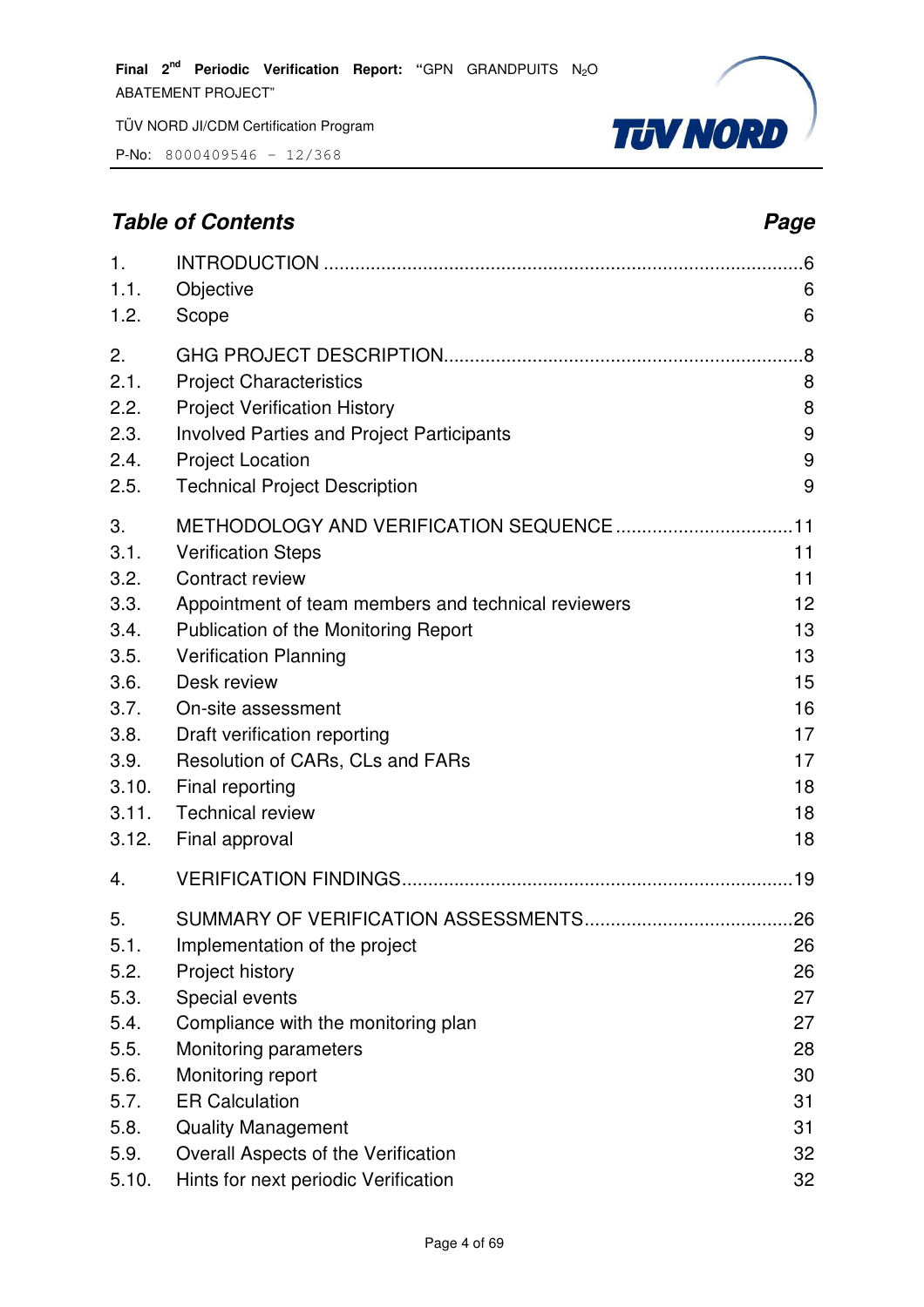## *Table of Contents* — *Page*

| | | |
|---|---|---|
| 1. | INTRODUCTION | 6 |
| 1.1. | Objective | 6 |
| 1.2. | Scope | 6 |
| 2. | GHG PROJECT DESCRIPTION | 8 |
| 2.1. | Project Characteristics | 8 |
| 2.2. | Project Verification History | 8 |
| 2.3. | Involved Parties and Project Participants | 9 |
| 2.4. | Project Location | 9 |
| 2.5. | Technical Project Description | 9 |
| 3. | METHODOLOGY AND VERIFICATION SEQUENCE | 11 |
| 3.1. | Verification Steps | 11 |
| 3.2. | Contract review | 11 |
| 3.3. | Appointment of team members and technical reviewers | 12 |
| 3.4. | Publication of the Monitoring Report | 13 |
| 3.5. | Verification Planning | 13 |
| 3.6. | Desk review | 15 |
| 3.7. | On-site assessment | 16 |
| 3.8. | Draft verification reporting | 17 |
| 3.9. | Resolution of CARs, CLs and FARs | 17 |
| 3.10. | Final reporting | 18 |
| 3.11. | Technical review | 18 |
| 3.12. | Final approval | 18 |
| 4. | VERIFICATION FINDINGS | 19 |
| 5. | SUMMARY OF VERIFICATION ASSESSMENTS | 26 |
| 5.1. | Implementation of the project | 26 |
| 5.2. | Project history | 26 |
| 5.3. | Special events | 27 |
| 5.4. | Compliance with the monitoring plan | 27 |
| 5.5. | Monitoring parameters | 28 |
| 5.6. | Monitoring report | 30 |
| 5.7. | ER Calculation | 31 |
| 5.8. | Quality Management | 31 |
| 5.9. | Overall Aspects of the Verification | 32 |
| 5.10. | Hints for next periodic Verification | 32 |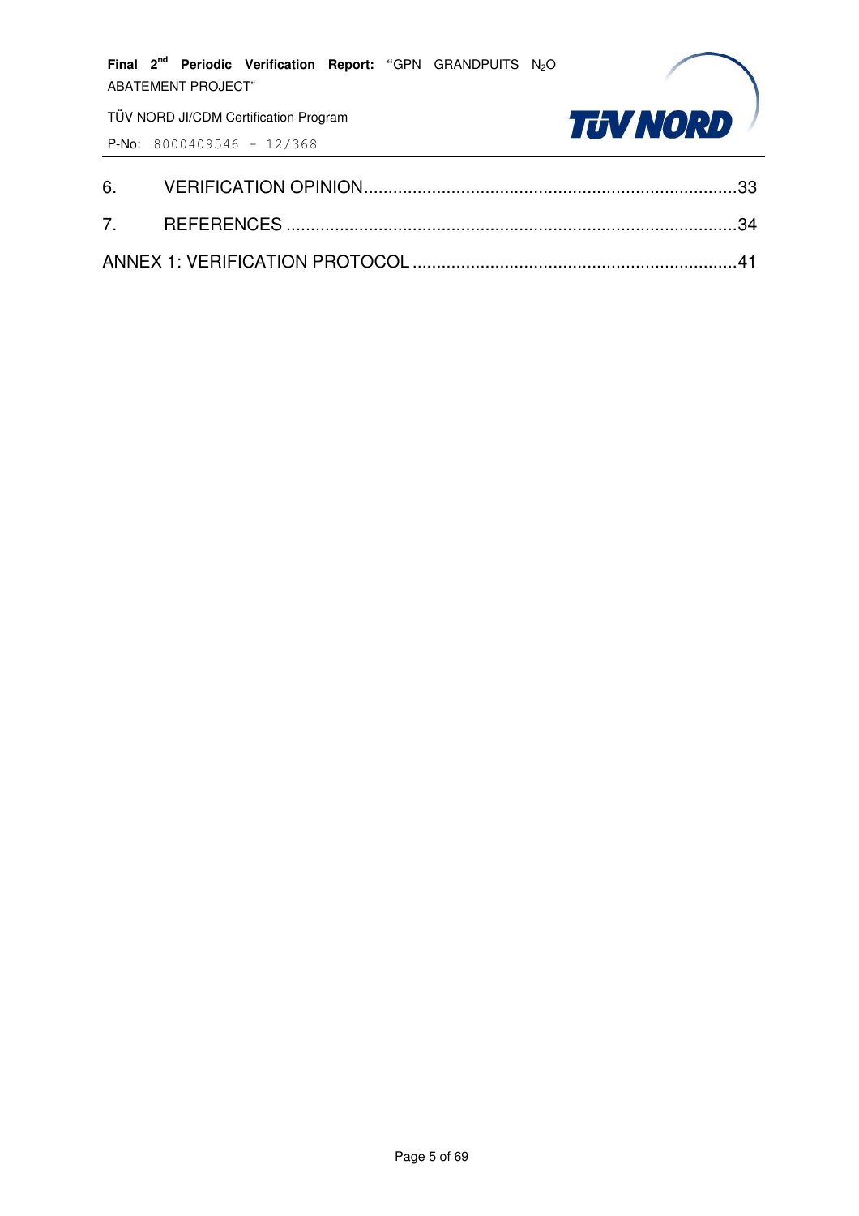6. VERIFICATION OPINION............................................................................33

7. REFERENCES ............................................................................................34

ANNEX 1: VERIFICATION PROTOCOL ...................................................................41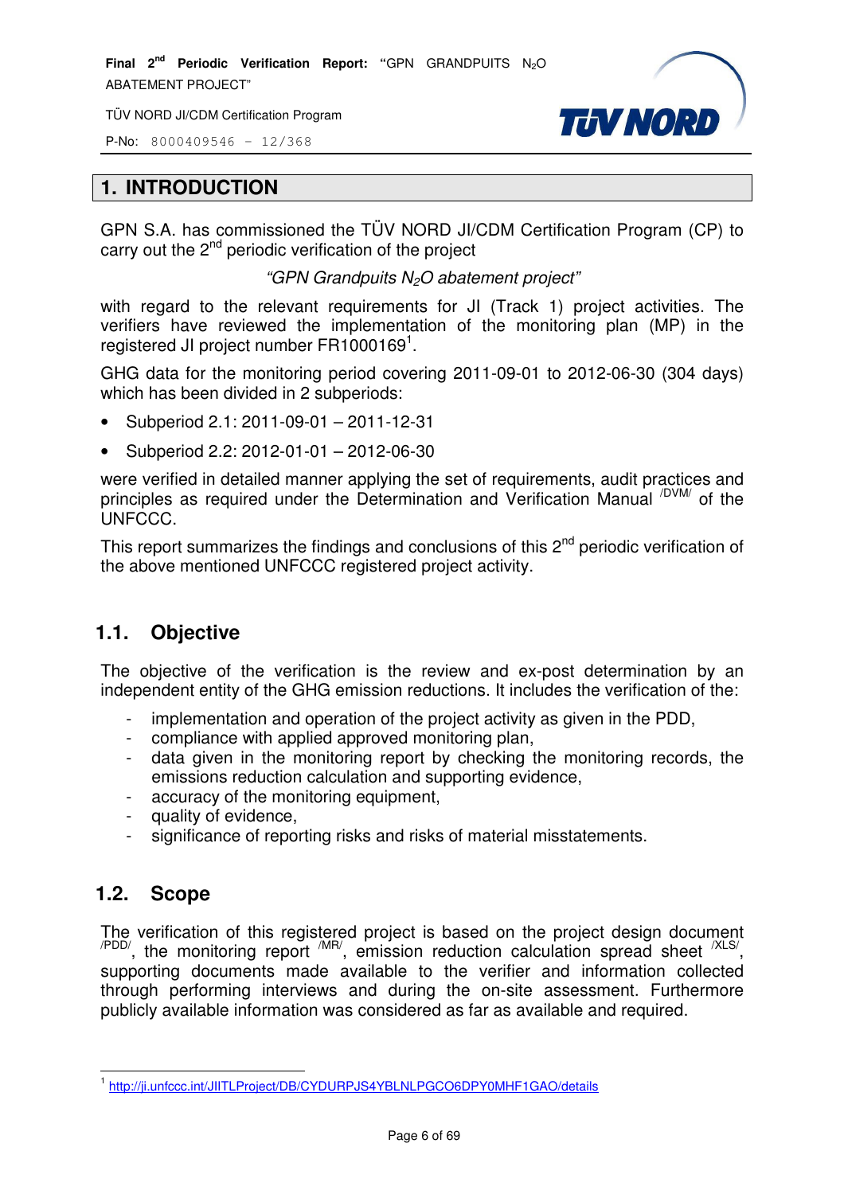# 1. INTRODUCTION

GPN S.A. has commissioned the TÜV NORD JI/CDM Certification Program (CP) to carry out the 2nd periodic verification of the project

*"GPN Grandpuits $N_2O$ abatement project"*

with regard to the relevant requirements for JI (Track 1) project activities. The verifiers have reviewed the implementation of the monitoring plan (MP) in the registered JI project number FR1000169[1].

GHG data for the monitoring period covering 2011-09-01 to 2012-06-30 (304 days) which has been divided in 2 subperiods:

- Subperiod 2.1: 2011-09-01 – 2011-12-31
- Subperiod 2.2: 2012-01-01 – 2012-06-30

were verified in detailed manner applying the set of requirements, audit practices and principles as required under the Determination and Verification Manual /DVM/ of the UNFCCC.

This report summarizes the findings and conclusions of this 2nd periodic verification of the above mentioned UNFCCC registered project activity.

## 1.1. Objective

The objective of the verification is the review and ex-post determination by an independent entity of the GHG emission reductions. It includes the verification of the:

- implementation and operation of the project activity as given in the PDD,
- compliance with applied approved monitoring plan,
- data given in the monitoring report by checking the monitoring records, the emissions reduction calculation and supporting evidence,
- accuracy of the monitoring equipment,
- quality of evidence,
- significance of reporting risks and risks of material misstatements.

## 1.2. Scope

The verification of this registered project is based on the project design document /PDD/, the monitoring report /MR/, emission reduction calculation spread sheet /XLS/, supporting documents made available to the verifier and information collected through performing interviews and during the on-site assessment. Furthermore publicly available information was considered as far as available and required.

---

[1] http://ji.unfccc.int/JIITLProject/DB/CYDURPJS4YBLNLPGCO6DPY0MHF1GAO/details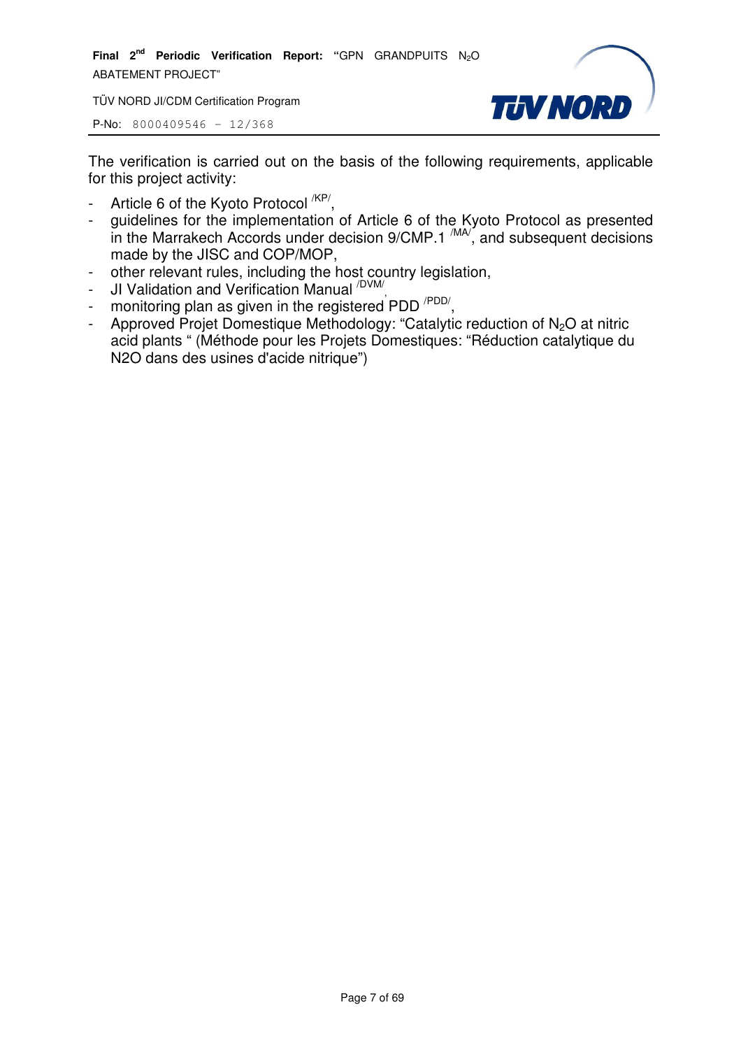The verification is carried out on the basis of the following requirements, applicable for this project activity:

- Article 6 of the Kyoto Protocol /KP/,
- guidelines for the implementation of Article 6 of the Kyoto Protocol as presented in the Marrakech Accords under decision 9/CMP.1 /MA/, and subsequent decisions made by the JISC and COP/MOP,
- other relevant rules, including the host country legislation,
- JI Validation and Verification Manual /DVM/,
- monitoring plan as given in the registered PDD /PDD/,
- Approved Projet Domestique Methodology: “Catalytic reduction of $N_2O$ at nitric acid plants “ (Méthode pour les Projets Domestiques: “Réduction catalytique du N2O dans des usines d'acide nitrique”)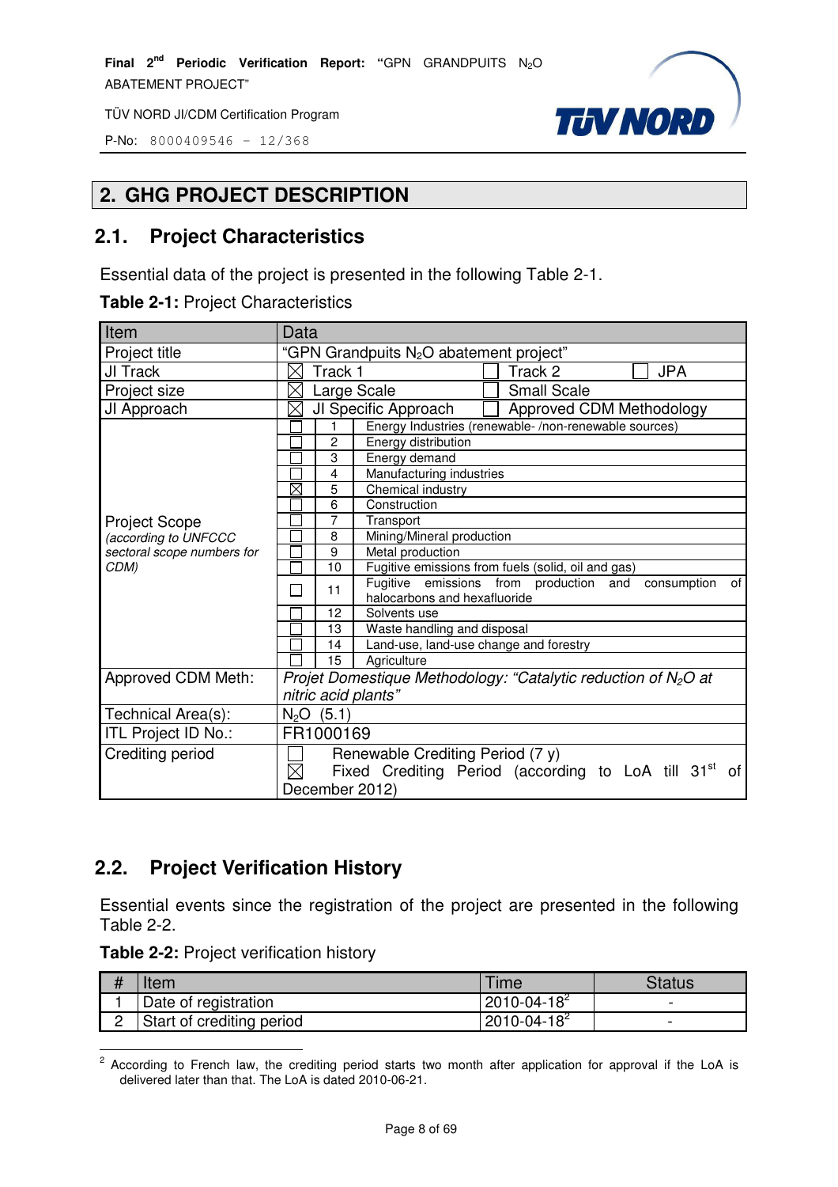## 2. GHG PROJECT DESCRIPTION

### 2.1. Project Characteristics

Essential data of the project is presented in the following Table 2-1.

**Table 2-1:** Project Characteristics

| Item | Data | | |
|---|---|---|---|
| Project title | "GPN Grandpuits $N_2O$ abatement project" | | |
| JI Track | ☒ Track 1 | ☐ Track 2 | ☐ JPA |
| Project size | ☒ Large Scale | ☐ Small Scale | |
| JI Approach | ☒ JI Specific Approach | ☐ Approved CDM Methodology | |
| Project Scope *(according to UNFCCC sectoral scope numbers for CDM)* | ☐ | 1 | Energy Industries (renewable- /non-renewable sources) |
| | ☐ | 2 | Energy distribution |
| | ☐ | 3 | Energy demand |
| | ☐ | 4 | Manufacturing industries |
| | ☒ | 5 | Chemical industry |
| | ☐ | 6 | Construction |
| | ☐ | 7 | Transport |
| | ☐ | 8 | Mining/Mineral production |
| | ☐ | 9 | Metal production |
| | ☐ | 10 | Fugitive emissions from fuels (solid, oil and gas) |
| | ☐ | 11 | Fugitive emissions from production and consumption of halocarbons and hexafluoride |
| | ☐ | 12 | Solvents use |
| | ☐ | 13 | Waste handling and disposal |
| | ☐ | 14 | Land-use, land-use change and forestry |
| | ☐ | 15 | Agriculture |
| Approved CDM Meth: | *Projet Domestique Methodology: "Catalytic reduction of $N_2O$ at nitric acid plants"* | | |
| Technical Area(s): | $N_2O$ (5.1) | | |
| ITL Project ID No.: | FR1000169 | | |
| Crediting period | ☐ Renewable Crediting Period (7 y)<br>☒ Fixed Crediting Period (according to LoA till 31st of December 2012) | | |

### 2.2. Project Verification History

Essential events since the registration of the project are presented in the following Table 2-2.

**Table 2-2:** Project verification history

| # | Item | Time | Status |
|---|---|---|---|
| 1 | Date of registration | 2010-04-18[2] | - |
| 2 | Start of crediting period | 2010-04-18[2] | - |

[2] According to French law, the crediting period starts two month after application for approval if the LoA is delivered later than that. The LoA is dated 2010-06-21.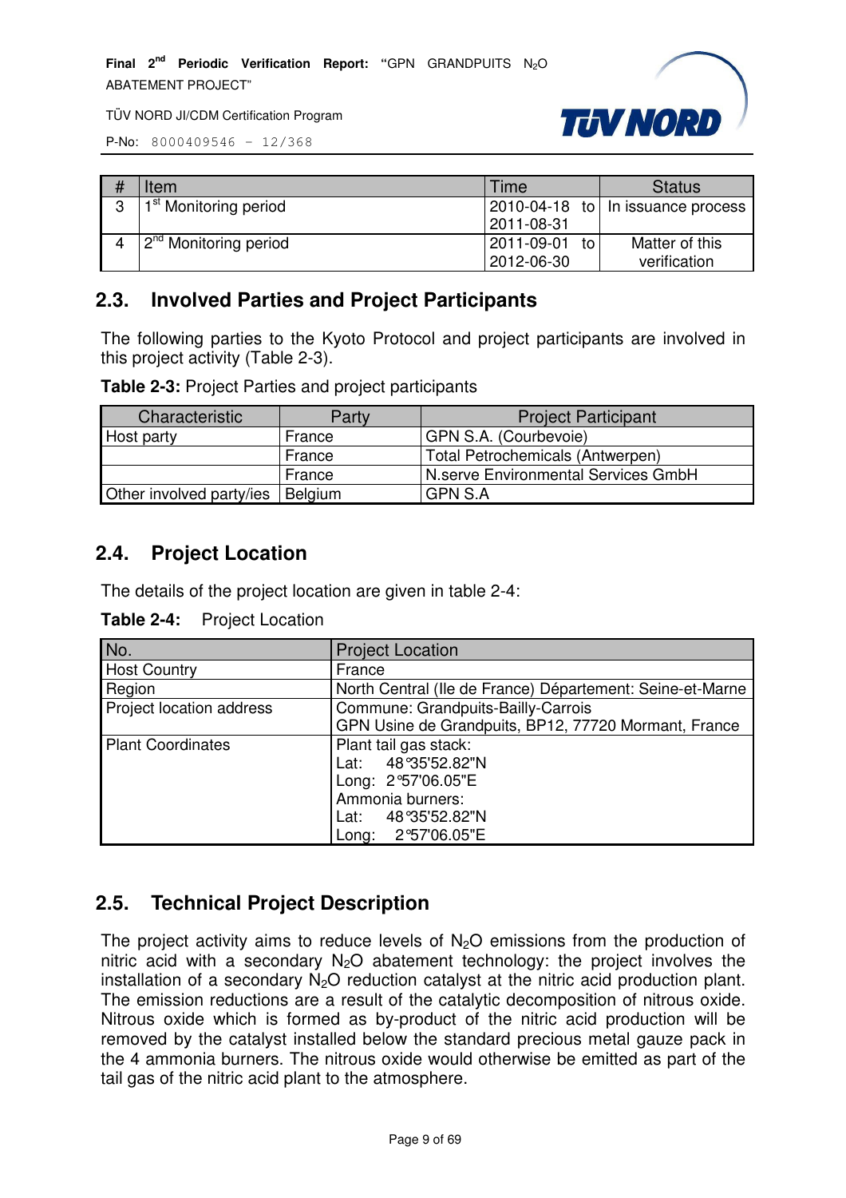| # | Item | Time | Status |
|---|---|---|---|
| 3 | 1st Monitoring period | 2010-04-18 to 2011-08-31 | In issuance process |
| 4 | 2nd Monitoring period | 2011-09-01 to 2012-06-30 | Matter of this verification |

## 2.3. Involved Parties and Project Participants

The following parties to the Kyoto Protocol and project participants are involved in this project activity (Table 2-3).

**Table 2-3:** Project Parties and project participants

| Characteristic | Party | Project Participant |
|---|---|---|
| Host party | France | GPN S.A. (Courbevoie) |
| | France | Total Petrochemicals (Antwerpen) |
| | France | N.serve Environmental Services GmbH |
| Other involved party/ies | Belgium | GPN S.A |

## 2.4. Project Location

The details of the project location are given in table 2-4:

**Table 2-4:** Project Location

| No. | Project Location |
|---|---|
| Host Country | France |
| Region | North Central (Ile de France) Département: Seine-et-Marne |
| Project location address | Commune: Grandpuits-Bailly-Carrois<br>GPN Usine de Grandpuits, BP12, 77720 Mormant, France |
| Plant Coordinates | Plant tail gas stack:<br>Lat: 48°35'52.82"N<br>Long: 2°57'06.05"E<br>Ammonia burners:<br>Lat: 48°35'52.82"N<br>Long: 2°57'06.05"E |

## 2.5. Technical Project Description

The project activity aims to reduce levels of $N_2O$ emissions from the production of nitric acid with a secondary $N_2O$ abatement technology: the project involves the installation of a secondary $N_2O$ reduction catalyst at the nitric acid production plant. The emission reductions are a result of the catalytic decomposition of nitrous oxide. Nitrous oxide which is formed as by-product of the nitric acid production will be removed by the catalyst installed below the standard precious metal gauze pack in the 4 ammonia burners. The nitrous oxide would otherwise be emitted as part of the tail gas of the nitric acid plant to the atmosphere.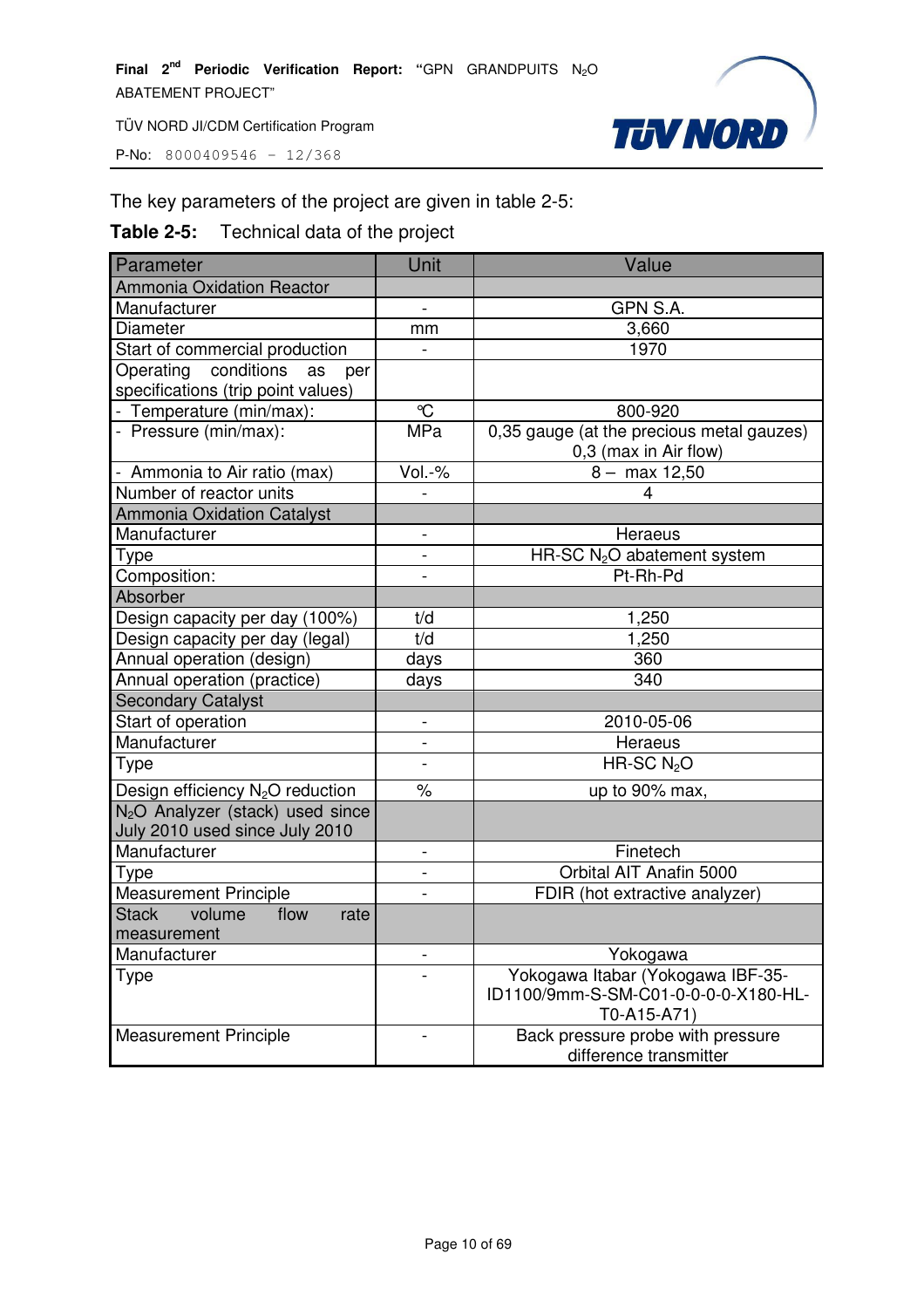The key parameters of the project are given in table 2-5:

**Table 2-5:** Technical data of the project

| Parameter | Unit | Value |
|---|---|---|
| Ammonia Oxidation Reactor | | |
| Manufacturer | - | GPN S.A. |
| Diameter | mm | 3,660 |
| Start of commercial production | - | 1970 |
| Operating conditions as per specifications (trip point values) | | |
| - Temperature (min/max): | °C | 800-920 |
| - Pressure (min/max): | MPa | 0,35 gauge (at the precious metal gauzes) 0,3 (max in Air flow) |
| - Ammonia to Air ratio (max) | Vol.-% | 8 – max 12,50 |
| Number of reactor units | - | 4 |
| Ammonia Oxidation Catalyst | | |
| Manufacturer | - | Heraeus |
| Type | - | HR-SC $N_2O$ abatement system |
| Composition: | - | Pt-Rh-Pd |
| Absorber | | |
| Design capacity per day (100%) | t/d | 1,250 |
| Design capacity per day (legal) | t/d | 1,250 |
| Annual operation (design) | days | 360 |
| Annual operation (practice) | days | 340 |
| Secondary Catalyst | | |
| Start of operation | - | 2010-05-06 |
| Manufacturer | - | Heraeus |
| Type | - | HR-SC $N_2O$ |
| Design efficiency $N_2O$ reduction | % | up to 90% max, |
| $N_2O$ Analyzer (stack) used since July 2010 used since July 2010 | | |
| Manufacturer | - | Finetech |
| Type | - | Orbital AIT Anafin 5000 |
| Measurement Principle | - | FDIR (hot extractive analyzer) |
| Stack volume flow rate measurement | | |
| Manufacturer | - | Yokogawa |
| Type | - | Yokogawa Itabar (Yokogawa IBF-35-ID1100/9mm-S-SM-C01-0-0-0-X180-HL-T0-A15-A71) |
| Measurement Principle | - | Back pressure probe with pressure difference transmitter |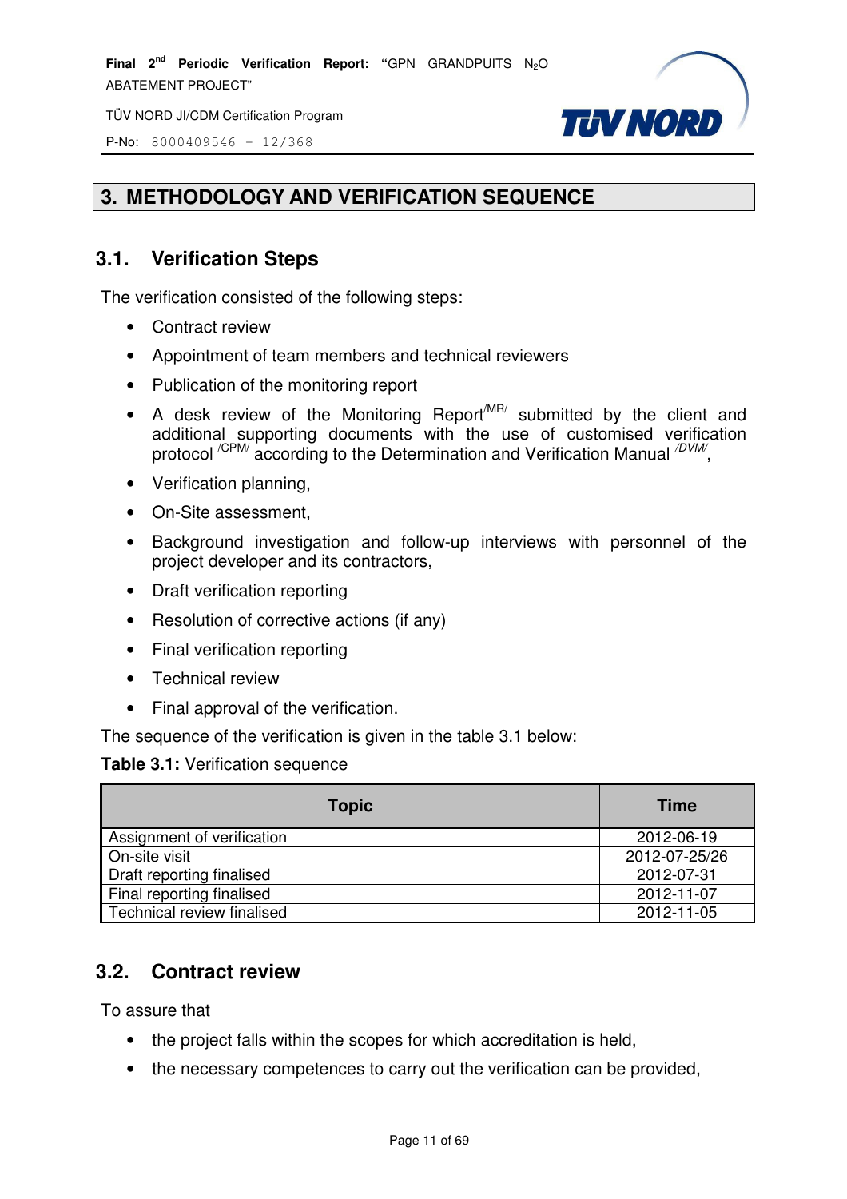# 3. METHODOLOGY AND VERIFICATION SEQUENCE

## 3.1. Verification Steps

The verification consisted of the following steps:

- Contract review
- Appointment of team members and technical reviewers
- Publication of the monitoring report
- A desk review of the Monitoring Report[/MR/] submitted by the client and additional supporting documents with the use of customised verification protocol [/CPM/] according to the Determination and Verification Manual [/DVM/],
- Verification planning,
- On-Site assessment,
- Background investigation and follow-up interviews with personnel of the project developer and its contractors,
- Draft verification reporting
- Resolution of corrective actions (if any)
- Final verification reporting
- Technical review
- Final approval of the verification.

The sequence of the verification is given in the table 3.1 below:

**Table 3.1:** Verification sequence

| Topic | Time |
|---|---|
| Assignment of verification | 2012-06-19 |
| On-site visit | 2012-07-25/26 |
| Draft reporting finalised | 2012-07-31 |
| Final reporting finalised | 2012-11-07 |
| Technical review finalised | 2012-11-05 |

## 3.2. Contract review

To assure that

- the project falls within the scopes for which accreditation is held,
- the necessary competences to carry out the verification can be provided,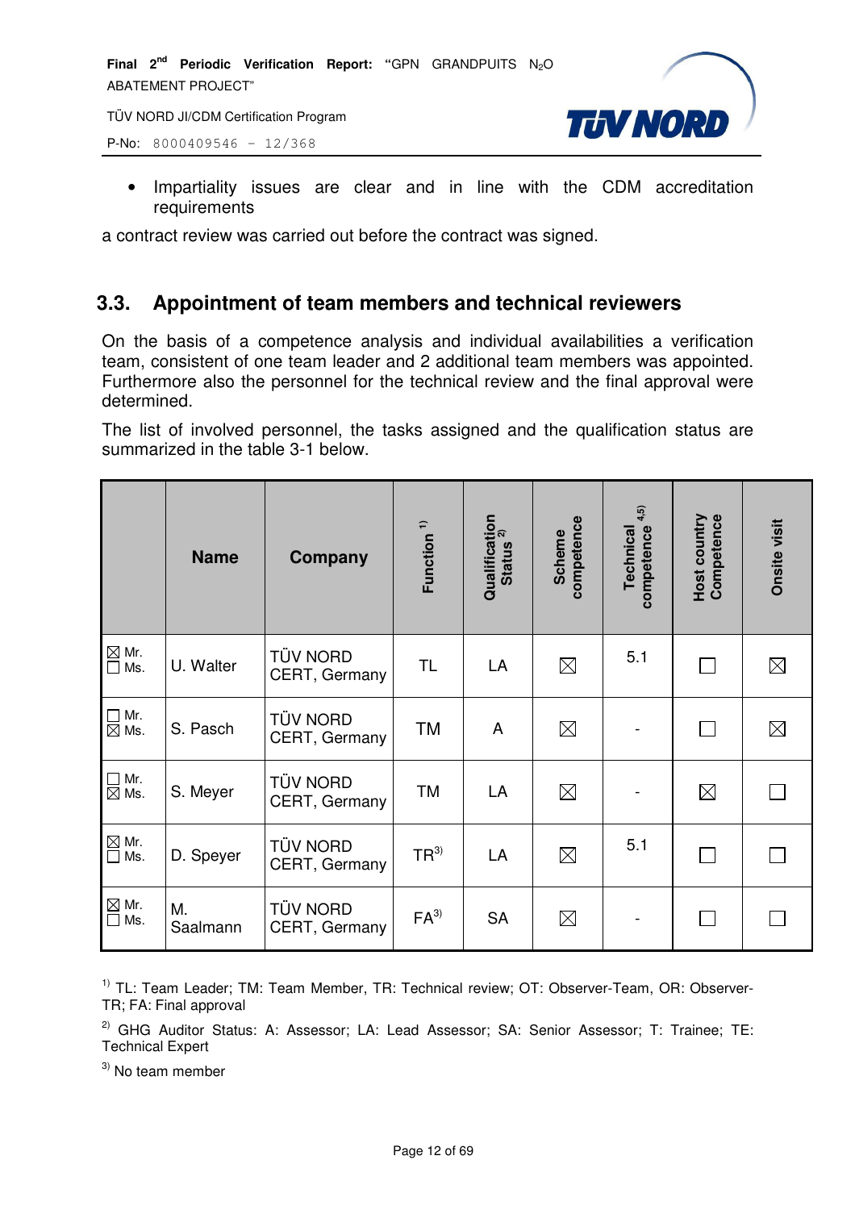- Impartiality issues are clear and in line with the CDM accreditation requirements

a contract review was carried out before the contract was signed.

## 3.3. Appointment of team members and technical reviewers

On the basis of a competence analysis and individual availabilities a verification team, consistent of one team leader and 2 additional team members was appointed. Furthermore also the personnel for the technical review and the final approval were determined.

The list of involved personnel, the tasks assigned and the qualification status are summarized in the table 3-1 below.

| | Name | Company | Function [1] | Qualification Status [2] | Scheme competence | Technical competence [4,5] | Host country Competence | Onsite visit |
|---|---|---|---|---|---|---|---|---|
| ☒ Mr. ☐ Ms. | U. Walter | TÜV NORD CERT, Germany | TL | LA | ☒ | 5.1 | ☐ | ☒ |
| ☐ Mr. ☒ Ms. | S. Pasch | TÜV NORD CERT, Germany | TM | A | ☒ | - | ☐ | ☒ |
| ☐ Mr. ☒ Ms. | S. Meyer | TÜV NORD CERT, Germany | TM | LA | ☒ | - | ☒ | ☐ |
| ☒ Mr. ☐ Ms. | D. Speyer | TÜV NORD CERT, Germany | TR[3] | LA | ☒ | 5.1 | ☐ | ☐ |
| ☒ Mr. ☐ Ms. | M. Saalmann | TÜV NORD CERT, Germany | FA[3] | SA | ☒ | - | ☐ | ☐ |

[1] TL: Team Leader; TM: Team Member, TR: Technical review; OT: Observer-Team, OR: Observer-TR; FA: Final approval

[2] GHG Auditor Status: A: Assessor; LA: Lead Assessor; SA: Senior Assessor; T: Trainee; TE: Technical Expert

[3] No team member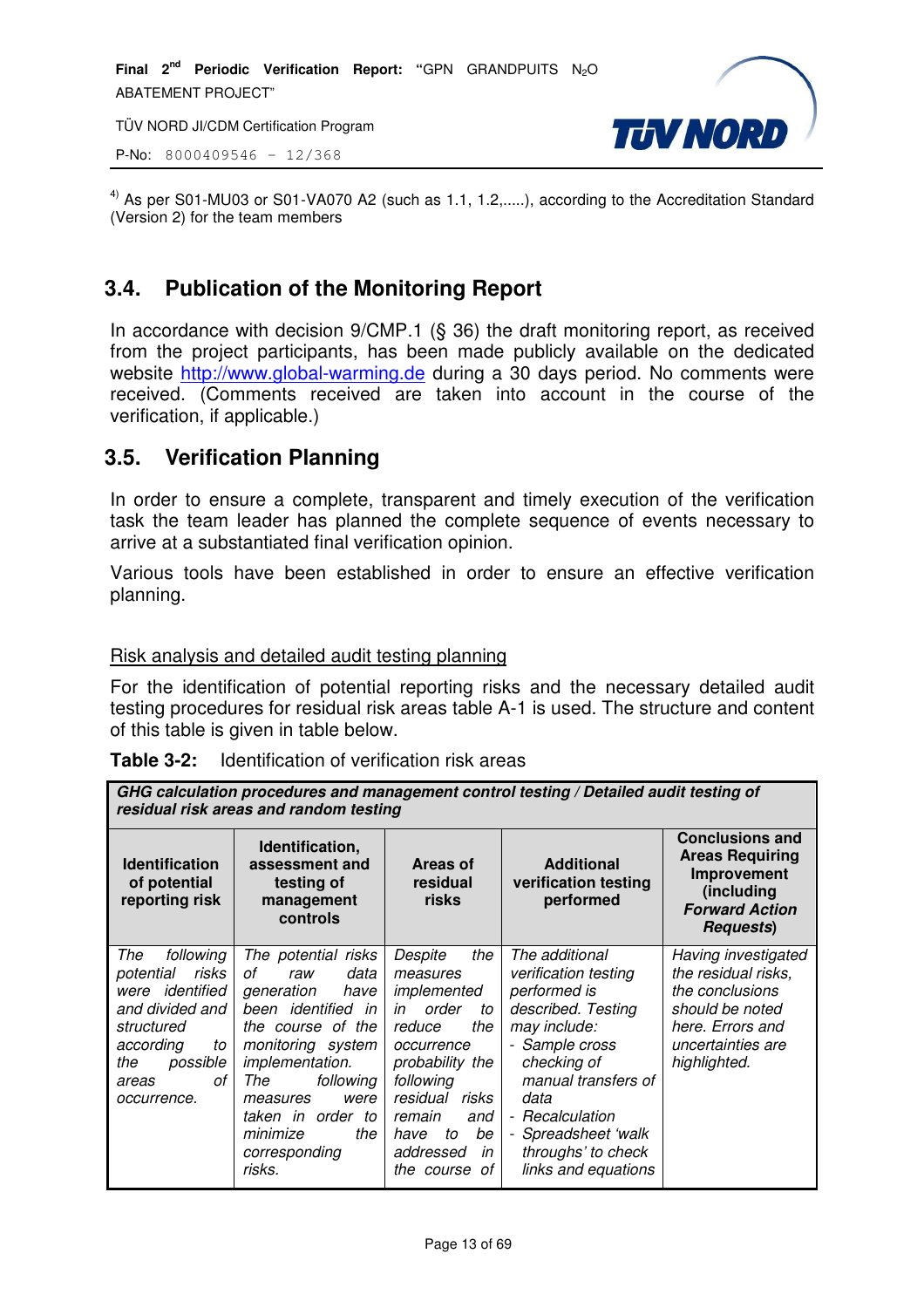[4)] As per S01-MU03 or S01-VA070 A2 (such as 1.1, 1.2,.....), according to the Accreditation Standard (Version 2) for the team members

## 3.4. Publication of the Monitoring Report

In accordance with decision 9/CMP.1 (§ 36) the draft monitoring report, as received from the project participants, has been made publicly available on the dedicated website http://www.global-warming.de during a 30 days period. No comments were received. (Comments received are taken into account in the course of the verification, if applicable.)

## 3.5. Verification Planning

In order to ensure a complete, transparent and timely execution of the verification task the team leader has planned the complete sequence of events necessary to arrive at a substantiated final verification opinion.

Various tools have been established in order to ensure an effective verification planning.

Risk analysis and detailed audit testing planning

For the identification of potential reporting risks and the necessary detailed audit testing procedures for residual risk areas table A-1 is used. The structure and content of this table is given in table below.

**Table 3-2:** Identification of verification risk areas

| ***GHG calculation procedures and management control testing / Detailed audit testing of residual risk areas and random testing*** | | | | |
|---|---|---|---|---|
| **Identification of potential reporting risk** | **Identification, assessment and testing of management controls** | **Areas of residual risks** | **Additional verification testing performed** | **Conclusions and Areas Requiring Improvement (including *Forward Action Requests*)** |
| *The following potential risks were identified and divided and structured according to the possible areas of occurrence.* | *The potential risks of raw data generation have been identified in the course of the monitoring system implementation. The following measures were taken in order to minimize the corresponding risks.* | *Despite the measures implemented in order to reduce the occurrence probability the following residual risks remain and have to be addressed in the course of* | *The additional verification testing performed is described. Testing may include:*<br>*- Sample cross checking of manual transfers of data*<br>*- Recalculation*<br>*- Spreadsheet 'walk throughs' to check links and equations* | *Having investigated the residual risks, the conclusions should be noted here. Errors and uncertainties are highlighted.* |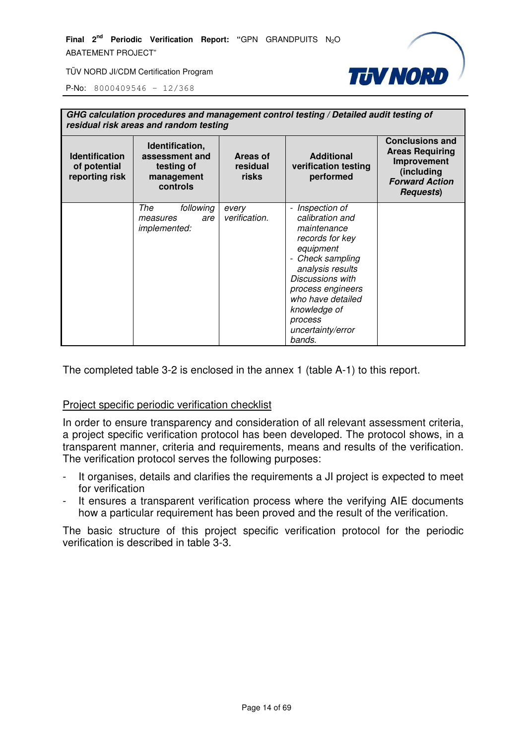| ***GHG calculation procedures and management control testing / Detailed audit testing of residual risk areas and random testing*** | | | | |
|---|---|---|---|---|
| **Identification of potential reporting risk** | **Identification, assessment and testing of management controls** | **Areas of residual risks** | **Additional verification testing performed** | **Conclusions and Areas Requiring Improvement (including *Forward Action Requests*)** |
| | *The following measures are implemented:* | *every verification.* | *- Inspection of calibration and maintenance records for key equipment*<br>*- Check sampling analysis results*<br>*Discussions with process engineers who have detailed knowledge of process uncertainty/error bands.* | |

The completed table 3-2 is enclosed in the annex 1 (table A-1) to this report.

<u>Project specific periodic verification checklist</u>

In order to ensure transparency and consideration of all relevant assessment criteria, a project specific verification protocol has been developed. The protocol shows, in a transparent manner, criteria and requirements, means and results of the verification. The verification protocol serves the following purposes:

- It organises, details and clarifies the requirements a JI project is expected to meet for verification
- It ensures a transparent verification process where the verifying AIE documents how a particular requirement has been proved and the result of the verification.

The basic structure of this project specific verification protocol for the periodic verification is described in table 3-3.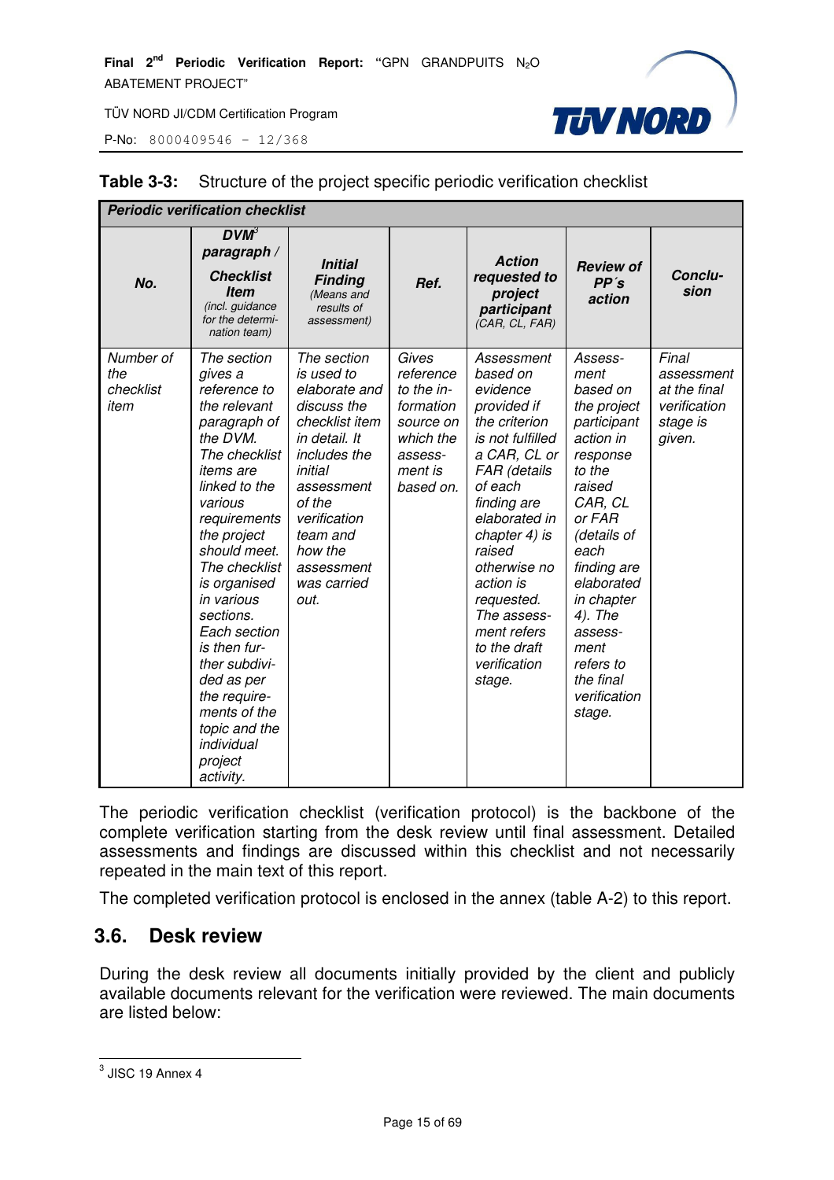**Table 3-3:** Structure of the project specific periodic verification checklist

| *Periodic verification checklist* | | | | | | |
|---|---|---|---|---|---|---|
| ***No.*** | ***DVM[3] paragraph / Checklist Item*** *(incl. guidance for the determination team)* | ***Initial Finding*** *(Means and results of assessment)* | ***Ref.*** | ***Action requested to project participant*** *(CAR, CL, FAR)* | ***Review of PP´s action*** | ***Conclusion*** |
| *Number of the checklist item* | *The section gives a reference to the relevant paragraph of the DVM. The checklist items are linked to the various requirements the project should meet. The checklist is organised in various sections. Each section is then further subdivided as per the requirements of the topic and the individual project activity.* | *The section is used to elaborate and discuss the checklist item in detail. It includes the initial assessment of the verification team and how the assessment was carried out.* | *Gives reference to the information source on which the assessment is based on.* | *Assessment based on evidence provided if the criterion is not fulfilled a CAR, CL or FAR (details of each finding are elaborated in chapter 4) is raised otherwise no action is requested. The assessment refers to the draft verification stage.* | *Assessment based on the project participant action in response to the raised CAR, CL or FAR (details of each finding are elaborated in chapter 4). The assessment refers to the final verification stage.* | *Final assessment at the final verification stage is given.* |

The periodic verification checklist (verification protocol) is the backbone of the complete verification starting from the desk review until final assessment. Detailed assessments and findings are discussed within this checklist and not necessarily repeated in the main text of this report.

The completed verification protocol is enclosed in the annex (table A-2) to this report.

## 3.6. Desk review

During the desk review all documents initially provided by the client and publicly available documents relevant for the verification were reviewed. The main documents are listed below:

---

[3] JISC 19 Annex 4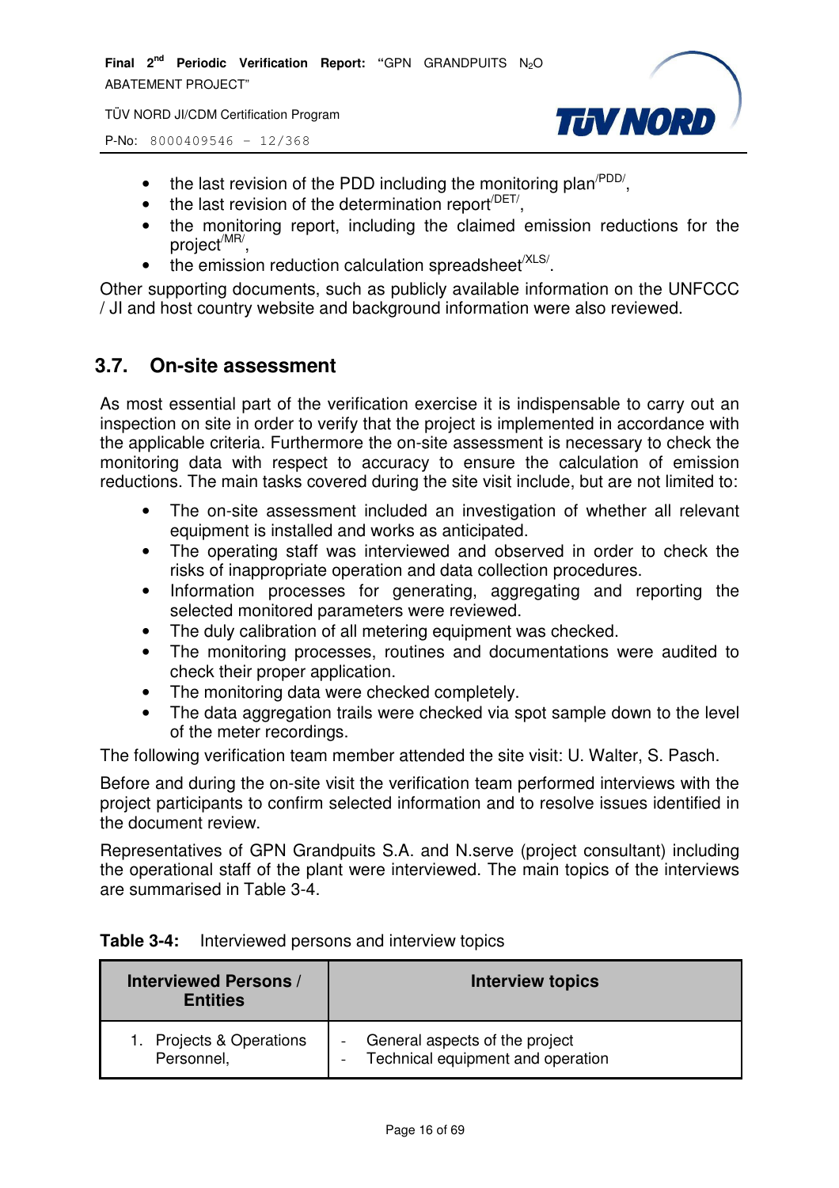- the last revision of the PDD including the monitoring plan[/PDD/],
- the last revision of the determination report[/DET/],
- the monitoring report, including the claimed emission reductions for the project[/MR/],
- the emission reduction calculation spreadsheet[/XLS/].

Other supporting documents, such as publicly available information on the UNFCCC / JI and host country website and background information were also reviewed.

## 3.7. On-site assessment

As most essential part of the verification exercise it is indispensable to carry out an inspection on site in order to verify that the project is implemented in accordance with the applicable criteria. Furthermore the on-site assessment is necessary to check the monitoring data with respect to accuracy to ensure the calculation of emission reductions. The main tasks covered during the site visit include, but are not limited to:

- The on-site assessment included an investigation of whether all relevant equipment is installed and works as anticipated.
- The operating staff was interviewed and observed in order to check the risks of inappropriate operation and data collection procedures.
- Information processes for generating, aggregating and reporting the selected monitored parameters were reviewed.
- The duly calibration of all metering equipment was checked.
- The monitoring processes, routines and documentations were audited to check their proper application.
- The monitoring data were checked completely.
- The data aggregation trails were checked via spot sample down to the level of the meter recordings.

The following verification team member attended the site visit: U. Walter, S. Pasch.

Before and during the on-site visit the verification team performed interviews with the project participants to confirm selected information and to resolve issues identified in the document review.

Representatives of GPN Grandpuits S.A. and N.serve (project consultant) including the operational staff of the plant were interviewed. The main topics of the interviews are summarised in Table 3-4.

**Table 3-4:** Interviewed persons and interview topics

| Interviewed Persons / Entities | Interview topics |
|---|---|
| 1. Projects & Operations Personnel, | - General aspects of the project<br>- Technical equipment and operation |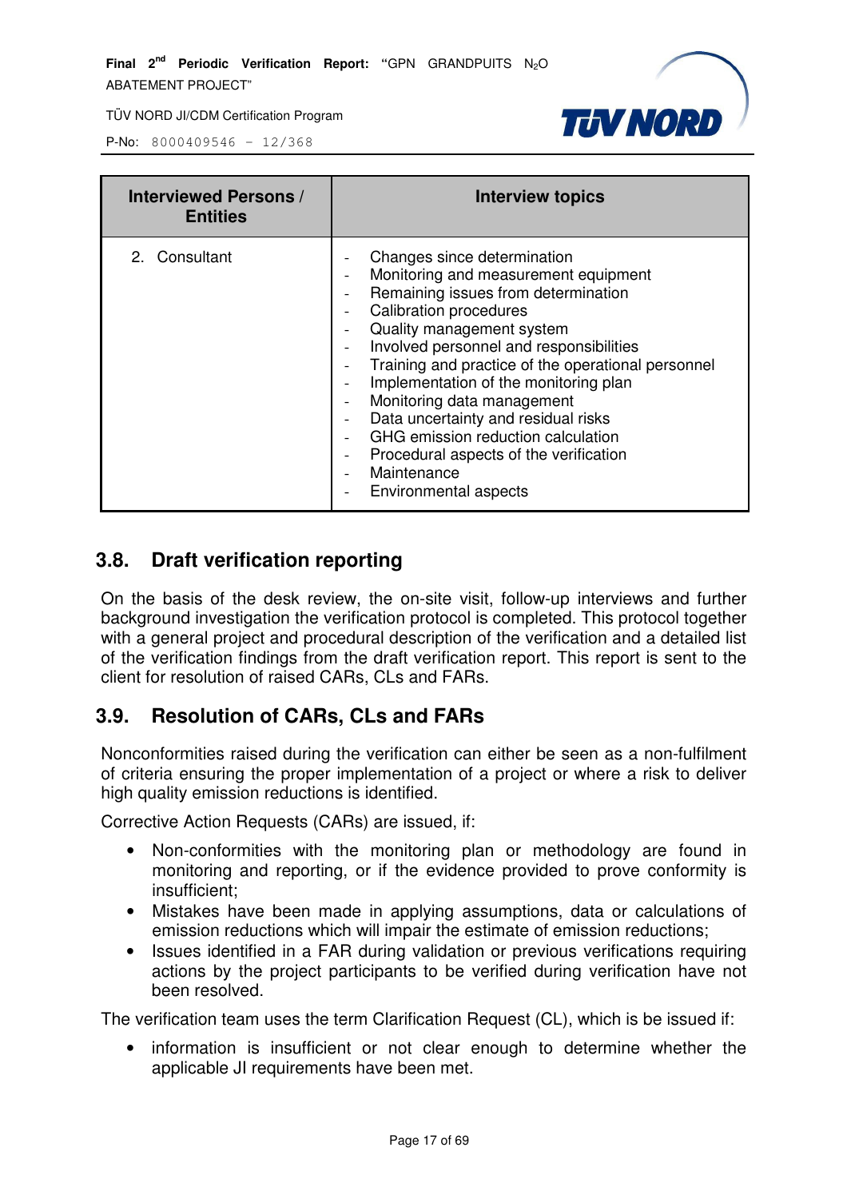| Interviewed Persons / Entities | Interview topics |
|---|---|
| 2. Consultant | - Changes since determination<br>- Monitoring and measurement equipment<br>- Remaining issues from determination<br>- Calibration procedures<br>- Quality management system<br>- Involved personnel and responsibilities<br>- Training and practice of the operational personnel<br>- Implementation of the monitoring plan<br>- Monitoring data management<br>- Data uncertainty and residual risks<br>- GHG emission reduction calculation<br>- Procedural aspects of the verification<br>- Maintenance<br>- Environmental aspects |

## 3.8. Draft verification reporting

On the basis of the desk review, the on-site visit, follow-up interviews and further background investigation the verification protocol is completed. This protocol together with a general project and procedural description of the verification and a detailed list of the verification findings from the draft verification report. This report is sent to the client for resolution of raised CARs, CLs and FARs.

## 3.9. Resolution of CARs, CLs and FARs

Nonconformities raised during the verification can either be seen as a non-fulfilment of criteria ensuring the proper implementation of a project or where a risk to deliver high quality emission reductions is identified.

Corrective Action Requests (CARs) are issued, if:

- Non-conformities with the monitoring plan or methodology are found in monitoring and reporting, or if the evidence provided to prove conformity is insufficient;
- Mistakes have been made in applying assumptions, data or calculations of emission reductions which will impair the estimate of emission reductions;
- Issues identified in a FAR during validation or previous verifications requiring actions by the project participants to be verified during verification have not been resolved.

The verification team uses the term Clarification Request (CL), which is be issued if:

- information is insufficient or not clear enough to determine whether the applicable JI requirements have been met.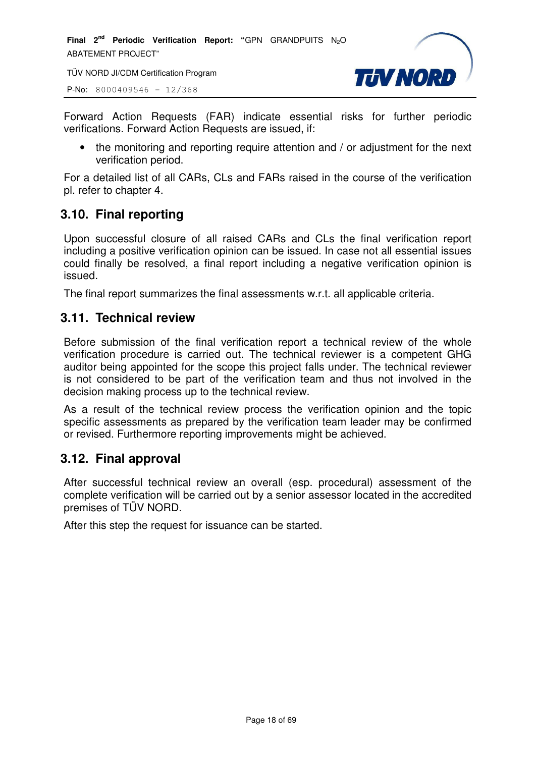Forward Action Requests (FAR) indicate essential risks for further periodic verifications. Forward Action Requests are issued, if:

- the monitoring and reporting require attention and / or adjustment for the next verification period.

For a detailed list of all CARs, CLs and FARs raised in the course of the verification pl. refer to chapter 4.

## 3.10. Final reporting

Upon successful closure of all raised CARs and CLs the final verification report including a positive verification opinion can be issued. In case not all essential issues could finally be resolved, a final report including a negative verification opinion is issued.

The final report summarizes the final assessments w.r.t. all applicable criteria.

## 3.11. Technical review

Before submission of the final verification report a technical review of the whole verification procedure is carried out. The technical reviewer is a competent GHG auditor being appointed for the scope this project falls under. The technical reviewer is not considered to be part of the verification team and thus not involved in the decision making process up to the technical review.

As a result of the technical review process the verification opinion and the topic specific assessments as prepared by the verification team leader may be confirmed or revised. Furthermore reporting improvements might be achieved.

## 3.12. Final approval

After successful technical review an overall (esp. procedural) assessment of the complete verification will be carried out by a senior assessor located in the accredited premises of TÜV NORD.

After this step the request for issuance can be started.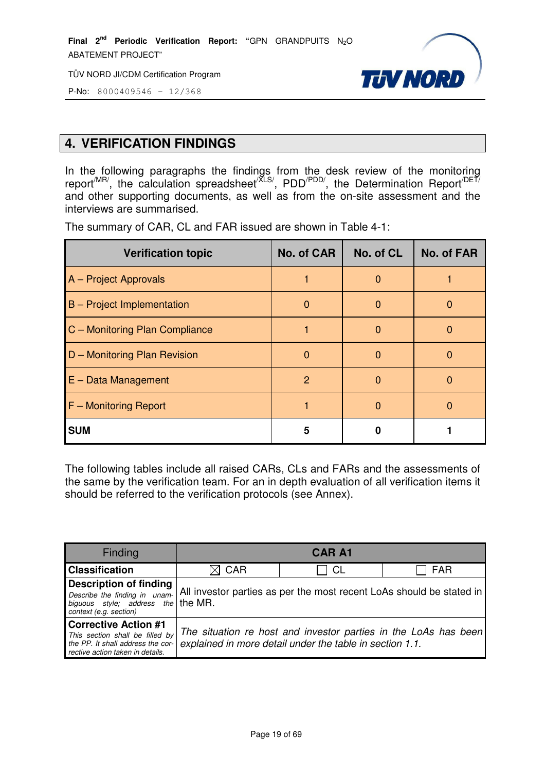# 4. VERIFICATION FINDINGS

In the following paragraphs the findings from the desk review of the monitoring report[/MR/], the calculation spreadsheet[/XLS/], PDD[/PDD/], the Determination Report[/DET/] and other supporting documents, as well as from the on-site assessment and the interviews are summarised.

The summary of CAR, CL and FAR issued are shown in Table 4-1:

| Verification topic | No. of CAR | No. of CL | No. of FAR |
|---|---|---|---|
| A – Project Approvals | 1 | 0 | 1 |
| B – Project Implementation | 0 | 0 | 0 |
| C – Monitoring Plan Compliance | 1 | 0 | 0 |
| D – Monitoring Plan Revision | 0 | 0 | 0 |
| E – Data Management | 2 | 0 | 0 |
| F – Monitoring Report | 1 | 0 | 0 |
| **SUM** | **5** | **0** | **1** |

The following tables include all raised CARs, CLs and FARs and the assessments of the same by the verification team. For an in depth evaluation of all verification items it should be referred to the verification protocols (see Annex).

| Finding | **CAR A1** | | |
|---|---|---|---|
| **Classification** | ☒ CAR | ☐ CL | ☐ FAR |
| **Description of finding** *Describe the finding in unambiguous style; address the context (e.g. section)* | All investor parties as per the most recent LoAs should be stated in the MR. | | |
| **Corrective Action #1** *This section shall be filled by the PP. It shall address the corrective action taken in details.* | *The situation re host and investor parties in the LoAs has been explained in more detail under the table in section 1.1.* | | |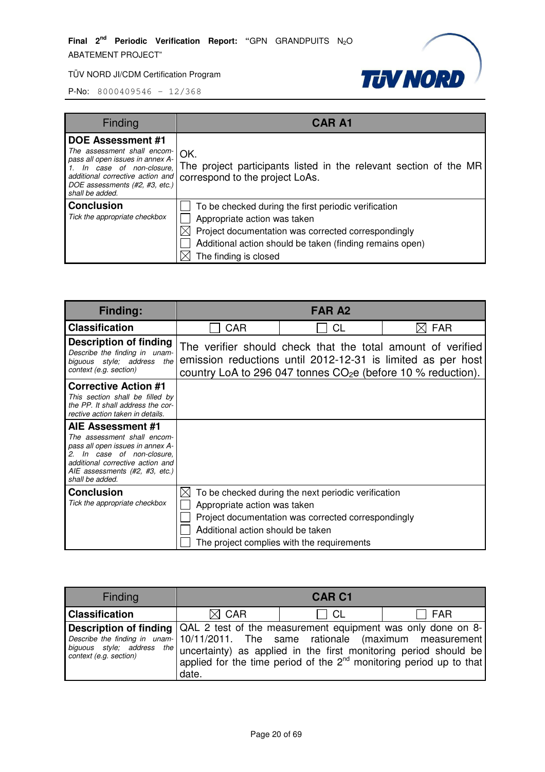| Finding | CAR A1 |
|---|---|
| **DOE Assessment #1**<br>*The assessment shall encompass all open issues in annex A-1. In case of non-closure, additional corrective action and DOE assessments (#2, #3, etc.) shall be added.* | OK.<br>The project participants listed in the relevant section of the MR correspond to the project LoAs. |
| **Conclusion**<br>*Tick the appropriate checkbox* | ☐ To be checked during the first periodic verification<br>☐ Appropriate action was taken<br>☒ Project documentation was corrected correspondingly<br>☐ Additional action should be taken (finding remains open)<br>☒ The finding is closed |

| **Finding:** | **FAR A2** | | |
|---|---|---|---|
| **Classification** | ☐ CAR | ☐ CL | ☒ FAR |
| **Description of finding**<br>*Describe the finding in unambiguous style; address the context (e.g. section)* | The verifier should check that the total amount of verified emission reductions until 2012-12-31 is limited as per host country LoA to 296 047 tonnes $CO_2e$ (before 10 % reduction). | | |
| **Corrective Action #1**<br>*This section shall be filled by the PP. It shall address the corrective action taken in details.* | | | |
| **AIE Assessment #1**<br>*The assessment shall encompass all open issues in annex A-2. In case of non-closure, additional corrective action and AIE assessments (#2, #3, etc.) shall be added.* | | | |
| **Conclusion**<br>*Tick the appropriate checkbox* | ☒ To be checked during the next periodic verification<br>☐ Appropriate action was taken<br>☐ Project documentation was corrected correspondingly<br>☐ Additional action should be taken<br>☐ The project complies with the requirements | | |

| Finding | CAR C1 | | |
|---|---|---|---|
| **Classification** | ☒ CAR | ☐ CL | ☐ FAR |
| **Description of finding**<br>*Describe the finding in unambiguous style; address the context (e.g. section)* | QAL 2 test of the measurement equipment was only done on 8-10/11/2011. The same rationale (maximum measurement uncertainty) as applied in the first monitoring period should be applied for the time period of the 2nd monitoring period up to that date. | | |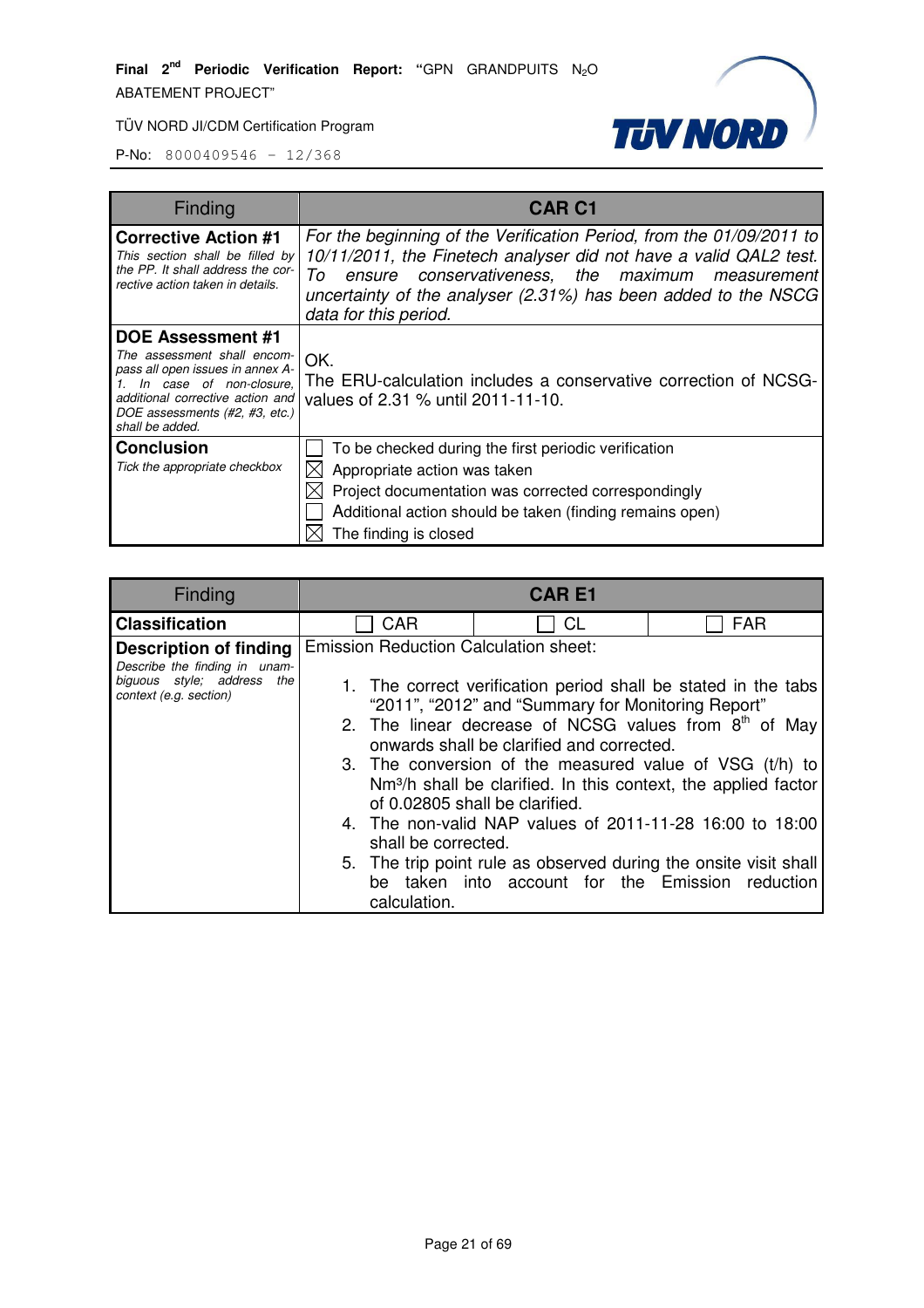| Finding | CAR C1 |
|---|---|
| **Corrective Action #1**<br>*This section shall be filled by the PP. It shall address the corrective action taken in details.* | *For the beginning of the Verification Period, from the 01/09/2011 to 10/11/2011, the Finetech analyser did not have a valid QAL2 test. To ensure conservativeness, the maximum measurement uncertainty of the analyser (2.31%) has been added to the NSCG data for this period.* |
| **DOE Assessment #1**<br>*The assessment shall encompass all open issues in annex A-1. In case of non-closure, additional corrective action and DOE assessments (#2, #3, etc.) shall be added.* | OK.<br>The ERU-calculation includes a conservative correction of NCSG-values of 2.31 % until 2011-11-10. |
| **Conclusion**<br>*Tick the appropriate checkbox* | ☐ To be checked during the first periodic verification<br>☒ Appropriate action was taken<br>☒ Project documentation was corrected correspondingly<br>☐ Additional action should be taken (finding remains open)<br>☒ The finding is closed |

| Finding | CAR E1 | | |
|---|---|---|---|
| **Classification** | ☐ CAR | ☐ CL | ☐ FAR |
| **Description of finding**<br>*Describe the finding in unambiguous style; address the context (e.g. section)* | Emission Reduction Calculation sheet:<br>1. The correct verification period shall be stated in the tabs “2011”, “2012” and “Summary for Monitoring Report”<br>2. The linear decrease of NCSG values from 8th of May onwards shall be clarified and corrected.<br>3. The conversion of the measured value of VSG (t/h) to Nm³/h shall be clarified. In this context, the applied factor of 0.02805 shall be clarified.<br>4. The non-valid NAP values of 2011-11-28 16:00 to 18:00 shall be corrected.<br>5. The trip point rule as observed during the onsite visit shall be taken into account for the Emission reduction calculation. | | |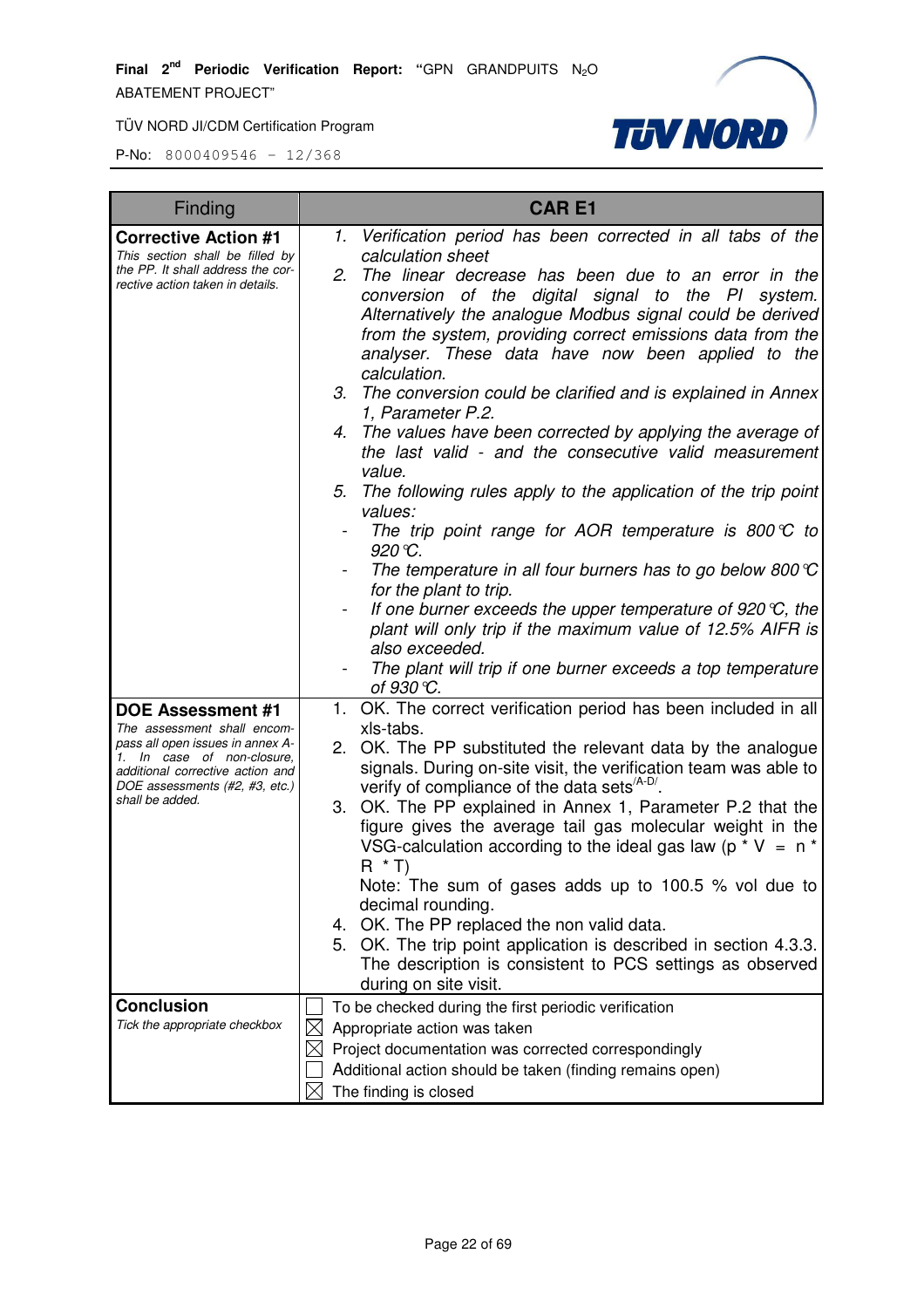| Finding | CAR E1 |
|---|---|
| **Corrective Action #1**<br>*This section shall be filled by the PP. It shall address the corrective action taken in details.* | *1. Verification period has been corrected in all tabs of the calculation sheet*<br>*2. The linear decrease has been due to an error in the conversion of the digital signal to the PI system. Alternatively the analogue Modbus signal could be derived from the system, providing correct emissions data from the analyser. These data have now been applied to the calculation.*<br>*3. The conversion could be clarified and is explained in Annex 1, Parameter P.2.*<br>*4. The values have been corrected by applying the average of the last valid - and the consecutive valid measurement value.*<br>*5. The following rules apply to the application of the trip point values:*<br>*- The trip point range for AOR temperature is 800°C to 920°C.*<br>*- The temperature in all four burners has to go below 800°C for the plant to trip.*<br>*- If one burner exceeds the upper temperature of 920°C, the plant will only trip if the maximum value of 12.5% AIFR is also exceeded.*<br>*- The plant will trip if one burner exceeds a top temperature of 930°C.* |
| **DOE Assessment #1**<br>*The assessment shall encompass all open issues in annex A-1. In case of non-closure, additional corrective action and DOE assessments (#2, #3, etc.) shall be added.* | 1. OK. The correct verification period has been included in all xls-tabs.<br>2. OK. The PP substituted the relevant data by the analogue signals. During on-site visit, the verification team was able to verify of compliance of the data sets/A-D/.<br>3. OK. The PP explained in Annex 1, Parameter P.2 that the figure gives the average tail gas molecular weight in the VSG-calculation according to the ideal gas law (p * V = n * R * T)<br>Note: The sum of gases adds up to 100.5 % vol due to decimal rounding.<br>4. OK. The PP replaced the non valid data.<br>5. OK. The trip point application is described in section 4.3.3. The description is consistent to PCS settings as observed during on site visit. |
| **Conclusion**<br>*Tick the appropriate checkbox* | ☐ To be checked during the first periodic verification<br>☒ Appropriate action was taken<br>☒ Project documentation was corrected correspondingly<br>☐ Additional action should be taken (finding remains open)<br>☒ The finding is closed |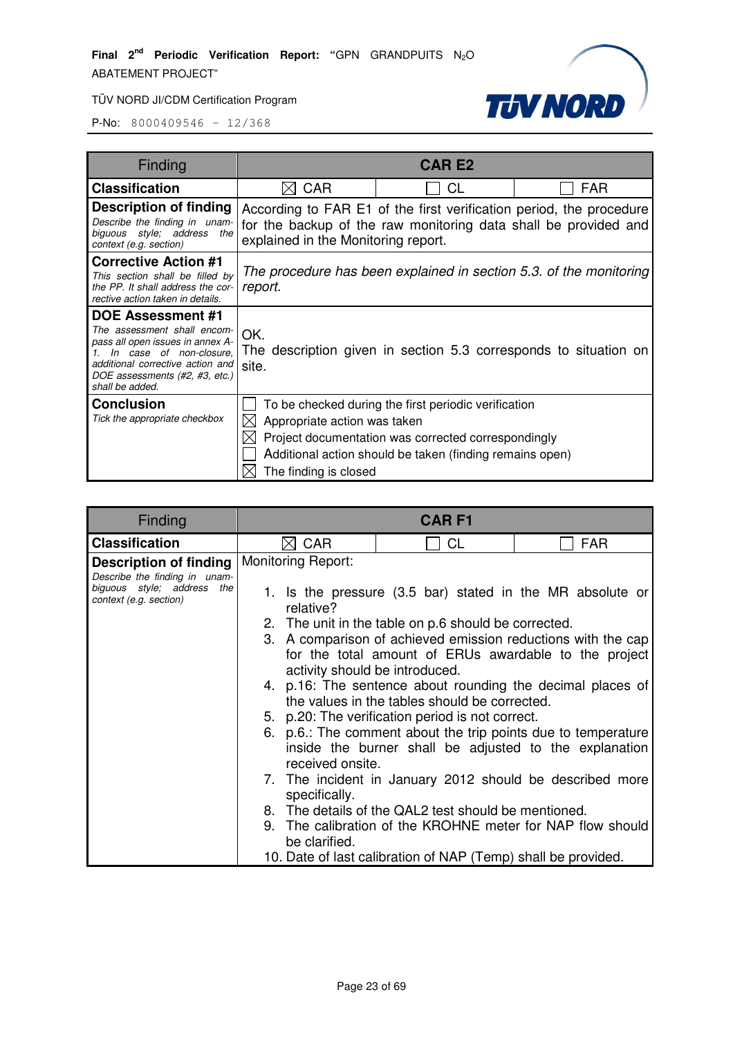| Finding | CAR E2 | | |
|---|---|---|---|
| **Classification** | ☒ CAR | ☐ CL | ☐ FAR |
| **Description of finding** *Describe the finding in unambiguous style; address the context (e.g. section)* | According to FAR E1 of the first verification period, the procedure for the backup of the raw monitoring data shall be provided and explained in the Monitoring report. | | |
| **Corrective Action #1** *This section shall be filled by the PP. It shall address the corrective action taken in details.* | *The procedure has been explained in section 5.3. of the monitoring report.* | | |
| **DOE Assessment #1** *The assessment shall encompass all open issues in annex A-1. In case of non-closure, additional corrective action and DOE assessments (#2, #3, etc.) shall be added.* | OK.<br>The description given in section 5.3 corresponds to situation on site. | | |
| **Conclusion** *Tick the appropriate checkbox* | ☐ To be checked during the first periodic verification<br>☒ Appropriate action was taken<br>☒ Project documentation was corrected correspondingly<br>☐ Additional action should be taken (finding remains open)<br>☒ The finding is closed | | |

| Finding | CAR F1 | | |
|---|---|---|---|
| **Classification** | ☒ CAR | ☐ CL | ☐ FAR |
| **Description of finding** *Describe the finding in unambiguous style; address the context (e.g. section)* | Monitoring Report:<br>1. Is the pressure (3.5 bar) stated in the MR absolute or relative?<br>2. The unit in the table on p.6 should be corrected.<br>3. A comparison of achieved emission reductions with the cap for the total amount of ERUs awardable to the project activity should be introduced.<br>4. p.16: The sentence about rounding the decimal places of the values in the tables should be corrected.<br>5. p.20: The verification period is not correct.<br>6. p.6.: The comment about the trip points due to temperature inside the burner shall be adjusted to the explanation received onsite.<br>7. The incident in January 2012 should be described more specifically.<br>8. The details of the QAL2 test should be mentioned.<br>9. The calibration of the KROHNE meter for NAP flow should be clarified.<br>10. Date of last calibration of NAP (Temp) shall be provided. | | |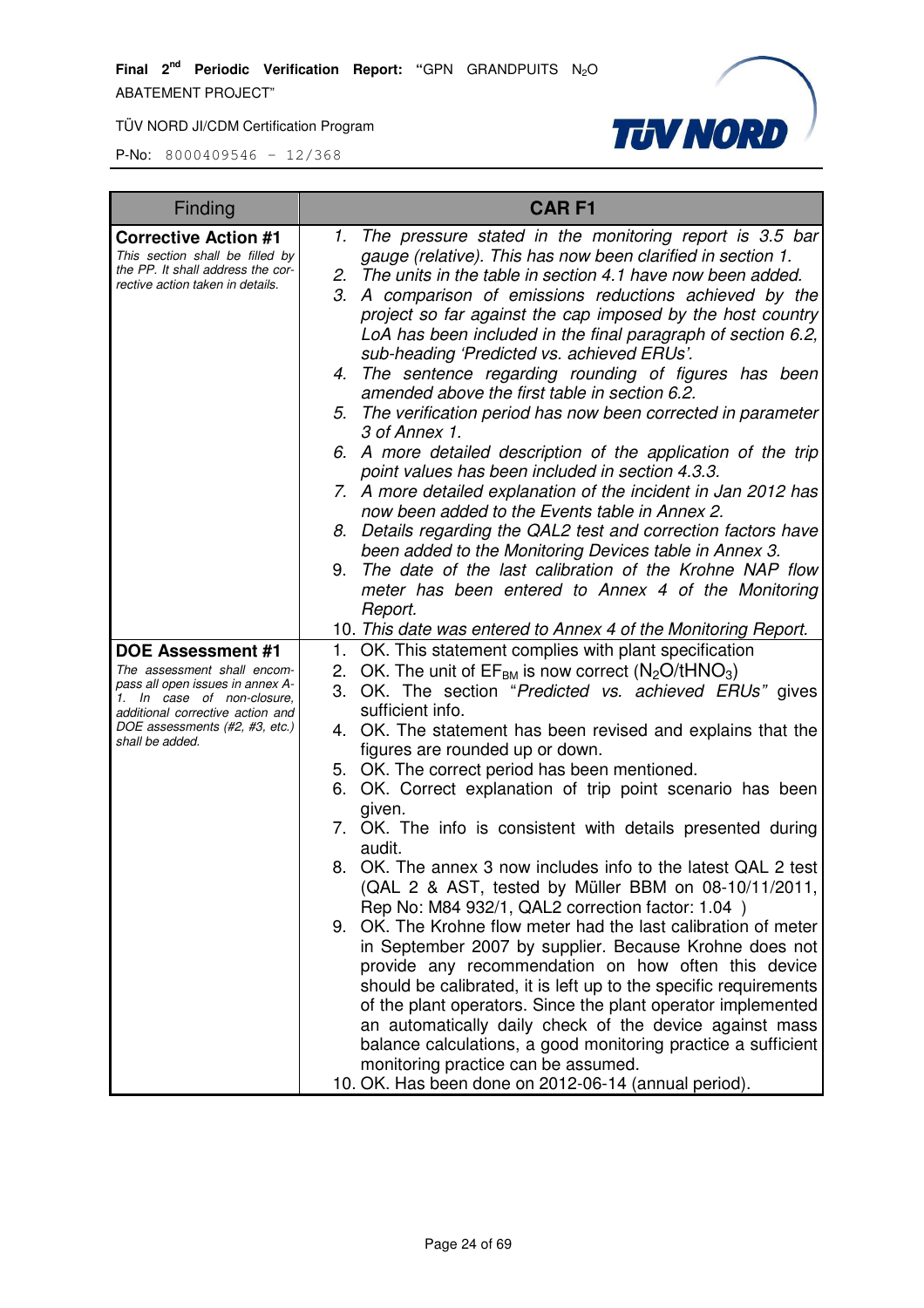| Finding | CAR F1 |
|---|---|
| **Corrective Action #1**<br>*This section shall be filled by the PP. It shall address the corrective action taken in details.* | 1. *The pressure stated in the monitoring report is 3.5 bar gauge (relative). This has now been clarified in section 1.*<br>2. *The units in the table in section 4.1 have now been added.*<br>3. *A comparison of emissions reductions achieved by the project so far against the cap imposed by the host country LoA has been included in the final paragraph of section 6.2, sub-heading 'Predicted vs. achieved ERUs'.*<br>4. *The sentence regarding rounding of figures has been amended above the first table in section 6.2.*<br>5. *The verification period has now been corrected in parameter 3 of Annex 1.*<br>6. *A more detailed description of the application of the trip point values has been included in section 4.3.3.*<br>7. *A more detailed explanation of the incident in Jan 2012 has now been added to the Events table in Annex 2.*<br>8. *Details regarding the QAL2 test and correction factors have been added to the Monitoring Devices table in Annex 3.*<br>9. *The date of the last calibration of the Krohne NAP flow meter has been entered to Annex 4 of the Monitoring Report.*<br>10. *This date was entered to Annex 4 of the Monitoring Report.* |
| **DOE Assessment #1**<br>*The assessment shall encompass all open issues in annex A-1. In case of non-closure, additional corrective action and DOE assessments (#2, #3, etc.) shall be added.* | 1. OK. This statement complies with plant specification<br>2. OK. The unit of $EF_{BM}$ is now correct ($N_2O/tHNO_3$)<br>3. OK. The section "*Predicted vs. achieved ERUs*" gives sufficient info.<br>4. OK. The statement has been revised and explains that the figures are rounded up or down.<br>5. OK. The correct period has been mentioned.<br>6. OK. Correct explanation of trip point scenario has been given.<br>7. OK. The info is consistent with details presented during audit.<br>8. OK. The annex 3 now includes info to the latest QAL 2 test (QAL 2 & AST, tested by Müller BBM on 08-10/11/2011, Rep No: M84 932/1, QAL2 correction factor: 1.04 )<br>9. OK. The Krohne flow meter had the last calibration of meter in September 2007 by supplier. Because Krohne does not provide any recommendation on how often this device should be calibrated, it is left up to the specific requirements of the plant operators. Since the plant operator implemented an automatically daily check of the device against mass balance calculations, a good monitoring practice a sufficient monitoring practice can be assumed.<br>10. OK. Has been done on 2012-06-14 (annual period). |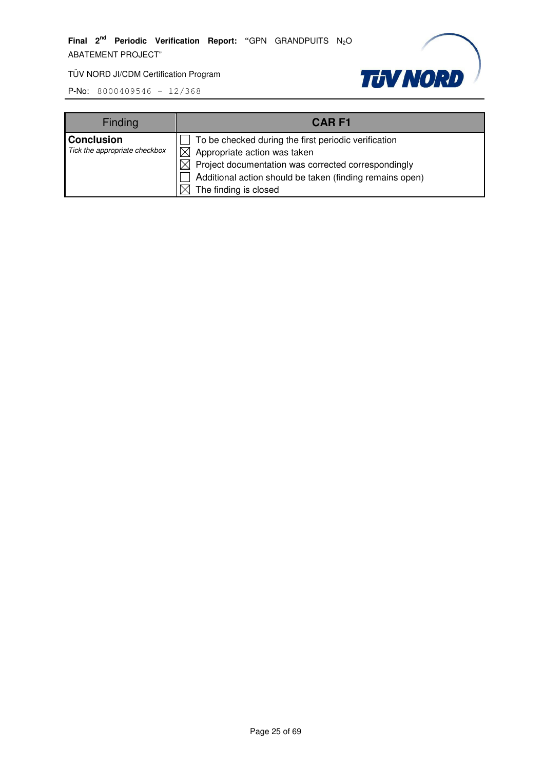| Finding | CAR F1 |
|---|---|
| **Conclusion**<br>*Tick the appropriate checkbox* | ☐ To be checked during the first periodic verification<br>☒ Appropriate action was taken<br>☒ Project documentation was corrected correspondingly<br>☐ Additional action should be taken (finding remains open)<br>☒ The finding is closed |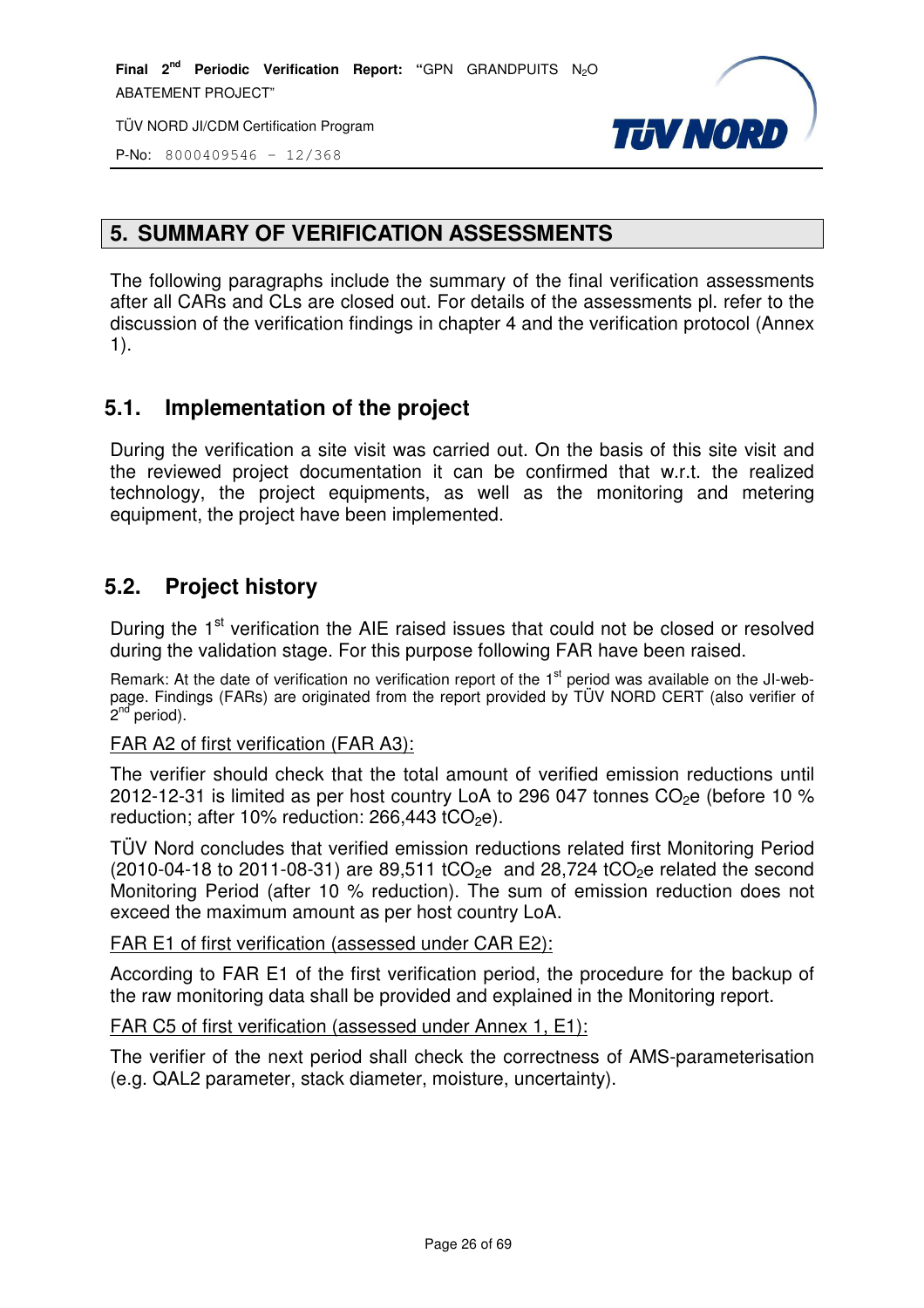## 5. SUMMARY OF VERIFICATION ASSESSMENTS

The following paragraphs include the summary of the final verification assessments after all CARs and CLs are closed out. For details of the assessments pl. refer to the discussion of the verification findings in chapter 4 and the verification protocol (Annex 1).

### 5.1. Implementation of the project

During the verification a site visit was carried out. On the basis of this site visit and the reviewed project documentation it can be confirmed that w.r.t. the realized technology, the project equipments, as well as the monitoring and metering equipment, the project have been implemented.

### 5.2. Project history

During the 1st verification the AIE raised issues that could not be closed or resolved during the validation stage. For this purpose following FAR have been raised.

Remark: At the date of verification no verification report of the 1st period was available on the JI-web-page. Findings (FARs) are originated from the report provided by TÜV NORD CERT (also verifier of 2nd period).

FAR A2 of first verification (FAR A3):

The verifier should check that the total amount of verified emission reductions until 2012-12-31 is limited as per host country LoA to 296 047 tonnes $CO_2e$ (before 10 % reduction; after 10% reduction: 266,443 $tCO_2e$).

TÜV Nord concludes that verified emission reductions related first Monitoring Period (2010-04-18 to 2011-08-31) are 89,511 $tCO_2e$ and 28,724 $tCO_2e$ related the second Monitoring Period (after 10 % reduction). The sum of emission reduction does not exceed the maximum amount as per host country LoA.

FAR E1 of first verification (assessed under CAR E2):

According to FAR E1 of the first verification period, the procedure for the backup of the raw monitoring data shall be provided and explained in the Monitoring report.

FAR C5 of first verification (assessed under Annex 1, E1):

The verifier of the next period shall check the correctness of AMS-parameterisation (e.g. QAL2 parameter, stack diameter, moisture, uncertainty).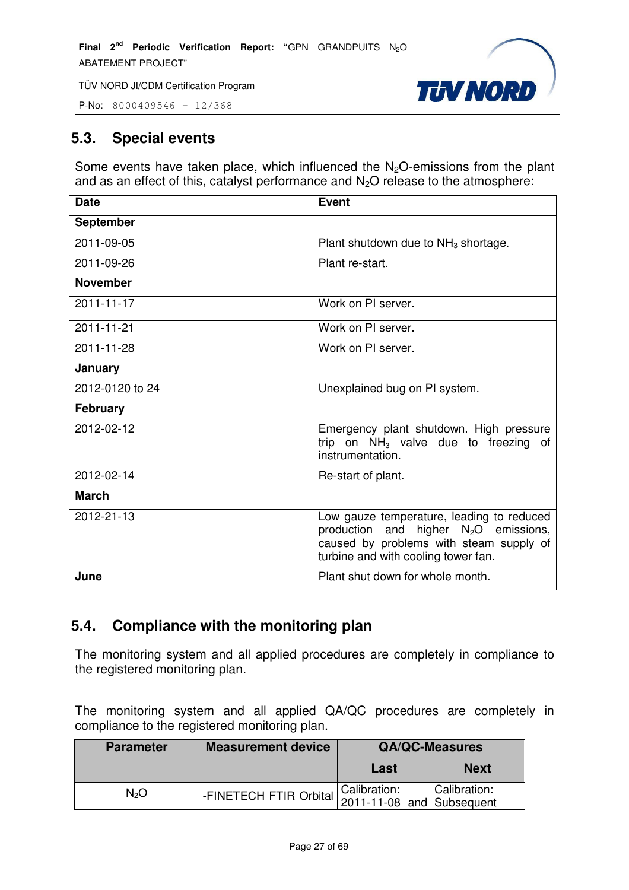## 5.3. Special events

Some events have taken place, which influenced the $N_2O$-emissions from the plant and as an effect of this, catalyst performance and $N_2O$ release to the atmosphere:

| Date | Event |
|---|---|
| **September** | |
| 2011-09-05 | Plant shutdown due to $NH_3$ shortage. |
| 2011-09-26 | Plant re-start. |
| **November** | |
| 2011-11-17 | Work on PI server. |
| 2011-11-21 | Work on PI server. |
| 2011-11-28 | Work on PI server. |
| **January** | |
| 2012-0120 to 24 | Unexplained bug on PI system. |
| **February** | |
| 2012-02-12 | Emergency plant shutdown. High pressure trip on $NH_3$ valve due to freezing of instrumentation. |
| 2012-02-14 | Re-start of plant. |
| **March** | |
| 2012-21-13 | Low gauze temperature, leading to reduced production and higher $N_2O$ emissions, caused by problems with steam supply of turbine and with cooling tower fan. |
| **June** | Plant shut down for whole month. |

## 5.4. Compliance with the monitoring plan

The monitoring system and all applied procedures are completely in compliance to the registered monitoring plan.

The monitoring system and all applied QA/QC procedures are completely in compliance to the registered monitoring plan.

| Parameter | Measurement device | QA/QC-Measures | |
|---|---|---|---|
| | | Last | Next |
| $N_2O$ | -FINETECH FTIR Orbital | Calibration: 2011-11-08 and | Calibration: Subsequent |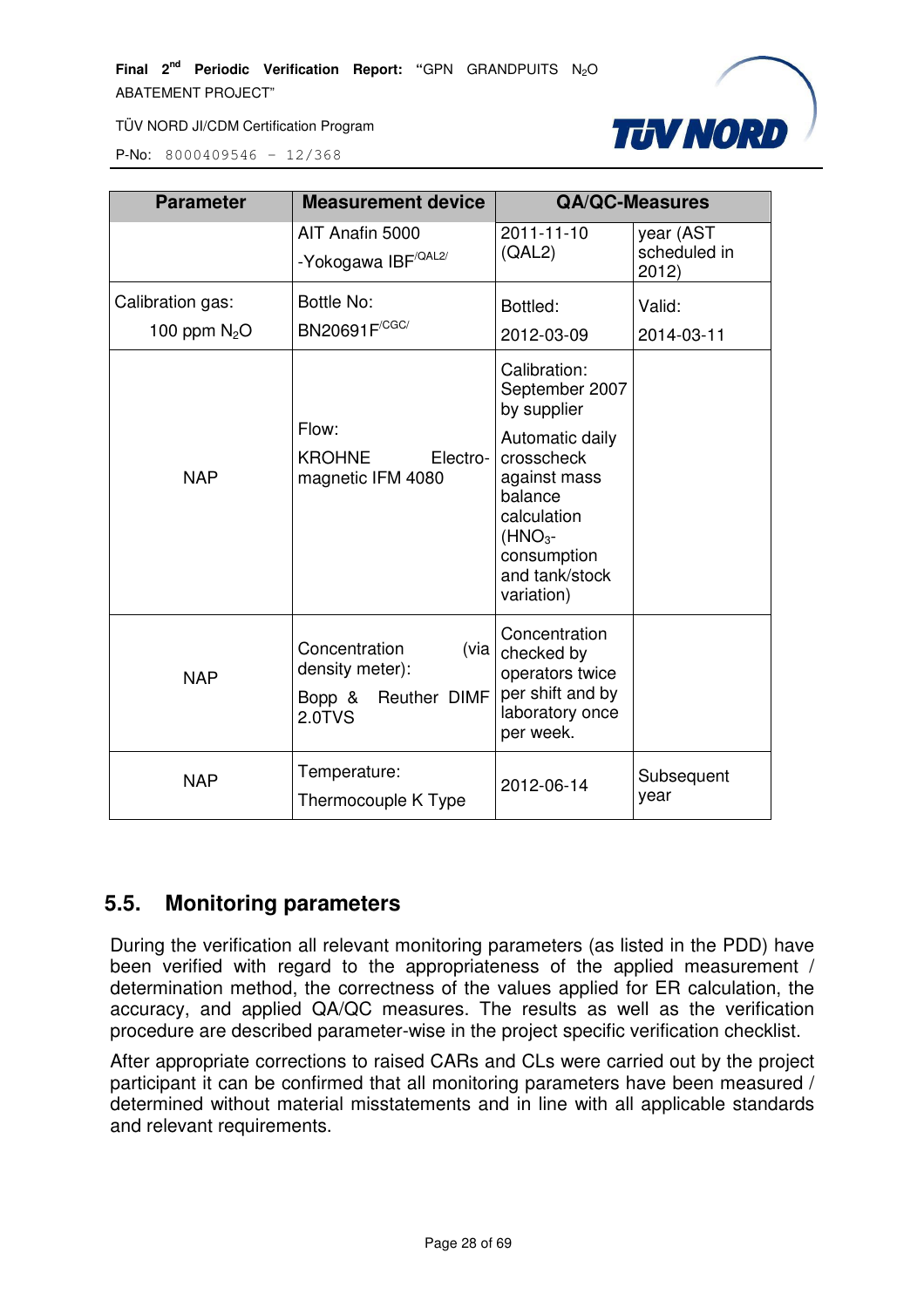| Parameter | Measurement device | QA/QC-Measures | |
|---|---|---|---|
| | AIT Anafin 5000 -Yokogawa IBF/QAL2/ | 2011-11-10 (QAL2) | year (AST scheduled in 2012) |
| Calibration gas: 100 ppm $N_2O$ | Bottle No: BN20691F/CGC/ | Bottled: 2012-03-09 | Valid: 2014-03-11 |
| NAP | Flow: KROHNE Electro-magnetic IFM 4080 | Calibration: September 2007 by supplier<br>Automatic daily crosscheck against mass balance calculation ($HNO_3$-consumption and tank/stock variation) | |
| NAP | Concentration (via density meter): Bopp & Reuther DIMF 2.0TVS | Concentration checked by operators twice per shift and by laboratory once per week. | |
| NAP | Temperature: Thermocouple K Type | 2012-06-14 | Subsequent year |

## 5.5. Monitoring parameters

During the verification all relevant monitoring parameters (as listed in the PDD) have been verified with regard to the appropriateness of the applied measurement / determination method, the correctness of the values applied for ER calculation, the accuracy, and applied QA/QC measures. The results as well as the verification procedure are described parameter-wise in the project specific verification checklist.

After appropriate corrections to raised CARs and CLs were carried out by the project participant it can be confirmed that all monitoring parameters have been measured / determined without material misstatements and in line with all applicable standards and relevant requirements.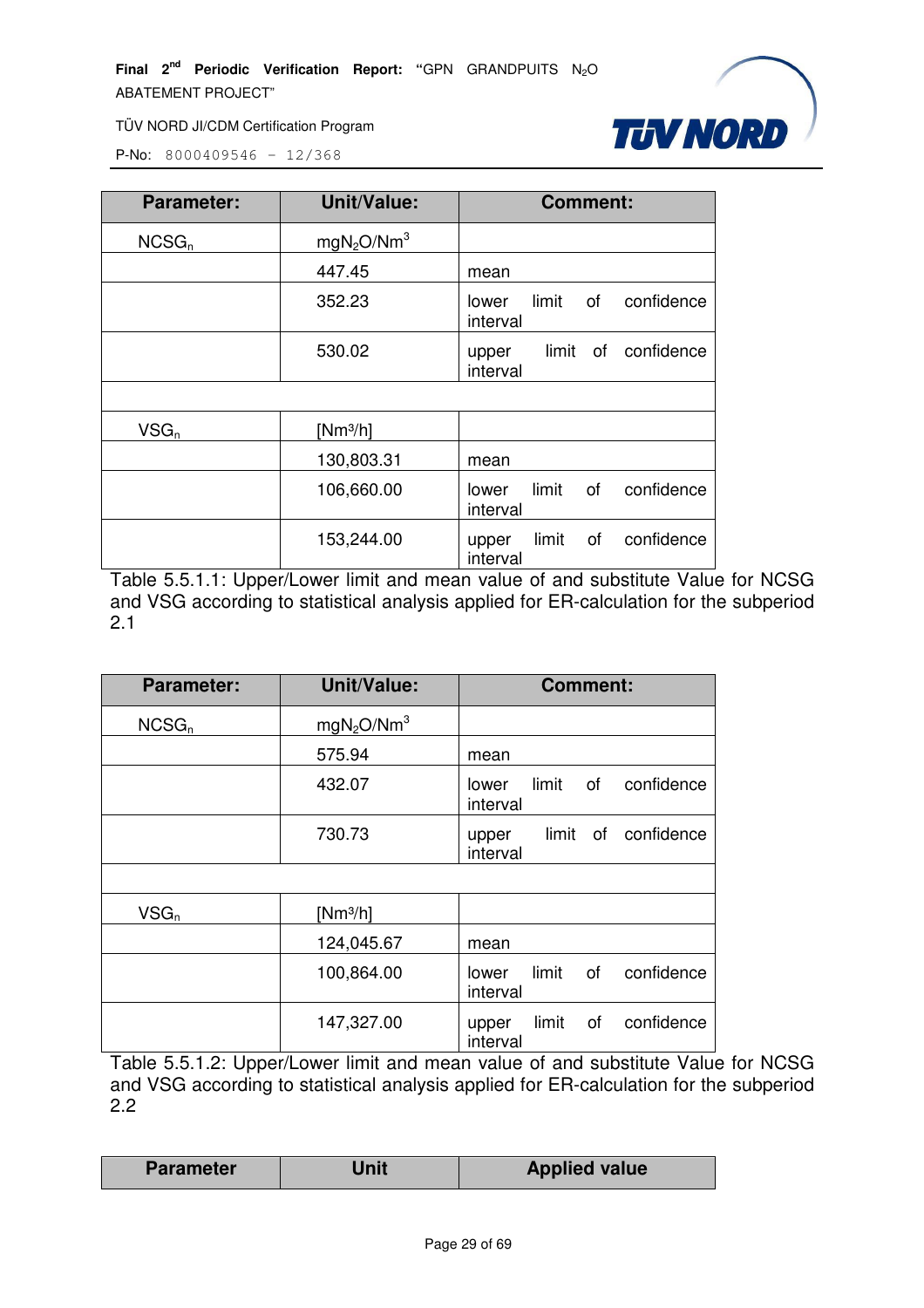| Parameter: | Unit/Value: | Comment: |
|---|---|---|
| $NCSG_n$ | $mgN_2O/Nm^3$ | |
| | 447.45 | mean |
| | 352.23 | lower limit of confidence interval |
| | 530.02 | upper limit of confidence interval |
| | | |
| $VSG_n$ | [$Nm^3/h$] | |
| | 130,803.31 | mean |
| | 106,660.00 | lower limit of confidence interval |
| | 153,244.00 | upper limit of confidence interval |

Table 5.5.1.1: Upper/Lower limit and mean value of and substitute Value for NCSG and VSG according to statistical analysis applied for ER-calculation for the subperiod 2.1

| Parameter: | Unit/Value: | Comment: |
|---|---|---|
| $NCSG_n$ | $mgN_2O/Nm^3$ | |
| | 575.94 | mean |
| | 432.07 | lower limit of confidence interval |
| | 730.73 | upper limit of confidence interval |
| | | |
| $VSG_n$ | [$Nm^3/h$] | |
| | 124,045.67 | mean |
| | 100,864.00 | lower limit of confidence interval |
| | 147,327.00 | upper limit of confidence interval |

Table 5.5.1.2: Upper/Lower limit and mean value of and substitute Value for NCSG and VSG according to statistical analysis applied for ER-calculation for the subperiod 2.2

| Parameter | Unit | Applied value |
|---|---|---|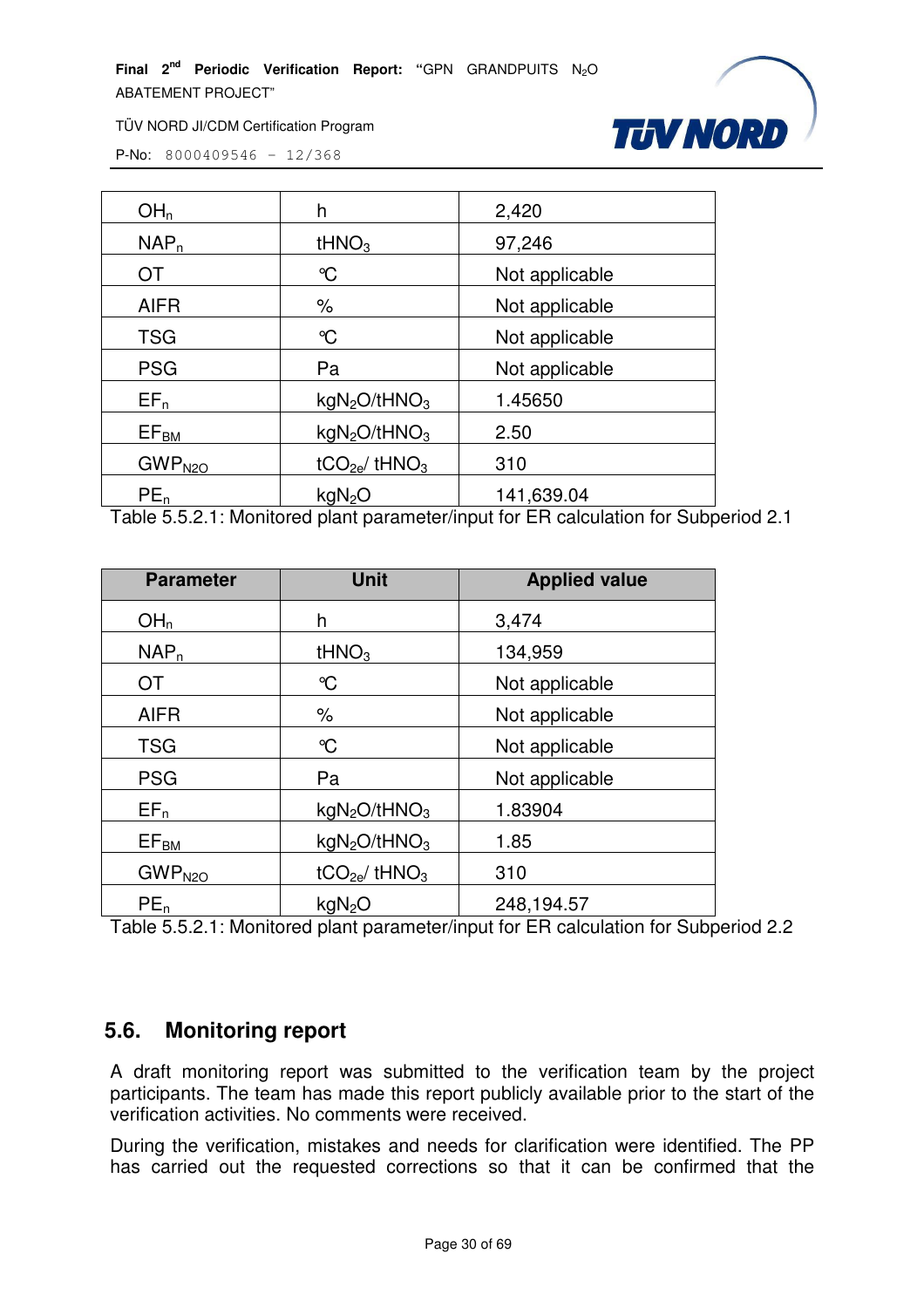| | | |
|---|---|---|
| $OH_n$ | h | 2,420 |
| $NAP_n$ | $tHNO_3$ | 97,246 |
| OT | °C | Not applicable |
| AIFR | % | Not applicable |
| TSG | °C | Not applicable |
| PSG | Pa | Not applicable |
| $EF_n$ | $kgN_2O/tHNO_3$ | 1.45650 |
| $EF_{BM}$ | $kgN_2O/tHNO_3$ | 2.50 |
| $GWP_{N2O}$ | $tCO_{2e}/ tHNO_3$ | 310 |
| $PE_n$ | $kgN_2O$ | 141,639.04 |

Table 5.5.2.1: Monitored plant parameter/input for ER calculation for Subperiod 2.1

| Parameter | Unit | Applied value |
|---|---|---|
| $OH_n$ | h | 3,474 |
| $NAP_n$ | $tHNO_3$ | 134,959 |
| OT | °C | Not applicable |
| AIFR | % | Not applicable |
| TSG | °C | Not applicable |
| PSG | Pa | Not applicable |
| $EF_n$ | $kgN_2O/tHNO_3$ | 1.83904 |
| $EF_{BM}$ | $kgN_2O/tHNO_3$ | 1.85 |
| $GWP_{N2O}$ | $tCO_{2e}/ tHNO_3$ | 310 |
| $PE_n$ | $kgN_2O$ | 248,194.57 |

Table 5.5.2.1: Monitored plant parameter/input for ER calculation for Subperiod 2.2

## 5.6. Monitoring report

A draft monitoring report was submitted to the verification team by the project participants. The team has made this report publicly available prior to the start of the verification activities. No comments were received.

During the verification, mistakes and needs for clarification were identified. The PP has carried out the requested corrections so that it can be confirmed that the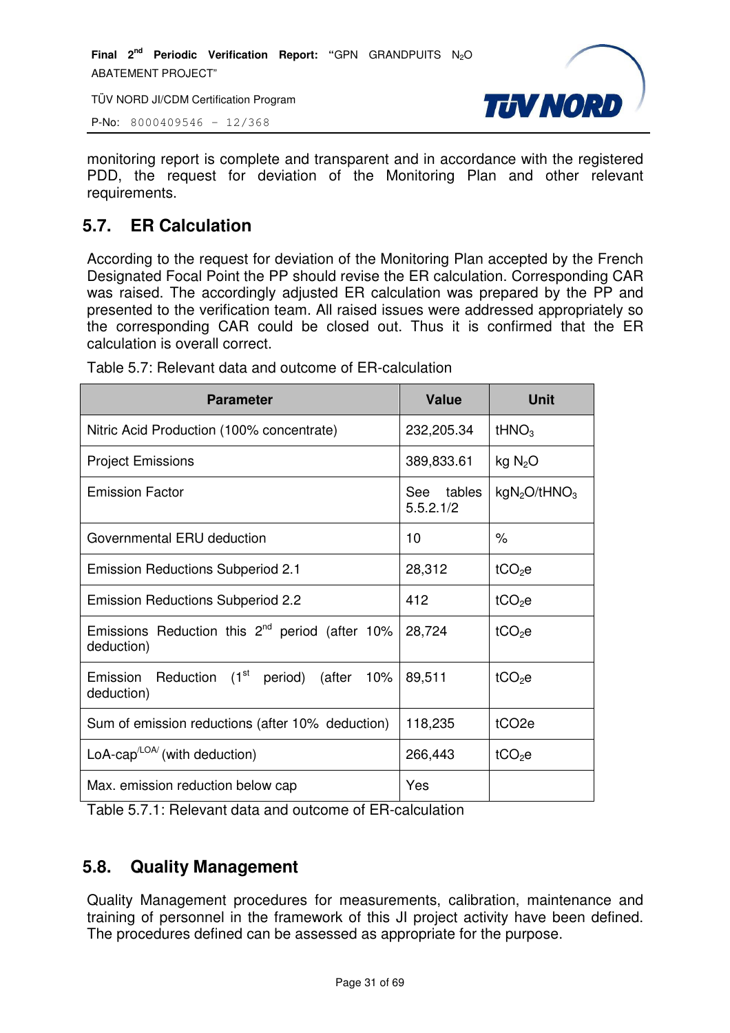monitoring report is complete and transparent and in accordance with the registered PDD, the request for deviation of the Monitoring Plan and other relevant requirements.

## 5.7. ER Calculation

According to the request for deviation of the Monitoring Plan accepted by the French Designated Focal Point the PP should revise the ER calculation. Corresponding CAR was raised. The accordingly adjusted ER calculation was prepared by the PP and presented to the verification team. All raised issues were addressed appropriately so the corresponding CAR could be closed out. Thus it is confirmed that the ER calculation is overall correct.

Table 5.7: Relevant data and outcome of ER-calculation

| Parameter | Value | Unit |
|---|---|---|
| Nitric Acid Production (100% concentrate) | 232,205.34 | $tHNO_3$ |
| Project Emissions | 389,833.61 | kg $N_2O$ |
| Emission Factor | See tables 5.5.2.1/2 | $kgN_2O/tHNO_3$ |
| Governmental ERU deduction | 10 | % |
| Emission Reductions Subperiod 2.1 | 28,312 | $tCO_2e$ |
| Emission Reductions Subperiod 2.2 | 412 | $tCO_2e$ |
| Emissions Reduction this 2nd period (after 10% deduction) | 28,724 | $tCO_2e$ |
| Emission Reduction (1st period) (after 10% deduction) | 89,511 | $tCO_2e$ |
| Sum of emission reductions (after 10% deduction) | 118,235 | tCO2e |
| LoA-cap[/LOA/] (with deduction) | 266,443 | $tCO_2e$ |
| Max. emission reduction below cap | Yes | |

Table 5.7.1: Relevant data and outcome of ER-calculation

## 5.8. Quality Management

Quality Management procedures for measurements, calibration, maintenance and training of personnel in the framework of this JI project activity have been defined. The procedures defined can be assessed as appropriate for the purpose.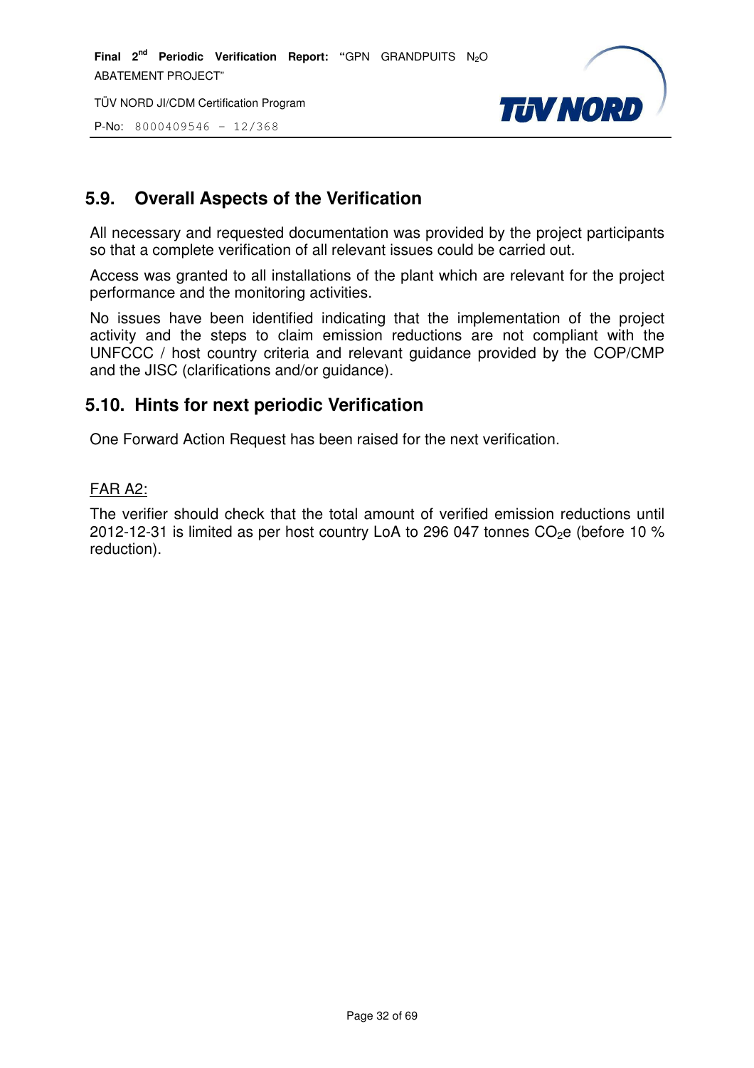## 5.9. Overall Aspects of the Verification

All necessary and requested documentation was provided by the project participants so that a complete verification of all relevant issues could be carried out.

Access was granted to all installations of the plant which are relevant for the project performance and the monitoring activities.

No issues have been identified indicating that the implementation of the project activity and the steps to claim emission reductions are not compliant with the UNFCCC / host country criteria and relevant guidance provided by the COP/CMP and the JISC (clarifications and/or guidance).

## 5.10. Hints for next periodic Verification

One Forward Action Request has been raised for the next verification.

FAR A2:

The verifier should check that the total amount of verified emission reductions until 2012-12-31 is limited as per host country LoA to 296 047 tonnes $CO_2e$ (before 10 % reduction).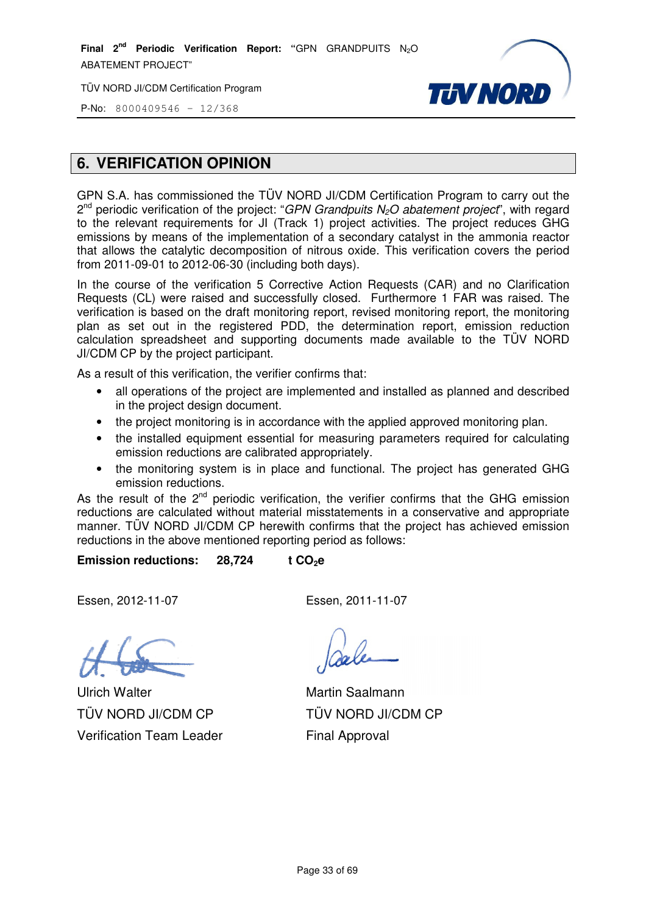## 6. VERIFICATION OPINION

GPN S.A. has commissioned the TÜV NORD JI/CDM Certification Program to carry out the 2nd periodic verification of the project: "*GPN Grandpuits $N_2O$ abatement project*", with regard to the relevant requirements for JI (Track 1) project activities. The project reduces GHG emissions by means of the implementation of a secondary catalyst in the ammonia reactor that allows the catalytic decomposition of nitrous oxide. This verification covers the period from 2011-09-01 to 2012-06-30 (including both days).

In the course of the verification 5 Corrective Action Requests (CAR) and no Clarification Requests (CL) were raised and successfully closed. Furthermore 1 FAR was raised. The verification is based on the draft monitoring report, revised monitoring report, the monitoring plan as set out in the registered PDD, the determination report, emission reduction calculation spreadsheet and supporting documents made available to the TÜV NORD JI/CDM CP by the project participant.

As a result of this verification, the verifier confirms that:

- all operations of the project are implemented and installed as planned and described in the project design document.
- the project monitoring is in accordance with the applied approved monitoring plan.
- the installed equipment essential for measuring parameters required for calculating emission reductions are calibrated appropriately.
- the monitoring system is in place and functional. The project has generated GHG emission reductions.

As the result of the 2nd periodic verification, the verifier confirms that the GHG emission reductions are calculated without material misstatements in a conservative and appropriate manner. TÜV NORD JI/CDM CP herewith confirms that the project has achieved emission reductions in the above mentioned reporting period as follows:

**Emission reductions: 28,724 t $CO_2$e**

Essen, 2012-11-07

Ulrich Walter
TÜV NORD JI/CDM CP
Verification Team Leader

Essen, 2011-11-07

Martin Saalmann
TÜV NORD JI/CDM CP
Final Approval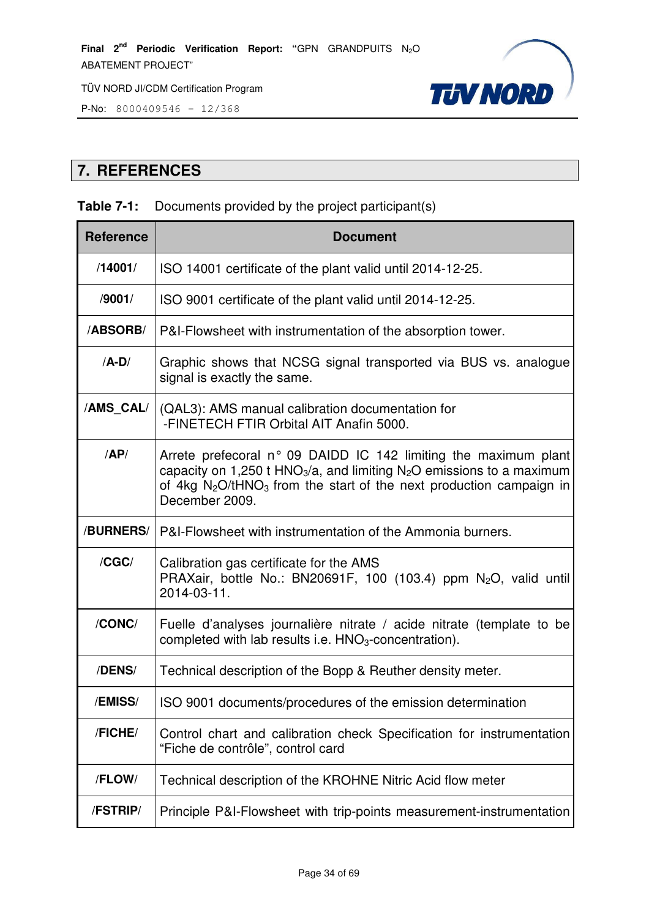# 7. REFERENCES

**Table 7-1:** Documents provided by the project participant(s)

| Reference | Document |
|---|---|
| **/14001/** | ISO 14001 certificate of the plant valid until 2014-12-25. |
| **/9001/** | ISO 9001 certificate of the plant valid until 2014-12-25. |
| **/ABSORB/** | P&I-Flowsheet with instrumentation of the absorption tower. |
| **/A-D/** | Graphic shows that NCSG signal transported via BUS vs. analogue signal is exactly the same. |
| **/AMS_CAL/** | (QAL3): AMS manual calibration documentation for -FINETECH FTIR Orbital AIT Anafin 5000. |
| **/AP/** | Arrete prefecoral n° 09 DAIDD IC 142 limiting the maximum plant capacity on 1,250 t $HNO_3$/a, and limiting $N_2O$ emissions to a maximum of 4kg $N_2O$/t$HNO_3$ from the start of the next production campaign in December 2009. |
| **/BURNERS/** | P&I-Flowsheet with instrumentation of the Ammonia burners. |
| **/CGC/** | Calibration gas certificate for the AMS PRAXair, bottle No.: BN20691F, 100 (103.4) ppm $N_2O$, valid until 2014-03-11. |
| **/CONC/** | Fuelle d'analyses journalière nitrate / acide nitrate (template to be completed with lab results i.e. $HNO_3$-concentration). |
| **/DENS/** | Technical description of the Bopp & Reuther density meter. |
| **/EMISS/** | ISO 9001 documents/procedures of the emission determination |
| **/FICHE/** | Control chart and calibration check Specification for instrumentation "Fiche de contrôle", control card |
| **/FLOW/** | Technical description of the KROHNE Nitric Acid flow meter |
| **/FSTRIP/** | Principle P&I-Flowsheet with trip-points measurement-instrumentation |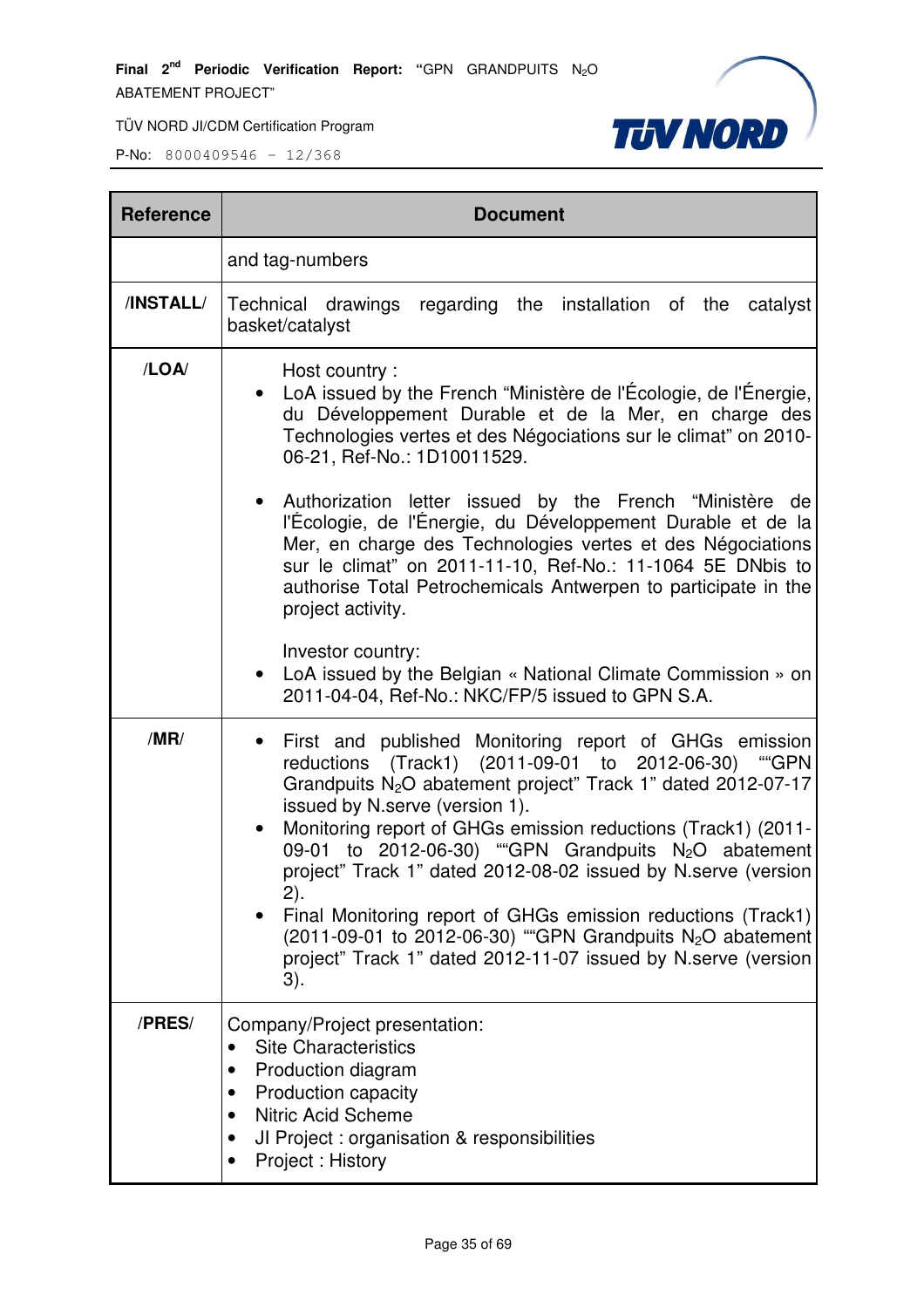| Reference | Document |
|---|---|
| | and tag-numbers |
| /INSTALL/ | Technical drawings regarding the installation of the catalyst basket/catalyst |
| /LOA/ | Host country : <br>• LoA issued by the French "Ministère de l'Écologie, de l'Énergie, du Développement Durable et de la Mer, en charge des Technologies vertes et des Négociations sur le climat" on 2010-06-21, Ref-No.: 1D10011529. <br><br>• Authorization letter issued by the French "Ministère de l'Écologie, de l'Énergie, du Développement Durable et de la Mer, en charge des Technologies vertes et des Négociations sur le climat" on 2011-11-10, Ref-No.: 11-1064 5E DNbis to authorise Total Petrochemicals Antwerpen to participate in the project activity. <br><br>Investor country: <br>• LoA issued by the Belgian « National Climate Commission » on 2011-04-04, Ref-No.: NKC/FP/5 issued to GPN S.A. |
| /MR/ | • First and published Monitoring report of GHGs emission reductions (Track1) (2011-09-01 to 2012-06-30) ""GPN Grandpuits $N_2O$ abatement project" Track 1" dated 2012-07-17 issued by N.serve (version 1). <br>• Monitoring report of GHGs emission reductions (Track1) (2011-09-01 to 2012-06-30) ""GPN Grandpuits $N_2O$ abatement project" Track 1" dated 2012-08-02 issued by N.serve (version 2). <br>• Final Monitoring report of GHGs emission reductions (Track1) (2011-09-01 to 2012-06-30) ""GPN Grandpuits $N_2O$ abatement project" Track 1" dated 2012-11-07 issued by N.serve (version 3). |
| /PRES/ | Company/Project presentation: <br>• Site Characteristics <br>• Production diagram <br>• Production capacity <br>• Nitric Acid Scheme <br>• JI Project : organisation & responsibilities <br>• Project : History |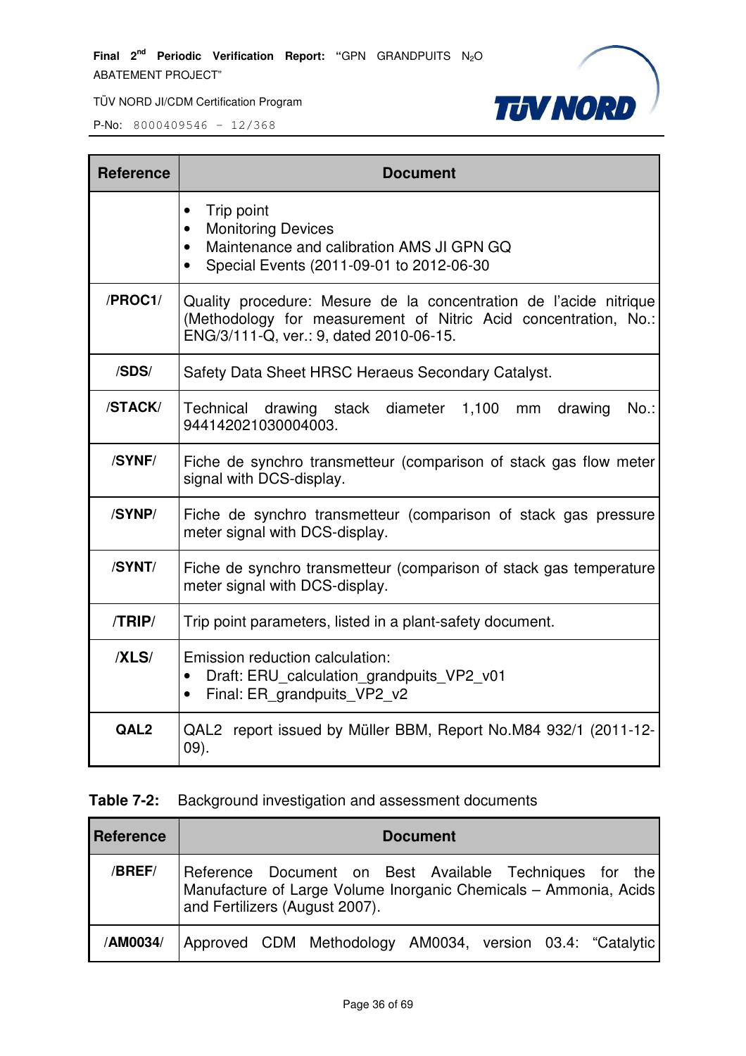| Reference | Document |
|---|---|
| | • Trip point<br>• Monitoring Devices<br>• Maintenance and calibration AMS JI GPN GQ<br>• Special Events (2011-09-01 to 2012-06-30 |
| /PROC1/ | Quality procedure: Mesure de la concentration de l'acide nitrique (Methodology for measurement of Nitric Acid concentration, No.: ENG/3/111-Q, ver.: 9, dated 2010-06-15. |
| /SDS/ | Safety Data Sheet HRSC Heraeus Secondary Catalyst. |
| /STACK/ | Technical drawing stack diameter 1,100 mm drawing No.: 944142021030004003. |
| /SYNF/ | Fiche de synchro transmetteur (comparison of stack gas flow meter signal with DCS-display. |
| /SYNP/ | Fiche de synchro transmetteur (comparison of stack gas pressure meter signal with DCS-display. |
| /SYNT/ | Fiche de synchro transmetteur (comparison of stack gas temperature meter signal with DCS-display. |
| /TRIP/ | Trip point parameters, listed in a plant-safety document. |
| /XLS/ | Emission reduction calculation:<br>• Draft: ERU_calculation_grandpuits_VP2_v01<br>• Final: ER_grandpuits_VP2_v2 |
| QAL2 | QAL2 report issued by Müller BBM, Report No.M84 932/1 (2011-12-09). |

**Table 7-2:** Background investigation and assessment documents

| Reference | Document |
|---|---|
| /BREF/ | Reference Document on Best Available Techniques for the Manufacture of Large Volume Inorganic Chemicals – Ammonia, Acids and Fertilizers (August 2007). |
| /AM0034/ | Approved CDM Methodology AM0034, version 03.4: "Catalytic |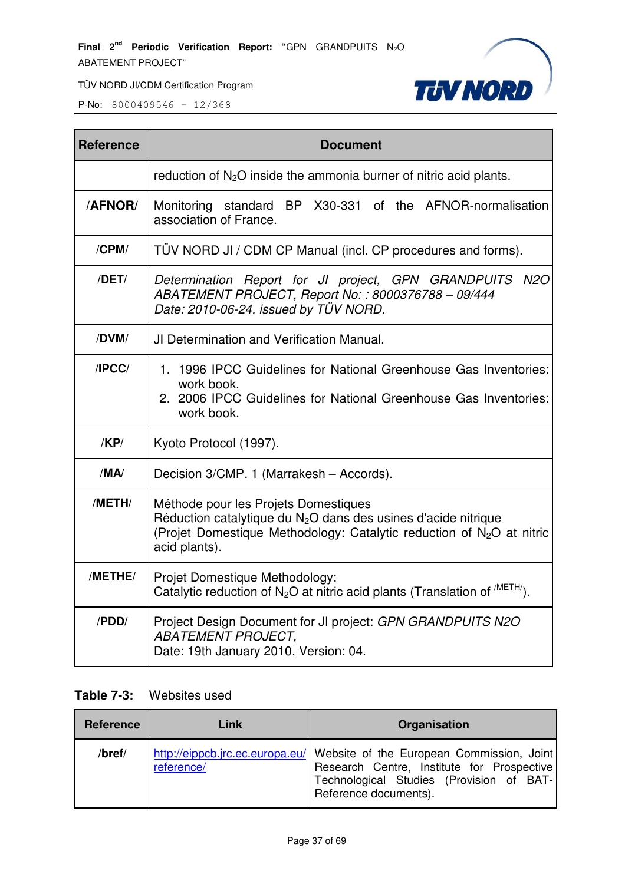| Reference | Document |
|---|---|
| | reduction of $N_2O$ inside the ammonia burner of nitric acid plants. |
| /AFNOR/ | Monitoring standard BP X30-331 of the AFNOR-normalisation association of France. |
| /CPM/ | TÜV NORD JI / CDM CP Manual (incl. CP procedures and forms). |
| /DET/ | *Determination Report for JI project, GPN GRANDPUITS N2O ABATEMENT PROJECT, Report No: : 8000376788 – 09/444*<br>*Date: 2010-06-24, issued by TÜV NORD.* |
| /DVM/ | JI Determination and Verification Manual. |
| /IPCC/ | 1. 1996 IPCC Guidelines for National Greenhouse Gas Inventories: work book.<br>2. 2006 IPCC Guidelines for National Greenhouse Gas Inventories: work book. |
| /KP/ | Kyoto Protocol (1997). |
| /MA/ | Decision 3/CMP. 1 (Marrakesh – Accords). |
| /METH/ | Méthode pour les Projets Domestiques<br>Réduction catalytique du $N_2O$ dans des usines d'acide nitrique<br>(Projet Domestique Methodology: Catalytic reduction of $N_2O$ at nitric acid plants). |
| /METHE/ | Projet Domestique Methodology:<br>Catalytic reduction of $N_2O$ at nitric acid plants (Translation of /METH/). |
| /PDD/ | Project Design Document for JI project: *GPN GRANDPUITS N2O ABATEMENT PROJECT,*<br>Date: 19th January 2010, Version: 04. |

**Table 7-3:** Websites used

| Reference | Link | Organisation |
|---|---|---|
| /bref/ | http://eippcb.jrc.ec.europa.eu/reference/ | Website of the European Commission, Joint Research Centre, Institute for Prospective Technological Studies (Provision of BAT-Reference documents). |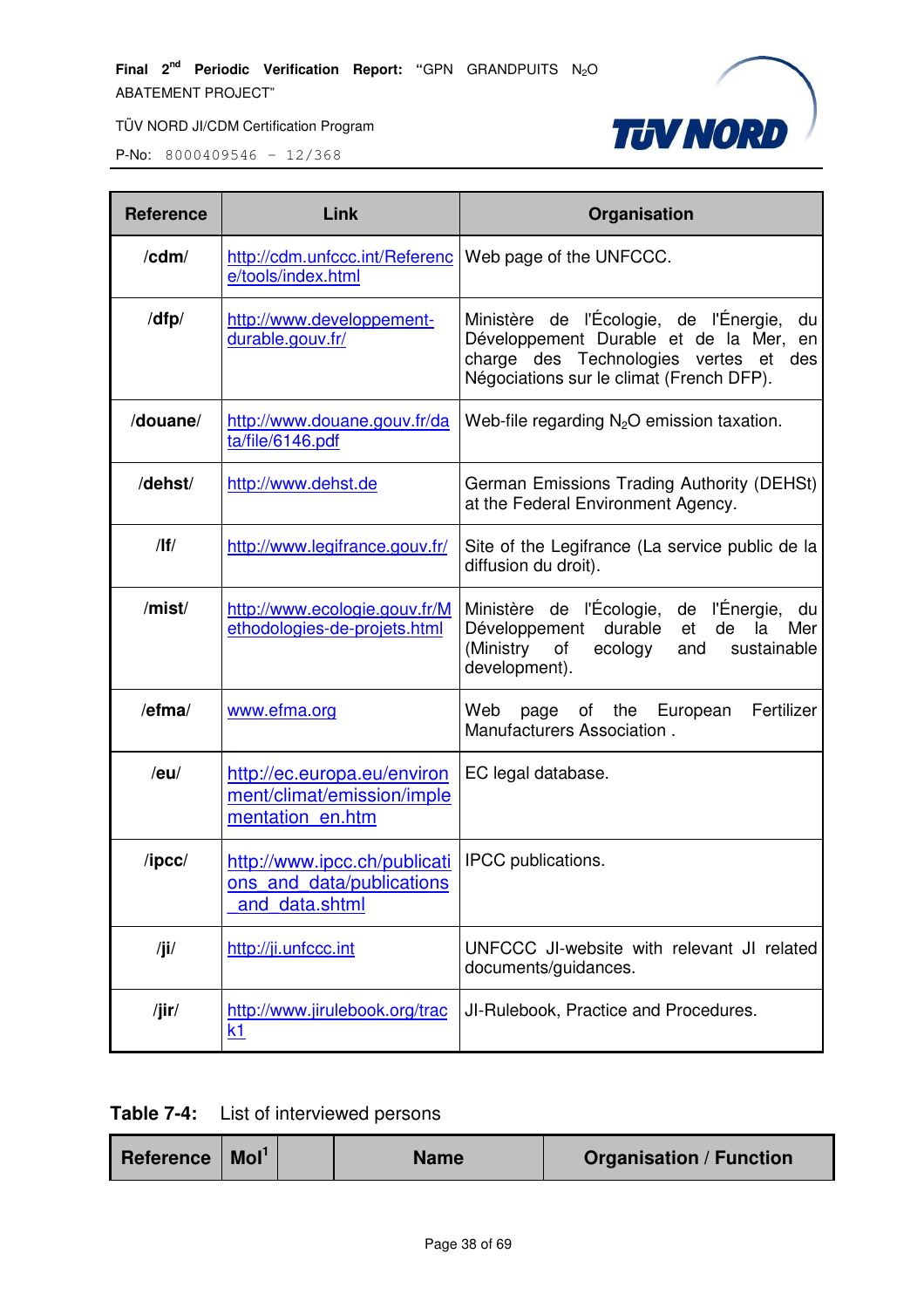| Reference | Link | Organisation |
|---|---|---|
| /cdm/ | http://cdm.unfccc.int/Reference/tools/index.html | Web page of the UNFCCC. |
| /dfp/ | http://www.developpement-durable.gouv.fr/ | Ministère de l'Écologie, de l'Énergie, du Développement Durable et de la Mer, en charge des Technologies vertes et des Négociations sur le climat (French DFP). |
| /douane/ | http://www.douane.gouv.fr/data/file/6146.pdf | Web-file regarding $N_2O$ emission taxation. |
| /dehst/ | http://www.dehst.de | German Emissions Trading Authority (DEHSt) at the Federal Environment Agency. |
| /lf/ | http://www.legifrance.gouv.fr/ | Site of the Legifrance (La service public de la diffusion du droit). |
| /mist/ | http://www.ecologie.gouv.fr/Methodologies-de-projets.html | Ministère de l'Écologie, de l'Énergie, du Développement durable et de la Mer (Ministry of ecology and sustainable development). |
| /efma/ | www.efma.org | Web page of the European Fertilizer Manufacturers Association . |
| /eu/ | http://ec.europa.eu/environment/climat/emission/implementation_en.htm | EC legal database. |
| /ipcc/ | http://www.ipcc.ch/publications_and_data/publications_and_data.shtml | IPCC publications. |
| /ji/ | http://ji.unfccc.int | UNFCCC JI-website with relevant JI related documents/guidances. |
| /jir/ | http://www.jirulebook.org/track1 | JI-Rulebook, Practice and Procedures. |

**Table 7-4:** List of interviewed persons

| Reference | MoI[1] | | Name | Organisation / Function |
|---|---|---|---|---|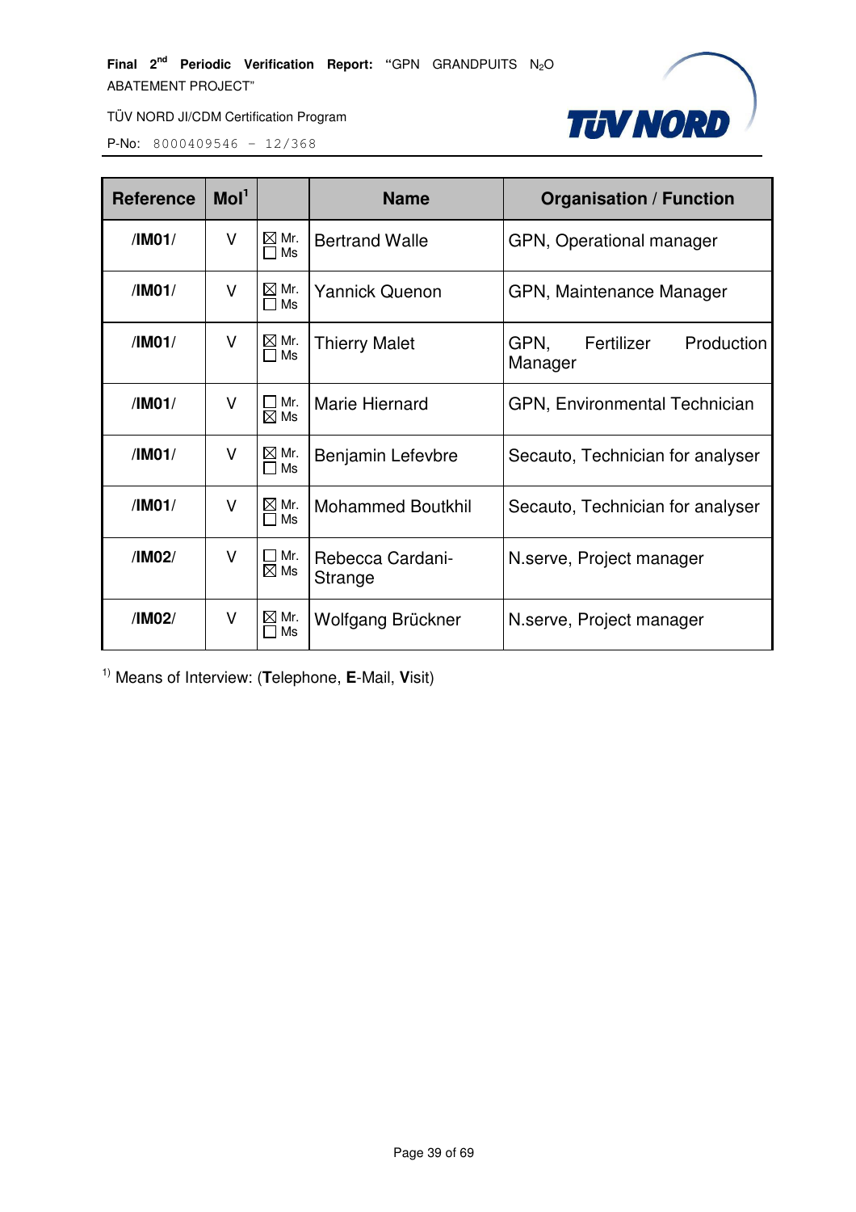| Reference | MoI[1] | | Name | Organisation / Function |
|---|---|---|---|---|
| /IM01/ | V | ☒ Mr. ☐ Ms | Bertrand Walle | GPN, Operational manager |
| /IM01/ | V | ☒ Mr. ☐ Ms | Yannick Quenon | GPN, Maintenance Manager |
| /IM01/ | V | ☒ Mr. ☐ Ms | Thierry Malet | GPN, Fertilizer Production Manager |
| /IM01/ | V | ☐ Mr. ☒ Ms | Marie Hiernard | GPN, Environmental Technician |
| /IM01/ | V | ☒ Mr. ☐ Ms | Benjamin Lefevbre | Secauto, Technician for analyser |
| /IM01/ | V | ☒ Mr. ☐ Ms | Mohammed Boutkhil | Secauto, Technician for analyser |
| /IM02/ | V | ☐ Mr. ☒ Ms | Rebecca Cardani-Strange | N.serve, Project manager |
| /IM02/ | V | ☒ Mr. ☐ Ms | Wolfgang Brückner | N.serve, Project manager |

[1)] Means of Interview: (**T**elephone, **E**-Mail, **V**isit)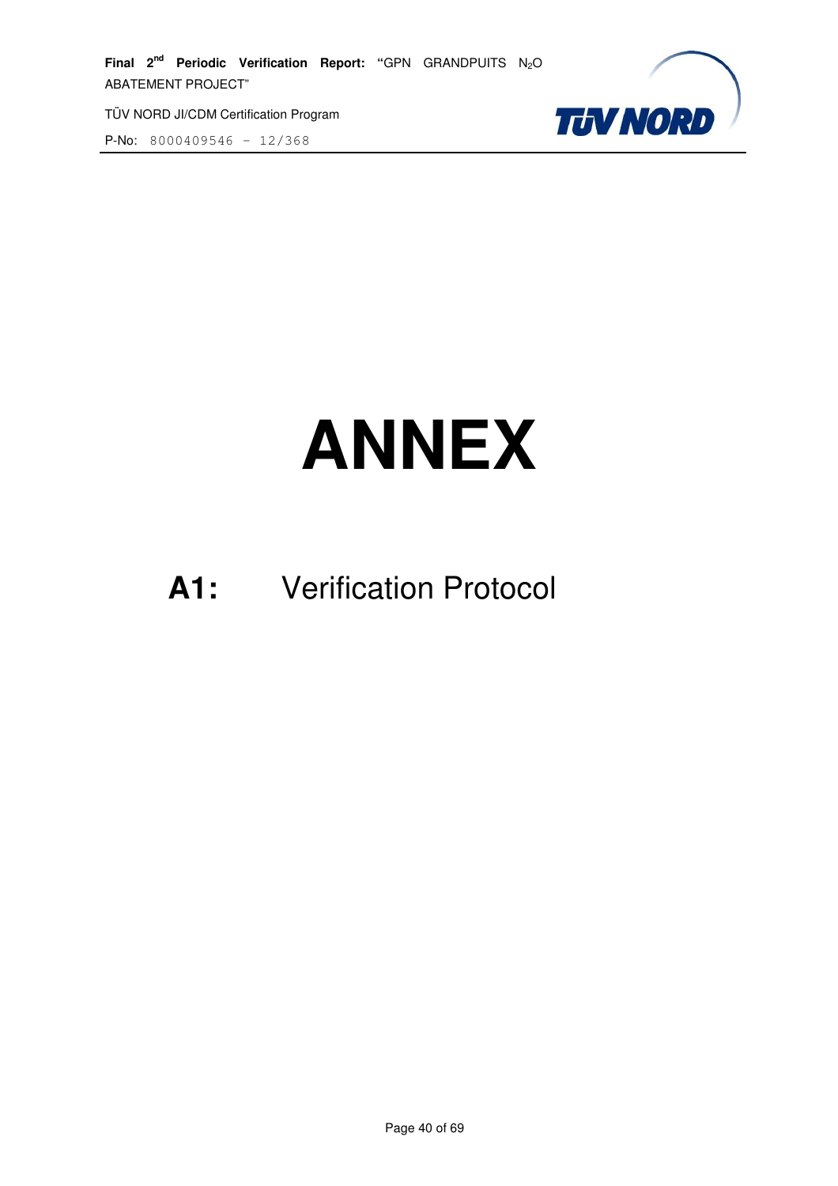# ANNEX

## A1: Verification Protocol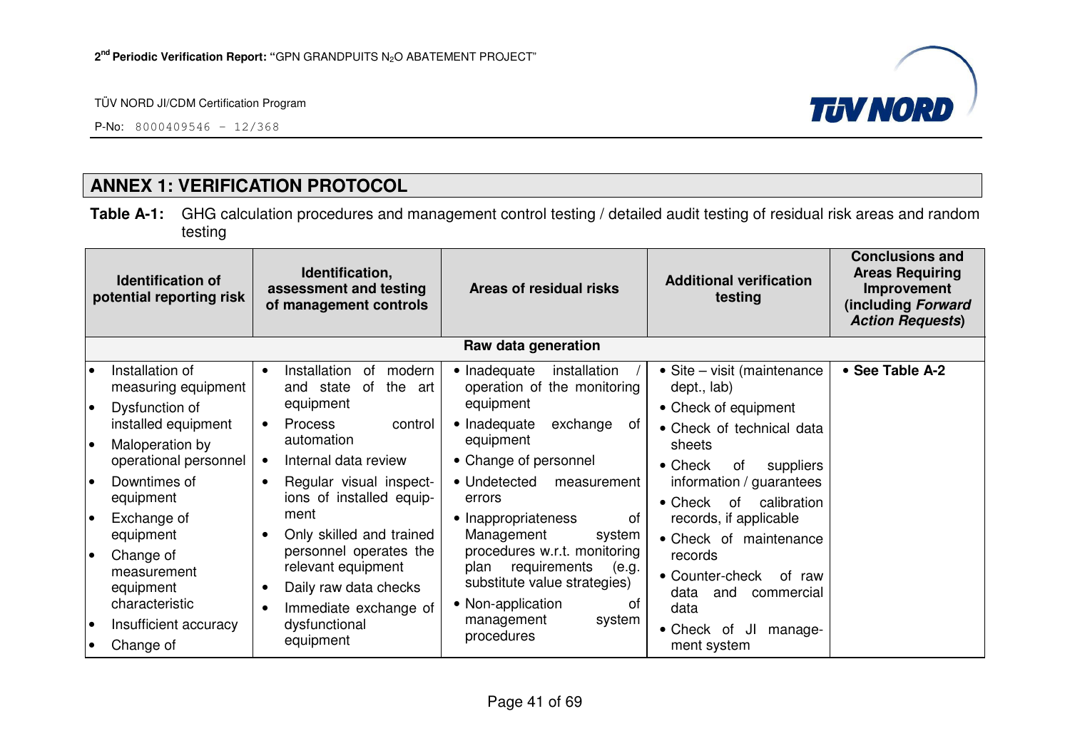## ANNEX 1: VERIFICATION PROTOCOL

**Table A-1:** GHG calculation procedures and management control testing / detailed audit testing of residual risk areas and random testing

| Identification of potential reporting risk | Identification, assessment and testing of management controls | Areas of residual risks | Additional verification testing | Conclusions and Areas Requiring Improvement (including *Forward Action Requests*) |
|---|---|---|---|---|
| **Raw data generation** | | | | |
| • Installation of measuring equipment<br>• Dysfunction of installed equipment<br>• Maloperation by operational personnel<br>• Downtimes of equipment<br>• Exchange of equipment<br>• Change of measurement equipment characteristic<br>• Insufficient accuracy<br>• Change of | • Installation of modern and state of the art equipment<br>• Process control automation<br>• Internal data review<br>• Regular visual inspections of installed equipment<br>• Only skilled and trained personnel operates the relevant equipment<br>• Daily raw data checks<br>• Immediate exchange of dysfunctional equipment | • Inadequate installation / operation of the monitoring equipment<br>• Inadequate exchange of equipment<br>• Change of personnel<br>• Undetected measurement errors<br>• Inappropriateness of Management system procedures w.r.t. monitoring plan requirements (e.g. substitute value strategies)<br>• Non-application of management system procedures | • Site – visit (maintenance dept., lab)<br>• Check of equipment<br>• Check of technical data sheets<br>• Check of suppliers information / guarantees<br>• Check of calibration records, if applicable<br>• Check of maintenance records<br>• Counter-check of raw data and commercial data<br>• Check of JI management system | • **See Table A-2** |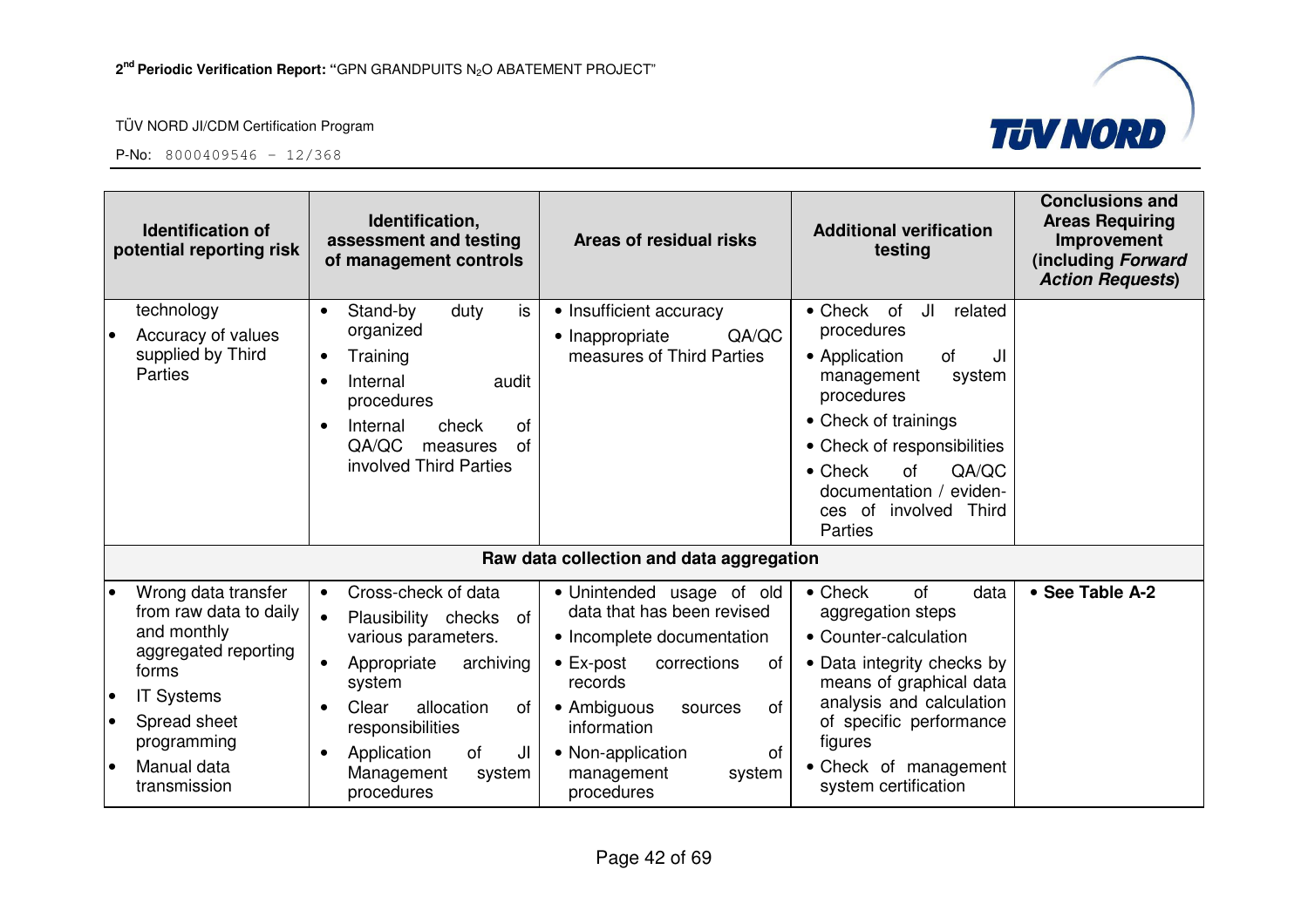| Identification of potential reporting risk | Identification, assessment and testing of management controls | Areas of residual risks | Additional verification testing | Conclusions and Areas Requiring Improvement (including *Forward Action Requests*) |
|---|---|---|---|---|
| technology<br>• Accuracy of values supplied by Third Parties | • Stand-by duty is organized<br>• Training<br>• Internal audit procedures<br>• Internal check of QA/QC measures of involved Third Parties | • Insufficient accuracy<br>• Inappropriate QA/QC measures of Third Parties | • Check of JI related procedures<br>• Application of JI management system procedures<br>• Check of trainings<br>• Check of responsibilities<br>• Check of QA/QC documentation / evidences of involved Third Parties | |
| **Raw data collection and data aggregation** | | | | |
| • Wrong data transfer from raw data to daily and monthly aggregated reporting forms<br>• IT Systems<br>• Spread sheet programming<br>• Manual data transmission | • Cross-check of data<br>• Plausibility checks of various parameters.<br>• Appropriate archiving system<br>• Clear allocation of responsibilities<br>• Application of JI Management system procedures | • Unintended usage of old data that has been revised<br>• Incomplete documentation<br>• Ex-post corrections of records<br>• Ambiguous sources of information<br>• Non-application of management system procedures | • Check of data aggregation steps<br>• Counter-calculation<br>• Data integrity checks by means of graphical data analysis and calculation of specific performance figures<br>• Check of management system certification | • **See Table A-2** |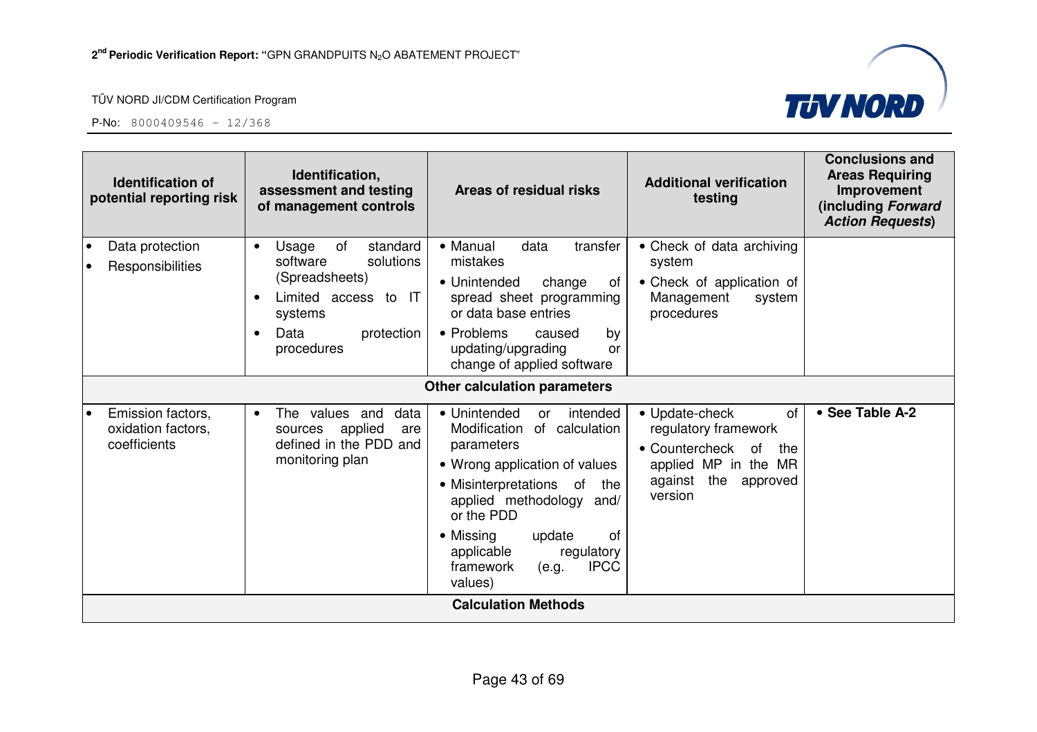| Identification of potential reporting risk | Identification, assessment and testing of management controls | Areas of residual risks | Additional verification testing | Conclusions and Areas Requiring Improvement (including *Forward Action Requests*) |
|---|---|---|---|---|
| • Data protection<br>• Responsibilities | • Usage of standard software solutions (Spreadsheets)<br>• Limited access to IT systems<br>• Data protection procedures | • Manual data transfer mistakes<br>• Unintended change of spread sheet programming or data base entries<br>• Problems caused by updating/upgrading or change of applied software | • Check of data archiving system<br>• Check of application of Management system procedures | |
| **Other calculation parameters** | | | | |
| • Emission factors, oxidation factors, coefficients | • The values and data sources applied are defined in the PDD and monitoring plan | • Unintended or intended Modification of calculation parameters<br>• Wrong application of values<br>• Misinterpretations of the applied methodology and/ or the PDD<br>• Missing update of applicable regulatory framework (e.g. IPCC values) | • Update-check of regulatory framework<br>• Countercheck of the applied MP in the MR against the approved version | • **See Table A-2** |
| **Calculation Methods** | | | | |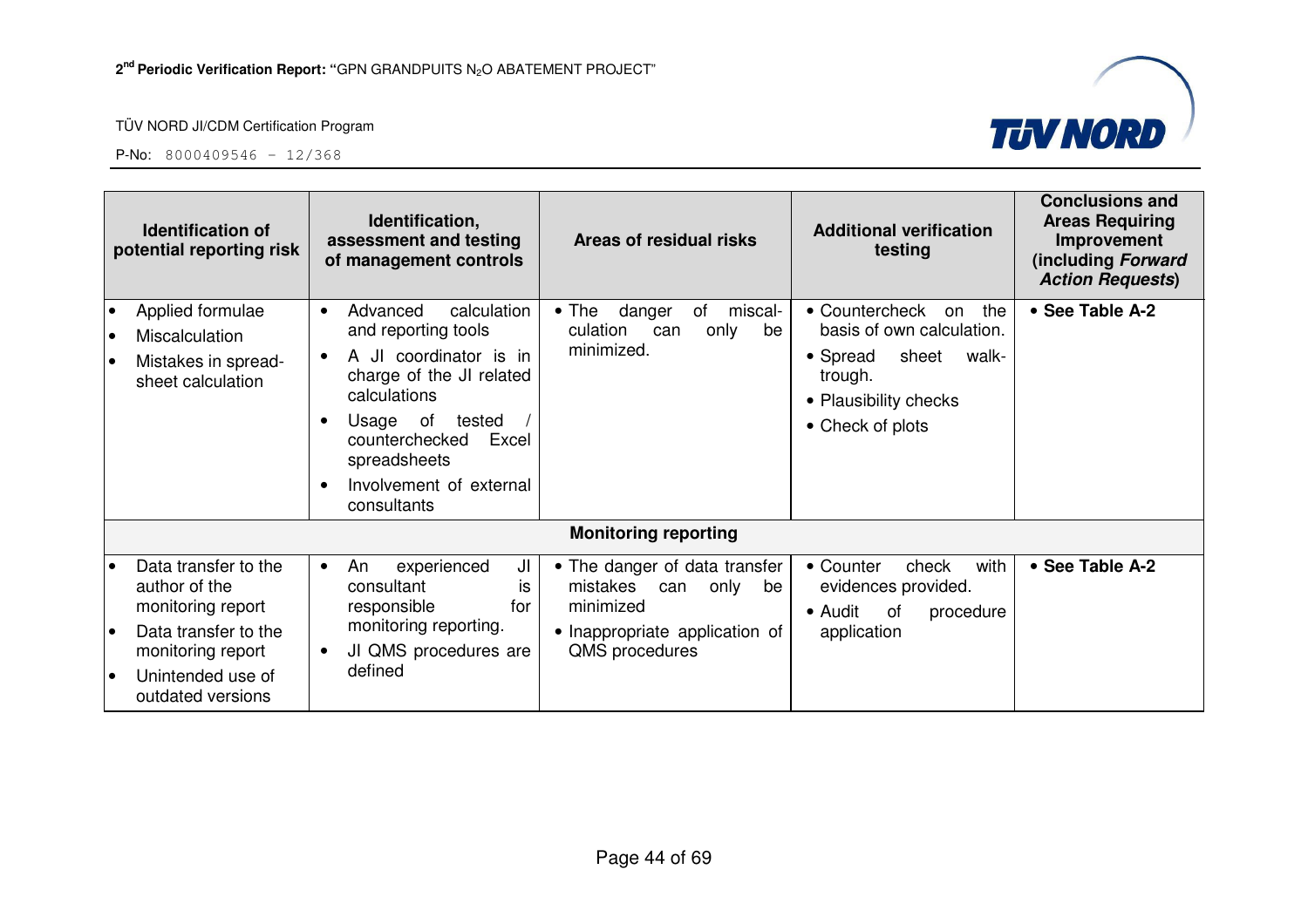| Identification of potential reporting risk | Identification, assessment and testing of management controls | Areas of residual risks | Additional verification testing | Conclusions and Areas Requiring Improvement (including *Forward Action Requests*) |
|---|---|---|---|---|
| • Applied formulae<br>• Miscalculation<br>• Mistakes in spread-sheet calculation | • Advanced calculation and reporting tools<br>• A JI coordinator is in charge of the JI related calculations<br>• Usage of tested / counterchecked Excel spreadsheets<br>• Involvement of external consultants | • The danger of miscal-culation can only be minimized. | • Countercheck on the basis of own calculation.<br>• Spread sheet walk-trough.<br>• Plausibility checks<br>• Check of plots | • **See Table A-2** |
| **Monitoring reporting** | | | | |
| • Data transfer to the author of the monitoring report<br>• Data transfer to the monitoring report<br>• Unintended use of outdated versions | • An experienced JI consultant is responsible for monitoring reporting.<br>• JI QMS procedures are defined | • The danger of data transfer mistakes can only be minimized<br>• Inappropriate application of QMS procedures | • Counter check with evidences provided.<br>• Audit of procedure application | • **See Table A-2** |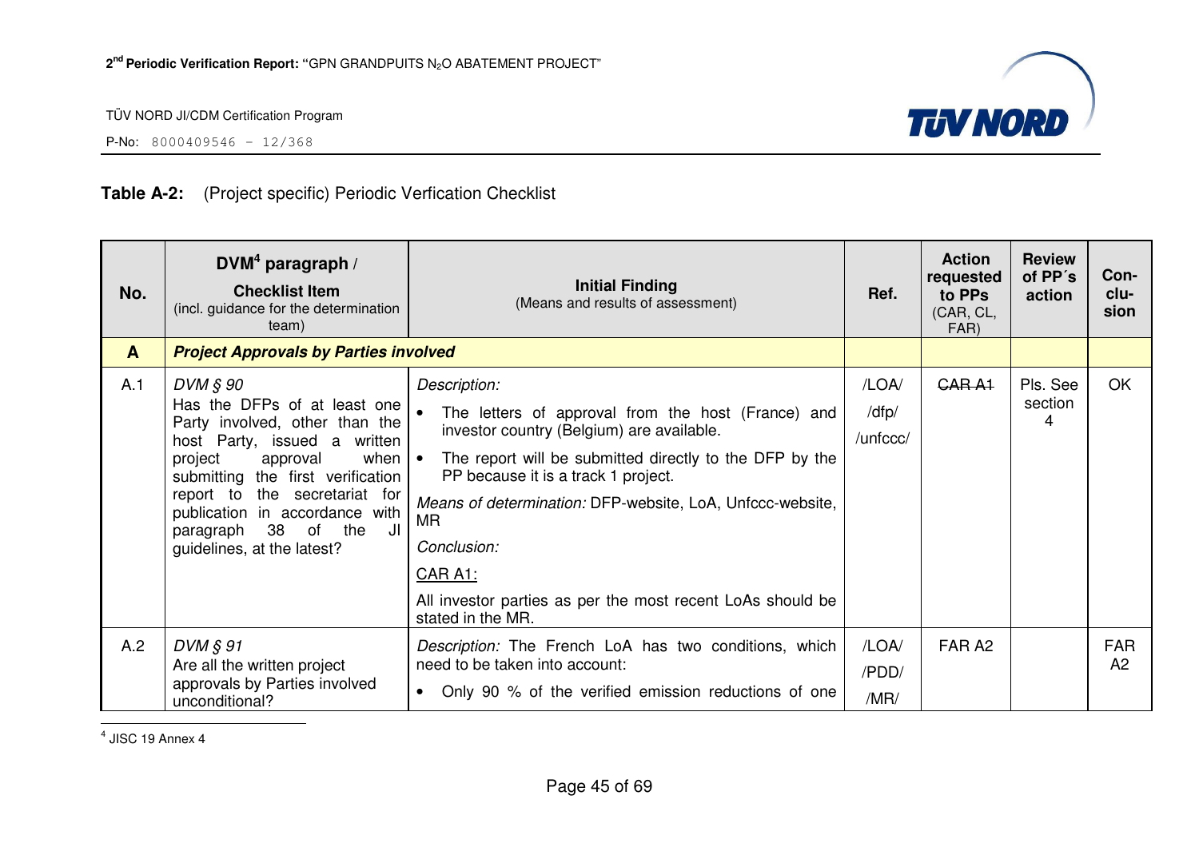**Table A-2:** (Project specific) Periodic Verfication Checklist

| No. | DVM[4] paragraph / **Checklist Item** (incl. guidance for the determination team) | **Initial Finding** (Means and results of assessment) | Ref. | Action requested to PPs (CAR, CL, FAR) | Review of PP´s action | Con-clu-sion |
|---|---|---|---|---|---|---|
| **A** | ***Project Approvals by Parties involved*** | | | | | |
| A.1 | *DVM § 90*<br>Has the DFPs of at least one Party involved, other than the host Party, issued a written project approval when submitting the first verification report to the secretariat for publication in accordance with paragraph 38 of the JI guidelines, at the latest? | *Description:*<br>• The letters of approval from the host (France) and investor country (Belgium) are available.<br>• The report will be submitted directly to the DFP by the PP because it is a track 1 project.<br>*Means of determination:* DFP-website, LoA, Unfccc-website, MR<br>*Conclusion:*<br><u>CAR A1:</u><br>All investor parties as per the most recent LoAs should be stated in the MR. | /LOA/<br>/dfp/<br>/unfccc/ | ~~CAR A1~~ | Pls. See section 4 | OK |
| A.2 | *DVM § 91*<br>Are all the written project approvals by Parties involved unconditional? | *Description:* The French LoA has two conditions, which need to be taken into account:<br>• Only 90 % of the verified emission reductions of one | /LOA/<br>/PDD/<br>/MR/ | FAR A2 | | FAR A2 |

[4] JISC 19 Annex 4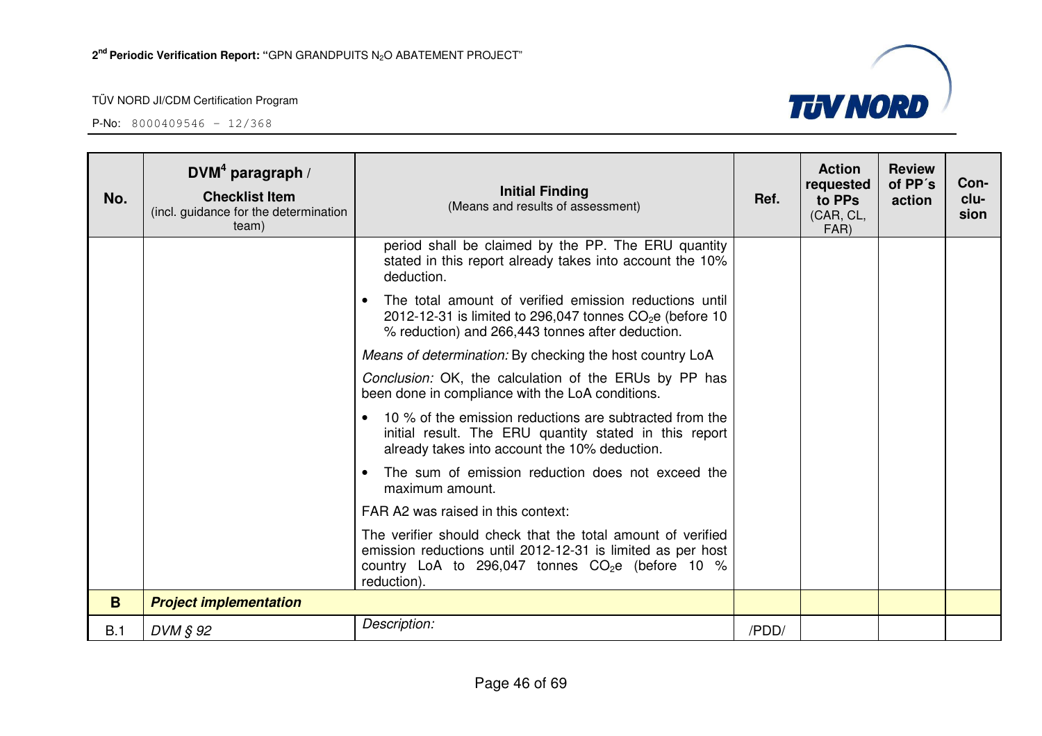| No. | DVM[4] paragraph / **Checklist Item** (incl. guidance for the determination team) | **Initial Finding** (Means and results of assessment) | Ref. | Action requested to PPs (CAR, CL, FAR) | Review of PP´s action | Con-clu-sion |
|---|---|---|---|---|---|---|
| | | period shall be claimed by the PP. The ERU quantity stated in this report already takes into account the 10% deduction.<br>• The total amount of verified emission reductions until 2012-12-31 is limited to 296,047 tonnes $CO_2e$ (before 10 % reduction) and 266,443 tonnes after deduction.<br>*Means of determination:* By checking the host country LoA<br>*Conclusion:* OK, the calculation of the ERUs by PP has been done in compliance with the LoA conditions.<br>• 10 % of the emission reductions are subtracted from the initial result. The ERU quantity stated in this report already takes into account the 10% deduction.<br>• The sum of emission reduction does not exceed the maximum amount.<br>FAR A2 was raised in this context:<br>The verifier should check that the total amount of verified emission reductions until 2012-12-31 is limited as per host country LoA to 296,047 tonnes $CO_2e$ (before 10 % reduction). | | | | |
| **B** | ***Project implementation*** | | | | | |
| B.1 | *DVM § 92* | *Description:* | /PDD/ | | | |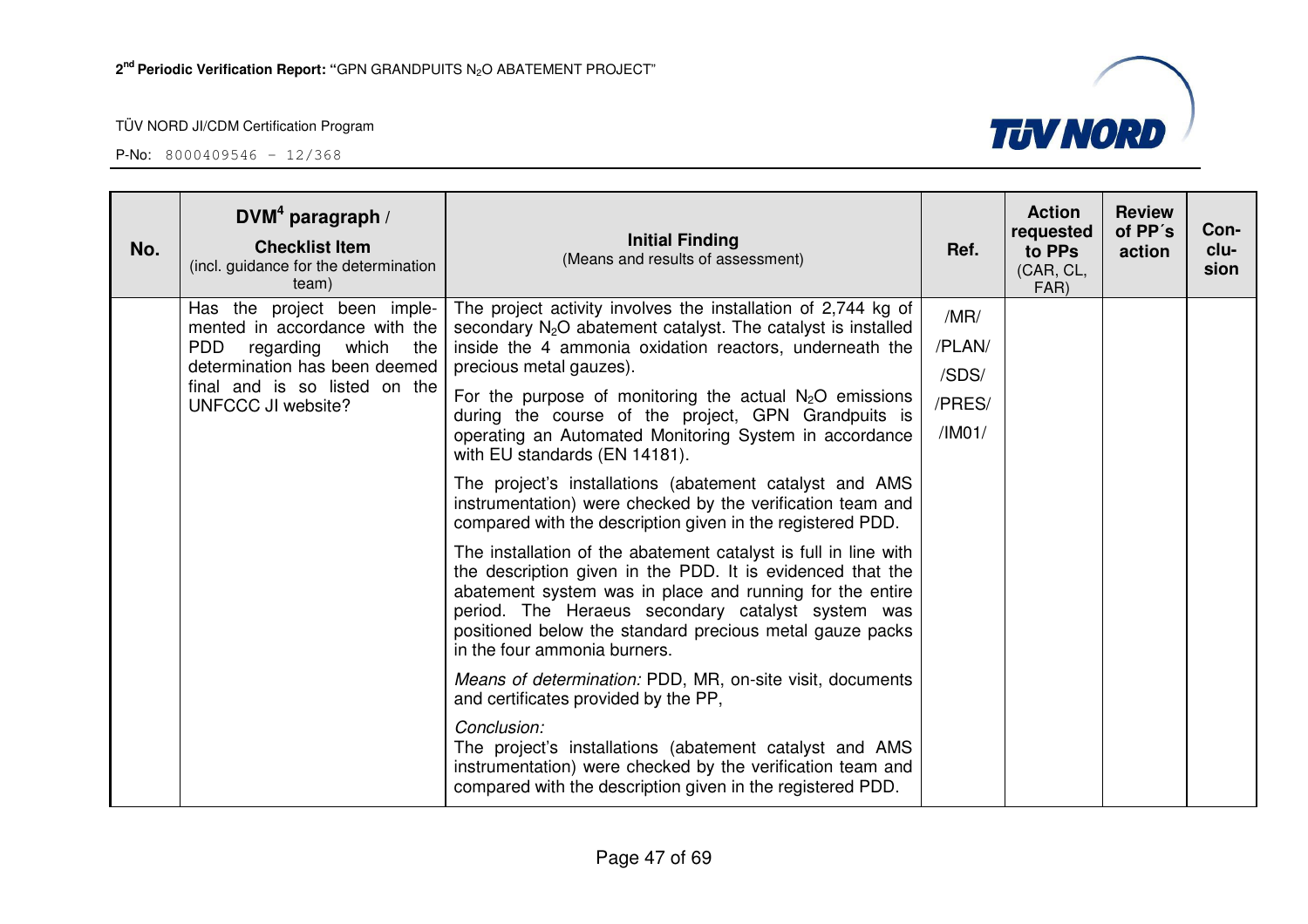| No. | DVM[4] paragraph / **Checklist Item** (incl. guidance for the determination team) | **Initial Finding** (Means and results of assessment) | Ref. | Action requested to PPs (CAR, CL, FAR) | Review of PP´s action | Con-clu-sion |
|---|---|---|---|---|---|---|
| | Has the project been implemented in accordance with the PDD regarding which the determination has been deemed final and is so listed on the UNFCCC JI website? | The project activity involves the installation of 2,744 kg of secondary $N_2O$ abatement catalyst. The catalyst is installed inside the 4 ammonia oxidation reactors, underneath the precious metal gauzes).<br><br>For the purpose of monitoring the actual $N_2O$ emissions during the course of the project, GPN Grandpuits is operating an Automated Monitoring System in accordance with EU standards (EN 14181).<br><br>The project's installations (abatement catalyst and AMS instrumentation) were checked by the verification team and compared with the description given in the registered PDD.<br><br>The installation of the abatement catalyst is full in line with the description given in the PDD. It is evidenced that the abatement system was in place and running for the entire period. The Heraeus secondary catalyst system was positioned below the standard precious metal gauze packs in the four ammonia burners.<br><br>*Means of determination:* PDD, MR, on-site visit, documents and certificates provided by the PP,<br><br>*Conclusion:*<br>The project's installations (abatement catalyst and AMS instrumentation) were checked by the verification team and compared with the description given in the registered PDD. | /MR/<br>/PLAN/<br>/SDS/<br>/PRES/<br>/IM01/ | | | |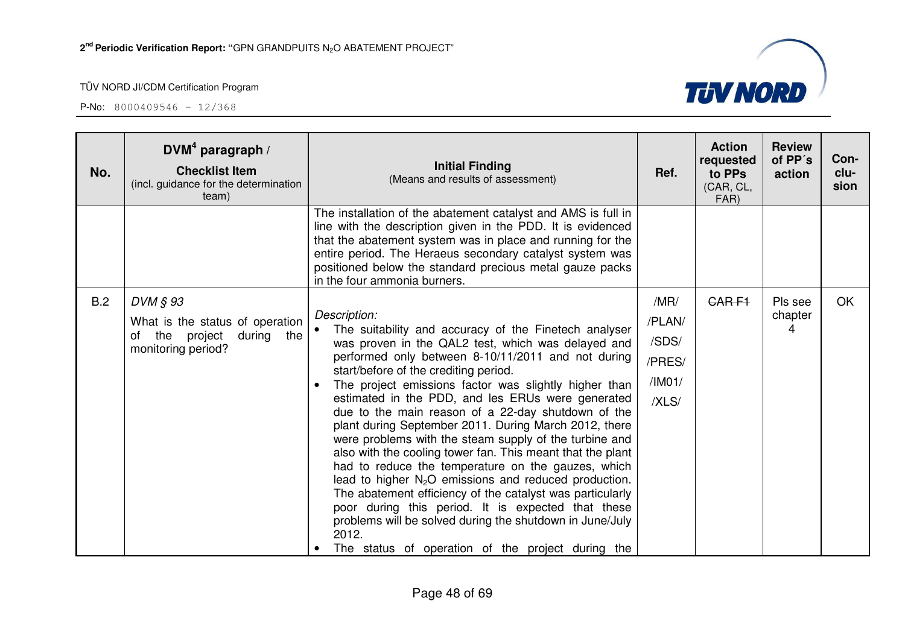| No. | DVM[4] paragraph / **Checklist Item** (incl. guidance for the determination team) | **Initial Finding** (Means and results of assessment) | Ref. | Action requested to PPs (CAR, CL, FAR) | Review of PP´s action | Con-clu-sion |
|---|---|---|---|---|---|---|
| | | The installation of the abatement catalyst and AMS is full in line with the description given in the PDD. It is evidenced that the abatement system was in place and running for the entire period. The Heraeus secondary catalyst system was positioned below the standard precious metal gauze packs in the four ammonia burners. | | | | |
| B.2 | *DVM § 93* What is the status of operation of the project during the monitoring period? | *Description:* <br>• The suitability and accuracy of the Finetech analyser was proven in the QAL2 test, which was delayed and performed only between 8-10/11/2011 and not during start/before of the crediting period. <br>• The project emissions factor was slightly higher than estimated in the PDD, and les ERUs were generated due to the main reason of a 22-day shutdown of the plant during September 2011. During March 2012, there were problems with the steam supply of the turbine and also with the cooling tower fan. This meant that the plant had to reduce the temperature on the gauzes, which lead to higher $N_2O$ emissions and reduced production. The abatement efficiency of the catalyst was particularly poor during this period. It is expected that these problems will be solved during the shutdown in June/July 2012. <br>• The status of operation of the project during the | /MR/ /PLAN/ /SDS/ /PRES/ /IM01/ /XLS/ | ~~CAR F1~~ | Pls see chapter 4 | OK |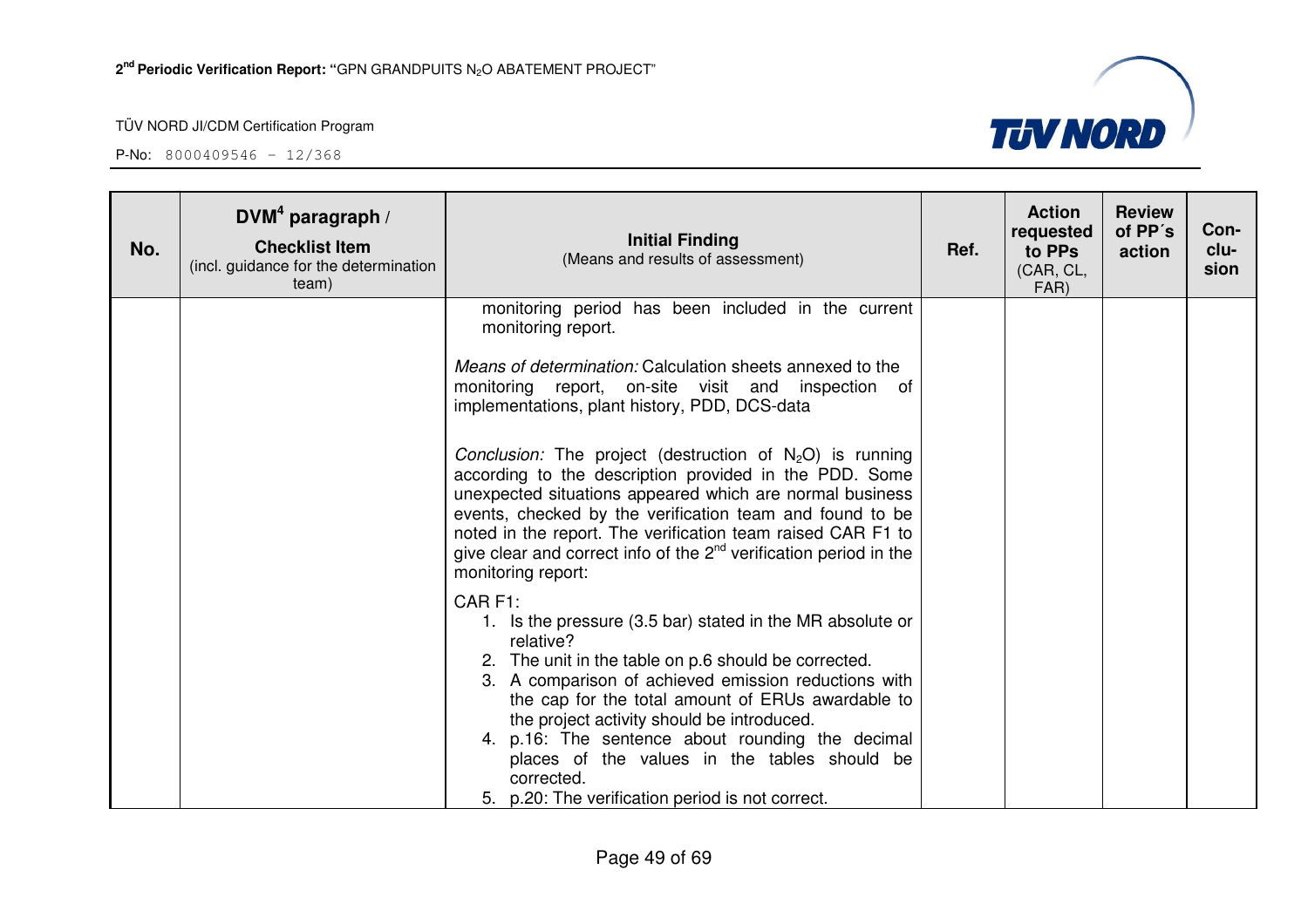| No. | DVM[4] paragraph / **Checklist Item** (incl. guidance for the determination team) | **Initial Finding** (Means and results of assessment) | Ref. | Action requested to PPs (CAR, CL, FAR) | Review of PP´s action | Con-clu-sion |
|---|---|---|---|---|---|---|
| | | monitoring period has been included in the current monitoring report.<br><br>*Means of determination:* Calculation sheets annexed to the monitoring report, on-site visit and inspection of implementations, plant history, PDD, DCS-data<br><br>*Conclusion:* The project (destruction of $N_2O$) is running according to the description provided in the PDD. Some unexpected situations appeared which are normal business events, checked by the verification team and found to be noted in the report. The verification team raised CAR F1 to give clear and correct info of the 2[nd] verification period in the monitoring report:<br><br>CAR F1:<br>1. Is the pressure (3.5 bar) stated in the MR absolute or relative?<br>2. The unit in the table on p.6 should be corrected.<br>3. A comparison of achieved emission reductions with the cap for the total amount of ERUs awardable to the project activity should be introduced.<br>4. p.16: The sentence about rounding the decimal places of the values in the tables should be corrected.<br>5. p.20: The verification period is not correct. | | | | |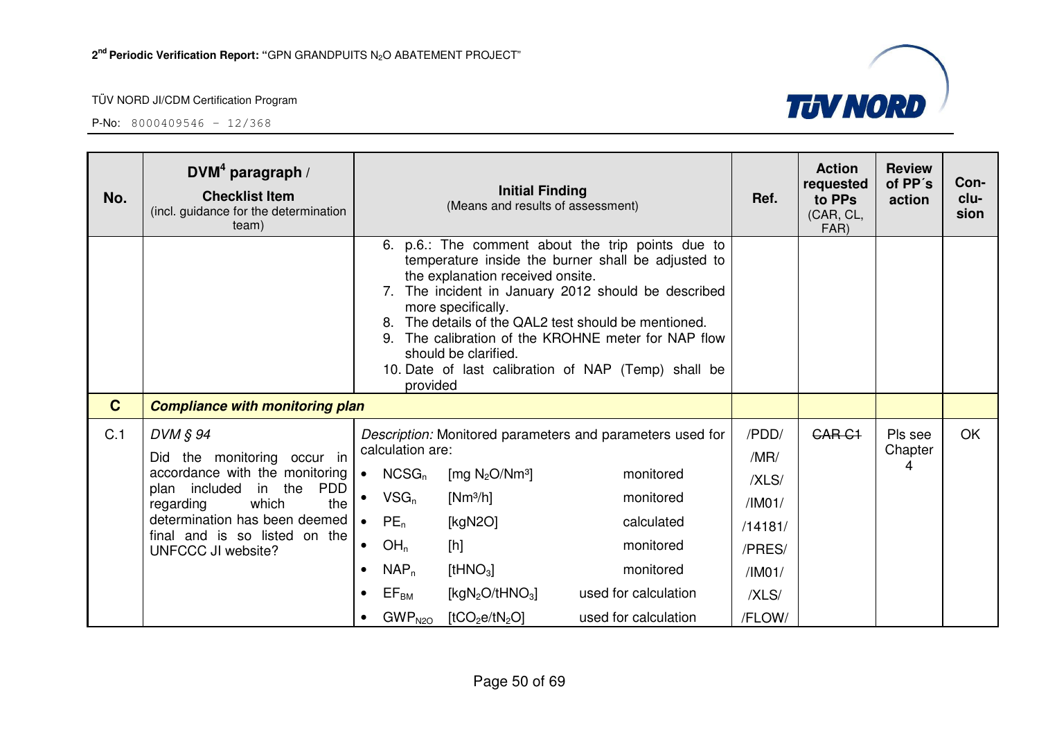| No. | DVM[4] paragraph / **Checklist Item** (incl. guidance for the determination team) | **Initial Finding** (Means and results of assessment) | Ref. | Action requested to PPs (CAR, CL, FAR) | Review of PP´s action | Con-clu-sion |
|---|---|---|---|---|---|---|
| | | 6. p.6.: The comment about the trip points due to temperature inside the burner shall be adjusted to the explanation received onsite.<br>7. The incident in January 2012 should be described more specifically.<br>8. The details of the QAL2 test should be mentioned.<br>9. The calibration of the KROHNE meter for NAP flow should be clarified.<br>10. Date of last calibration of NAP (Temp) shall be provided | | | | |
| **C** | ***Compliance with monitoring plan*** | | | | | |
| C.1 | *DVM § 94*<br>Did the monitoring occur in accordance with the monitoring plan included in the PDD regarding which the determination has been deemed final and is so listed on the UNFCCC JI website? | *Description:* Monitored parameters and parameters used for calculation are:<br>• $NCSG_n$ [mg $N_2O$/Nm³] monitored<br>• $VSG_n$ [Nm³/h] monitored<br>• $PE_n$ [kgN2O] calculated<br>• $OH_n$ [h] monitored<br>• $NAP_n$ [t$HNO_3$] monitored<br>• $EF_{BM}$ [kg$N_2O$/t$HNO_3$] used for calculation<br>• $GWP_{N2O}$ [t$CO_2$e/t$N_2O$] used for calculation | /PDD/<br>/MR/<br>/XLS/<br>/IM01/<br>/14181/<br>/PRES/<br>/IM01/<br>/XLS/<br>/FLOW/ | ~~CAR C1~~ | Pls see Chapter 4 | OK |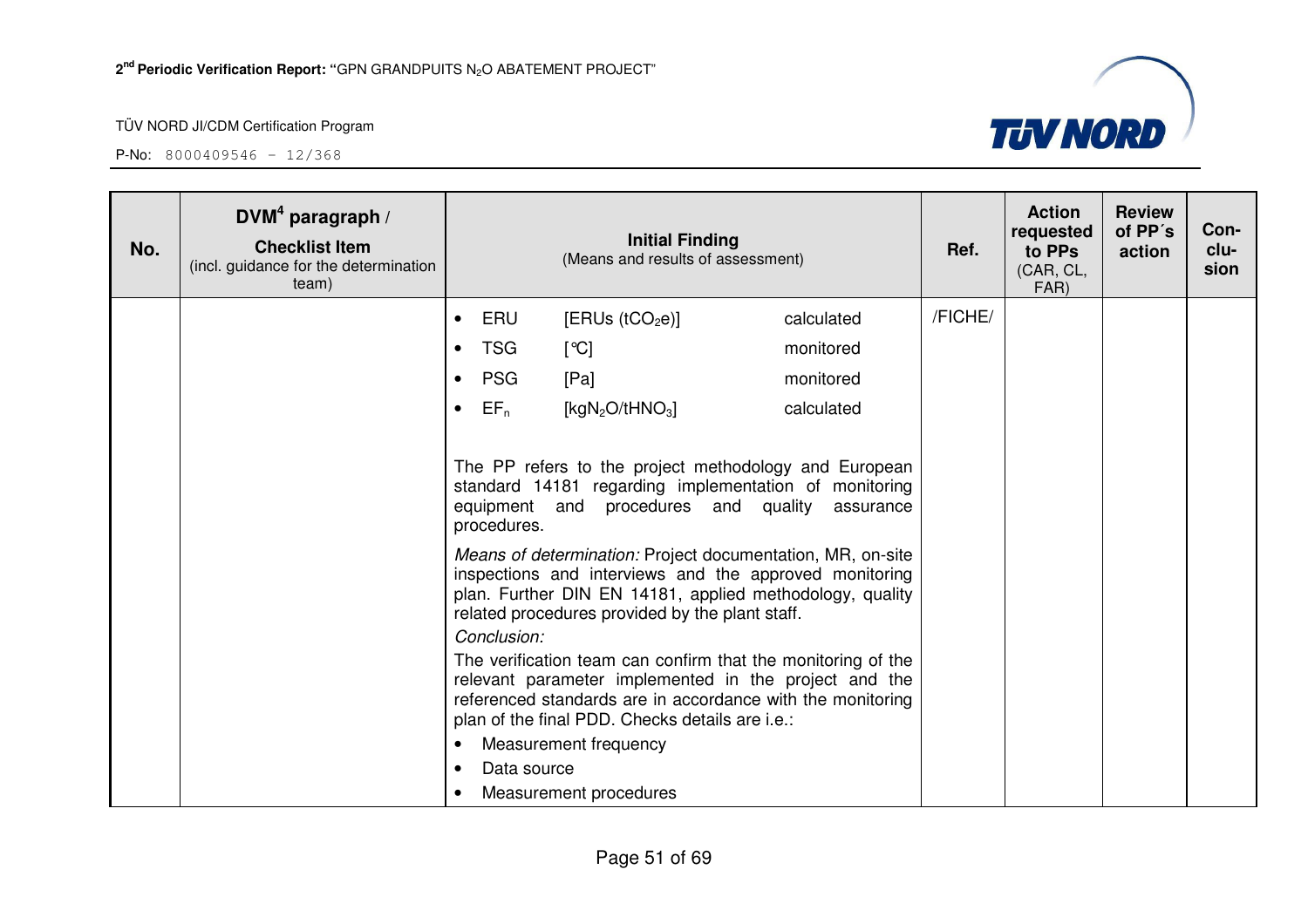| No. | DVM[4] paragraph / **Checklist Item** (incl. guidance for the determination team) | **Initial Finding** (Means and results of assessment) | Ref. | Action requested to PPs (CAR, CL, FAR) | Review of PP´s action | Con-clu-sion |
|---|---|---|---|---|---|---|
| | | • ERU [ERUs ($tCO_2e$)] calculated<br>• TSG [°C] monitored<br>• PSG [Pa] monitored<br>• $EF_n$ [$kgN_2O/tHNO_3$] calculated<br><br>The PP refers to the project methodology and European standard 14181 regarding implementation of monitoring equipment and procedures and quality assurance procedures.<br><br>*Means of determination:* Project documentation, MR, on-site inspections and interviews and the approved monitoring plan. Further DIN EN 14181, applied methodology, quality related procedures provided by the plant staff.<br>*Conclusion:*<br>The verification team can confirm that the monitoring of the relevant parameter implemented in the project and the referenced standards are in accordance with the monitoring plan of the final PDD. Checks details are i.e.:<br>• Measurement frequency<br>• Data source<br>• Measurement procedures | /FICHE/ | | | |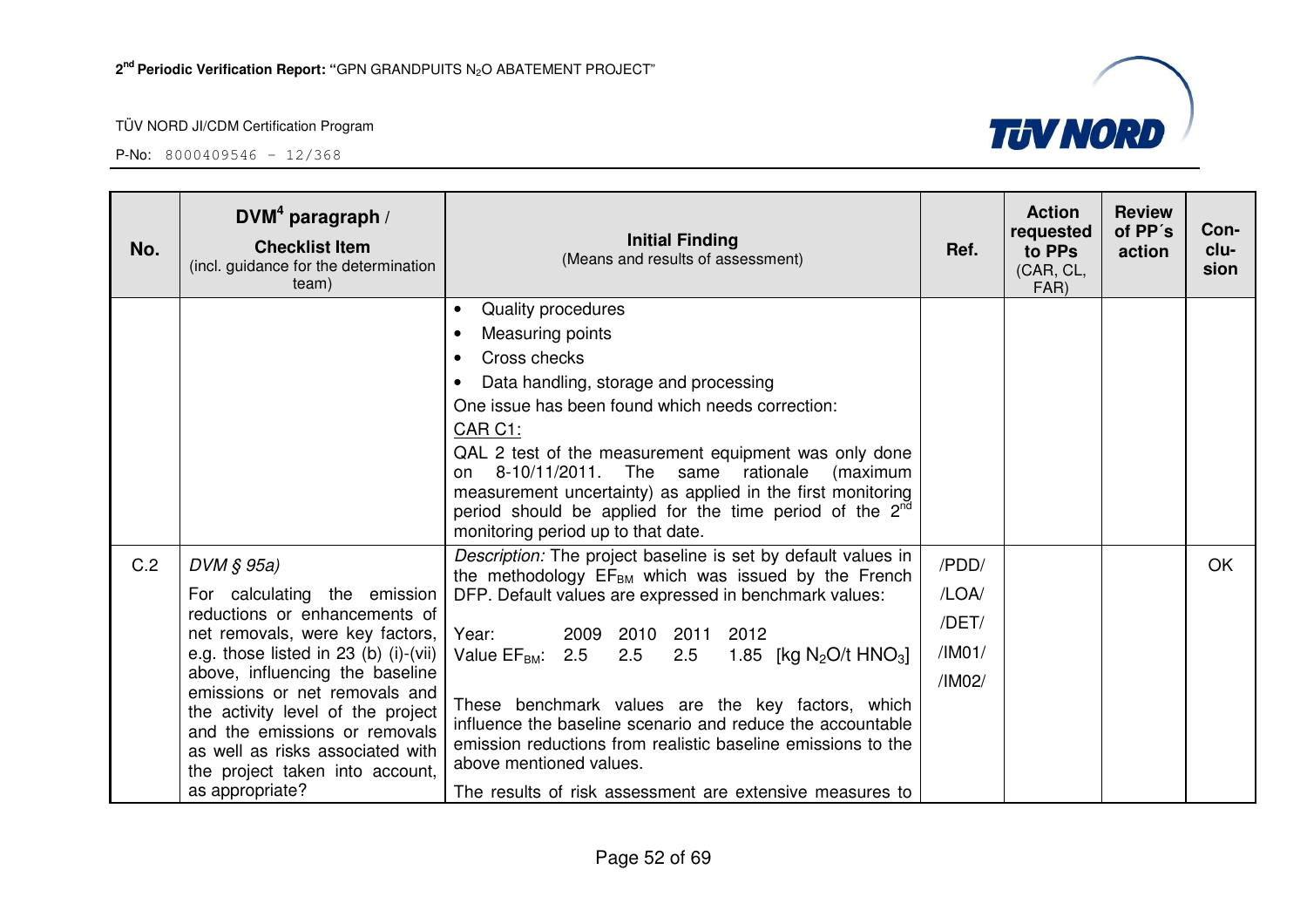| No. | DVM[4] paragraph / **Checklist Item** (incl. guidance for the determination team) | **Initial Finding** (Means and results of assessment) | Ref. | Action requested to PPs (CAR, CL, FAR) | Review of PP´s action | Con-clu-sion |
|---|---|---|---|---|---|---|
| | | • Quality procedures<br>• Measuring points<br>• Cross checks<br>• Data handling, storage and processing<br>One issue has been found which needs correction:<br><u>CAR C1:</u><br>QAL 2 test of the measurement equipment was only done on 8-10/11/2011. The same rationale (maximum measurement uncertainty) as applied in the first monitoring period should be applied for the time period of the 2[nd] monitoring period up to that date. | | | | |
| C.2 | *DVM § 95a)*<br>For calculating the emission reductions or enhancements of net removals, were key factors, e.g. those listed in 23 (b) (i)-(vii) above, influencing the baseline emissions or net removals and the activity level of the project and the emissions or removals as well as risks associated with the project taken into account, as appropriate? | *Description:* The project baseline is set by default values in the methodology $EF_{BM}$ which was issued by the French DFP. Default values are expressed in benchmark values:<br><br>Year: 2009 2010 2011 2012<br>Value $EF_{BM}$: 2.5 2.5 2.5 1.85 [kg $N_2O$/t $HNO_3$]<br><br>These benchmark values are the key factors, which influence the baseline scenario and reduce the accountable emission reductions from realistic baseline emissions to the above mentioned values.<br>The results of risk assessment are extensive measures to | /PDD/<br>/LOA/<br>/DET/<br>/IM01/<br>/IM02/ | | | OK |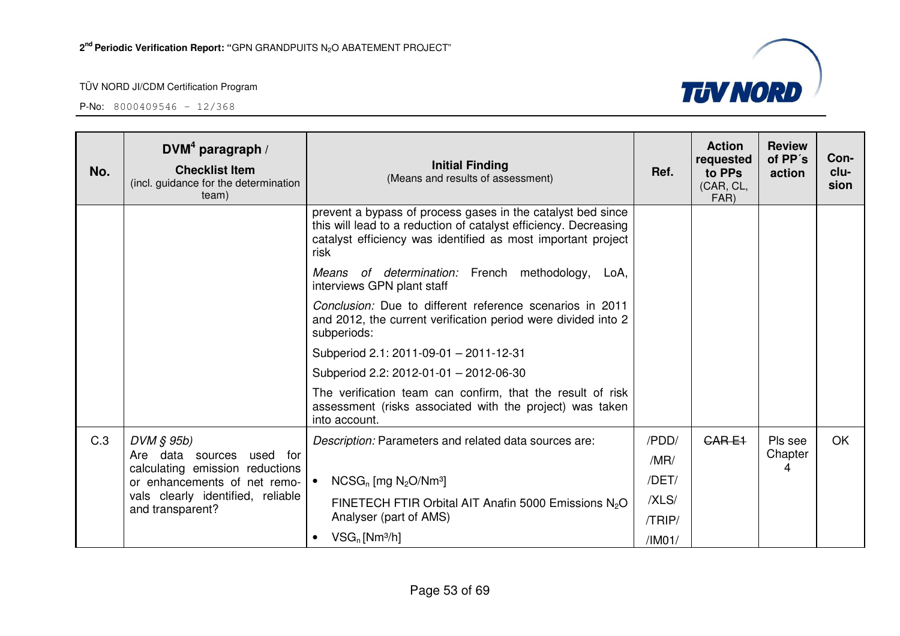| No. | DVM[4] paragraph / **Checklist Item** (incl. guidance for the determination team) | **Initial Finding** (Means and results of assessment) | Ref. | Action requested to PPs (CAR, CL, FAR) | Review of PP´s action | Con-clu-sion |
|---|---|---|---|---|---|---|
| | | prevent a bypass of process gases in the catalyst bed since this will lead to a reduction of catalyst efficiency. Decreasing catalyst efficiency was identified as most important project risk<br><br>*Means of determination:* French methodology, LoA, interviews GPN plant staff<br><br>*Conclusion:* Due to different reference scenarios in 2011 and 2012, the current verification period were divided into 2 subperiods:<br><br>Subperiod 2.1: 2011-09-01 – 2011-12-31<br><br>Subperiod 2.2: 2012-01-01 – 2012-06-30<br><br>The verification team can confirm, that the result of risk assessment (risks associated with the project) was taken into account. | | | | |
| C.3 | *DVM § 95b)*<br>Are data sources used for calculating emission reductions or enhancements of net removals clearly identified, reliable and transparent? | *Description:* Parameters and related data sources are:<br><br>• $NCSG_n$ [mg $N_2O$/Nm³]<br>FINETECH FTIR Orbital AIT Anafin 5000 Emissions $N_2O$ Analyser (part of AMS)<br>• $VSG_n$ [Nm³/h] | /PDD/<br>/MR/<br>/DET/<br>/XLS/<br>/TRIP/<br>/IM01/ | ~~CAR E1~~ | Pls see Chapter 4 | OK |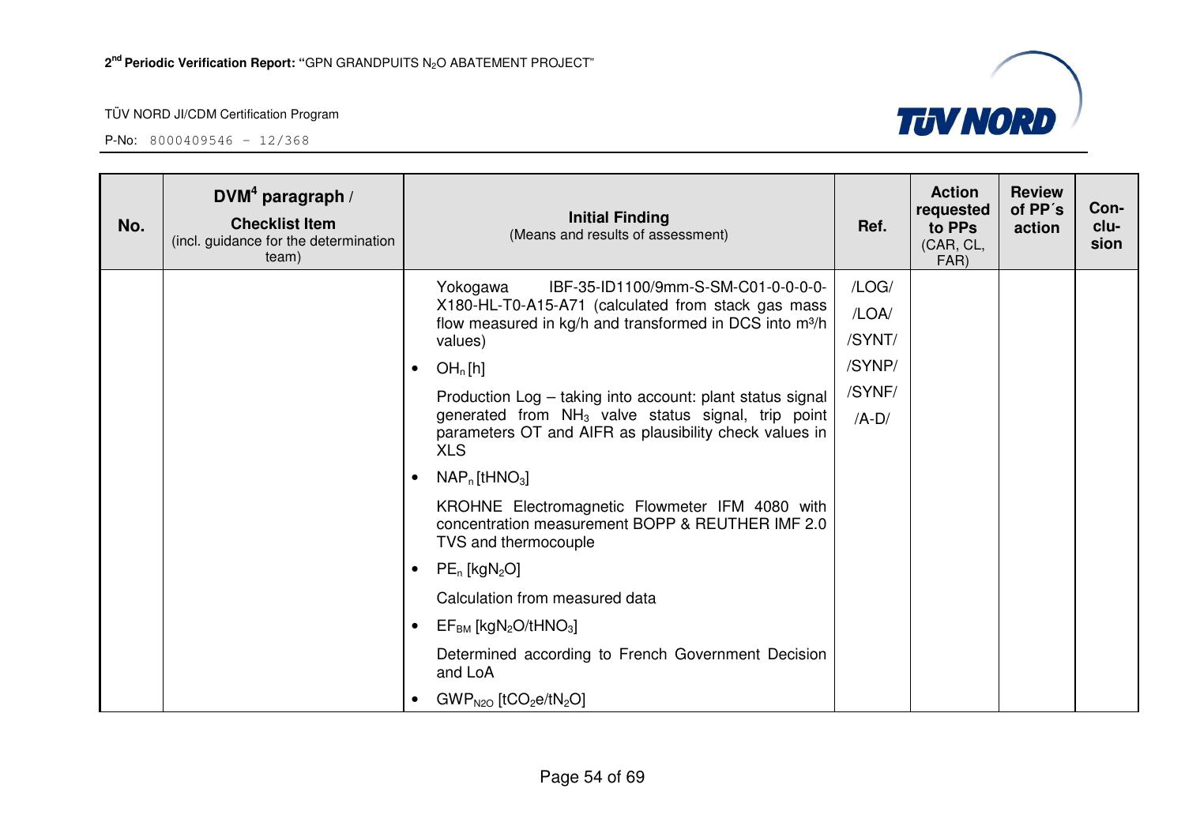| No. | DVM[4] paragraph / **Checklist Item** (incl. guidance for the determination team) | **Initial Finding** (Means and results of assessment) | Ref. | Action requested to PPs (CAR, CL, FAR) | Review of PP´s action | Con-clu-sion |
|---|---|---|---|---|---|---|
| | | Yokogawa IBF-35-ID1100/9mm-S-SM-C01-0-0-0-0-X180-HL-T0-A15-A71 (calculated from stack gas mass flow measured in kg/h and transformed in DCS into m³/h values)<br>• $OH_n$ [h]<br>Production Log – taking into account: plant status signal generated from $NH_3$ valve status signal, trip point parameters OT and AIFR as plausibility check values in XLS<br>• $NAP_n$ [$tHNO_3$]<br>KROHNE Electromagnetic Flowmeter IFM 4080 with concentration measurement BOPP & REUTHER IMF 2.0 TVS and thermocouple<br>• $PE_n$ [$kgN_2O$]<br>Calculation from measured data<br>• $EF_{BM}$ [$kgN_2O/tHNO_3$]<br>Determined according to French Government Decision and LoA<br>• $GWP_{N2O}$ [$tCO_2e/tN_2O$] | /LOG/<br>/LOA/<br>/SYNT/<br>/SYNP/<br>/SYNF/<br>/A-D/ | | | |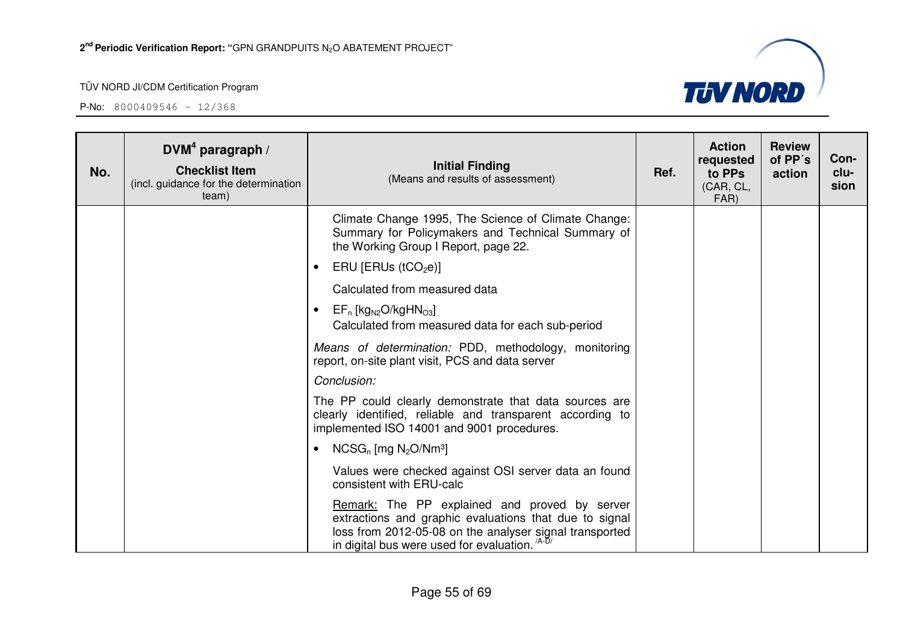| No. | DVM[4] paragraph / Checklist Item (incl. guidance for the determination team) | Initial Finding (Means and results of assessment) | Ref. | Action requested to PPs (CAR, CL, FAR) | Review of PP´s action | Con-clu-sion |
|---|---|---|---|---|---|---|
| | | Climate Change 1995, The Science of Climate Change: Summary for Policymakers and Technical Summary of the Working Group I Report, page 22.<br>• ERU [ERUs ($tCO_2e$)]<br>Calculated from measured data<br>• $EF_n$ [$kg_{N2}O/kgHN_{O3}$]<br>Calculated from measured data for each sub-period<br>*Means of determination:* PDD, methodology, monitoring report, on-site plant visit, PCS and data server<br>*Conclusion:*<br>The PP could clearly demonstrate that data sources are clearly identified, reliable and transparent according to implemented ISO 14001 and 9001 procedures.<br>• $NCSG_n$ [mg $N_2O/Nm^3$]<br>Values were checked against OSI server data an found consistent with ERU-calc<br>Remark: The PP explained and proved by server extractions and graphic evaluations that due to signal loss from 2012-05-08 on the analyser signal transported in digital bus were used for evaluation. /A-D/ | | | | |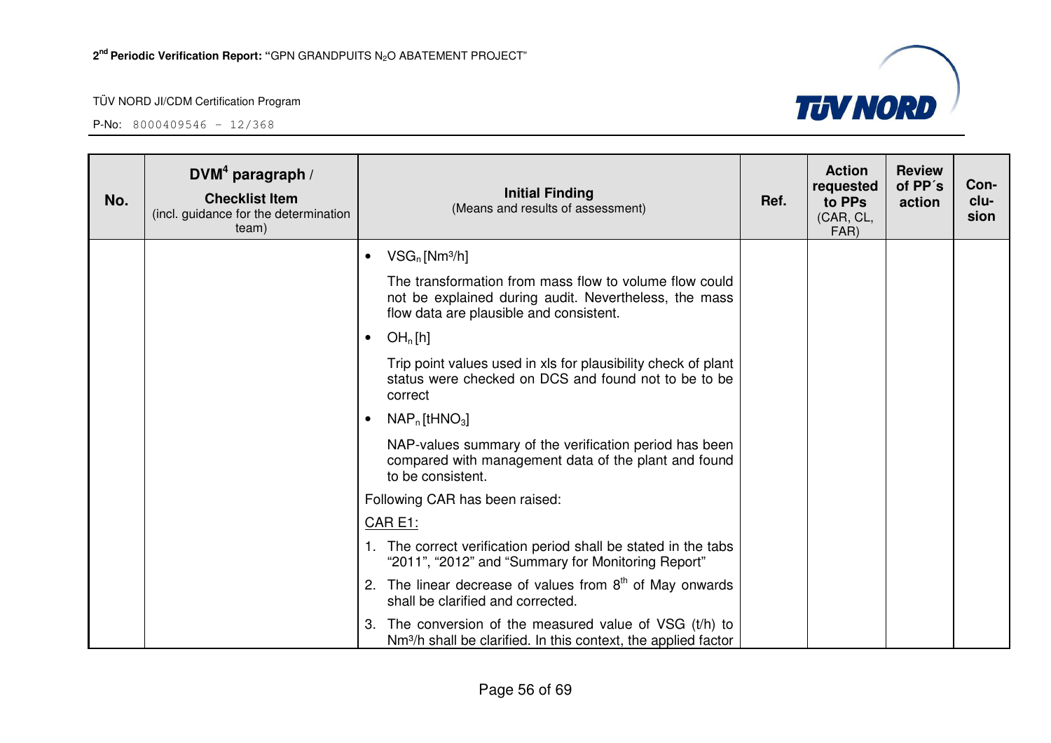| No. | DVM[4] paragraph / Checklist Item (incl. guidance for the determination team) | Initial Finding (Means and results of assessment) | Ref. | Action requested to PPs (CAR, CL, FAR) | Review of PP´s action | Con-clu-sion |
|---|---|---|---|---|---|---|
| | | • $VSG_n$ [Nm³/h]<br><br>The transformation from mass flow to volume flow could not be explained during audit. Nevertheless, the mass flow data are plausible and consistent.<br><br>• $OH_n$ [h]<br><br>Trip point values used in xls for plausibility check of plant status were checked on DCS and found not to be to be correct<br><br>• $NAP_n$ [$tHNO_3$]<br><br>NAP-values summary of the verification period has been compared with management data of the plant and found to be consistent.<br><br>Following CAR has been raised:<br><br>CAR E1:<br><br>1. The correct verification period shall be stated in the tabs "2011", "2012" and "Summary for Monitoring Report"<br>2. The linear decrease of values from 8th of May onwards shall be clarified and corrected.<br>3. The conversion of the measured value of VSG (t/h) to Nm³/h shall be clarified. In this context, the applied factor | | | | |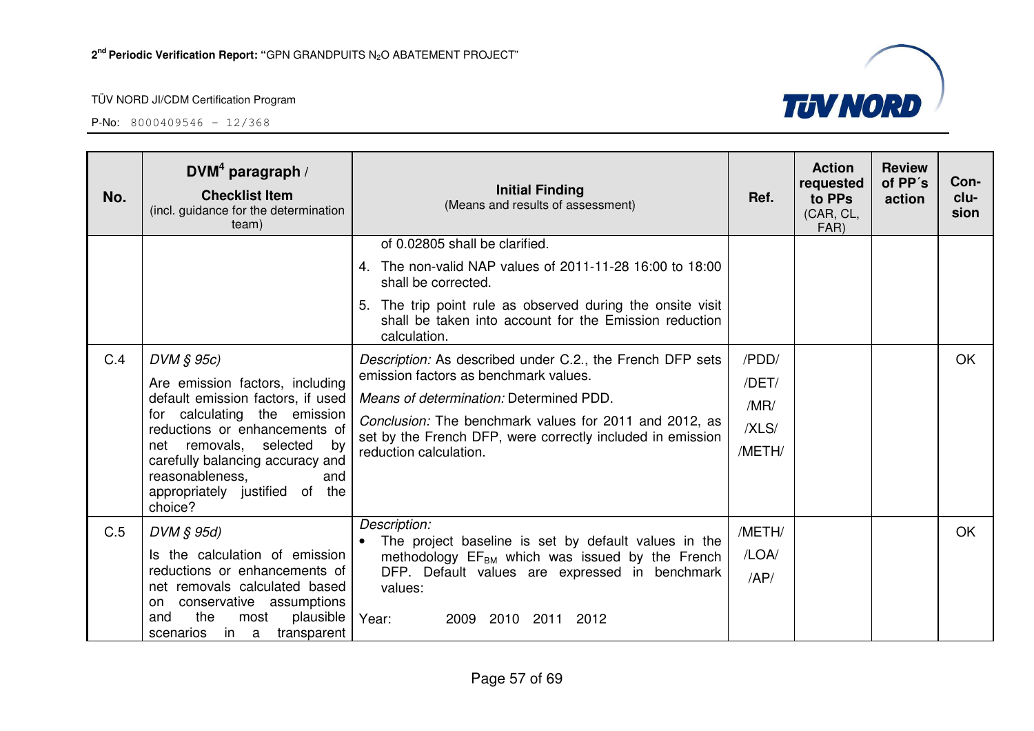| No. | DVM[4] paragraph / **Checklist Item** (incl. guidance for the determination team) | **Initial Finding** (Means and results of assessment) | Ref. | Action requested to PPs (CAR, CL, FAR) | Review of PP´s action | Con-clu-sion |
|---|---|---|---|---|---|---|
| | | of 0.02805 shall be clarified.<br>4. The non-valid NAP values of 2011-11-28 16:00 to 18:00 shall be corrected.<br>5. The trip point rule as observed during the onsite visit shall be taken into account for the Emission reduction calculation. | | | | |
| C.4 | *DVM § 95c)*<br>Are emission factors, including default emission factors, if used for calculating the emission reductions or enhancements of net removals, selected by carefully balancing accuracy and reasonableness, and appropriately justified of the choice? | *Description:* As described under C.2., the French DFP sets emission factors as benchmark values.<br>*Means of determination:* Determined PDD.<br>*Conclusion:* The benchmark values for 2011 and 2012, as set by the French DFP, were correctly included in emission reduction calculation. | /PDD/<br>/DET/<br>/MR/<br>/XLS/<br>/METH/ | | | OK |
| C.5 | *DVM § 95d)*<br>Is the calculation of emission reductions or enhancements of net removals calculated based on conservative assumptions and the most plausible scenarios in a transparent | *Description:*<br>• The project baseline is set by default values in the methodology $EF_{BM}$ which was issued by the French DFP. Default values are expressed in benchmark values:<br><br>Year: 2009 2010 2011 2012 | /METH/<br>/LOA/<br>/AP/ | | | OK |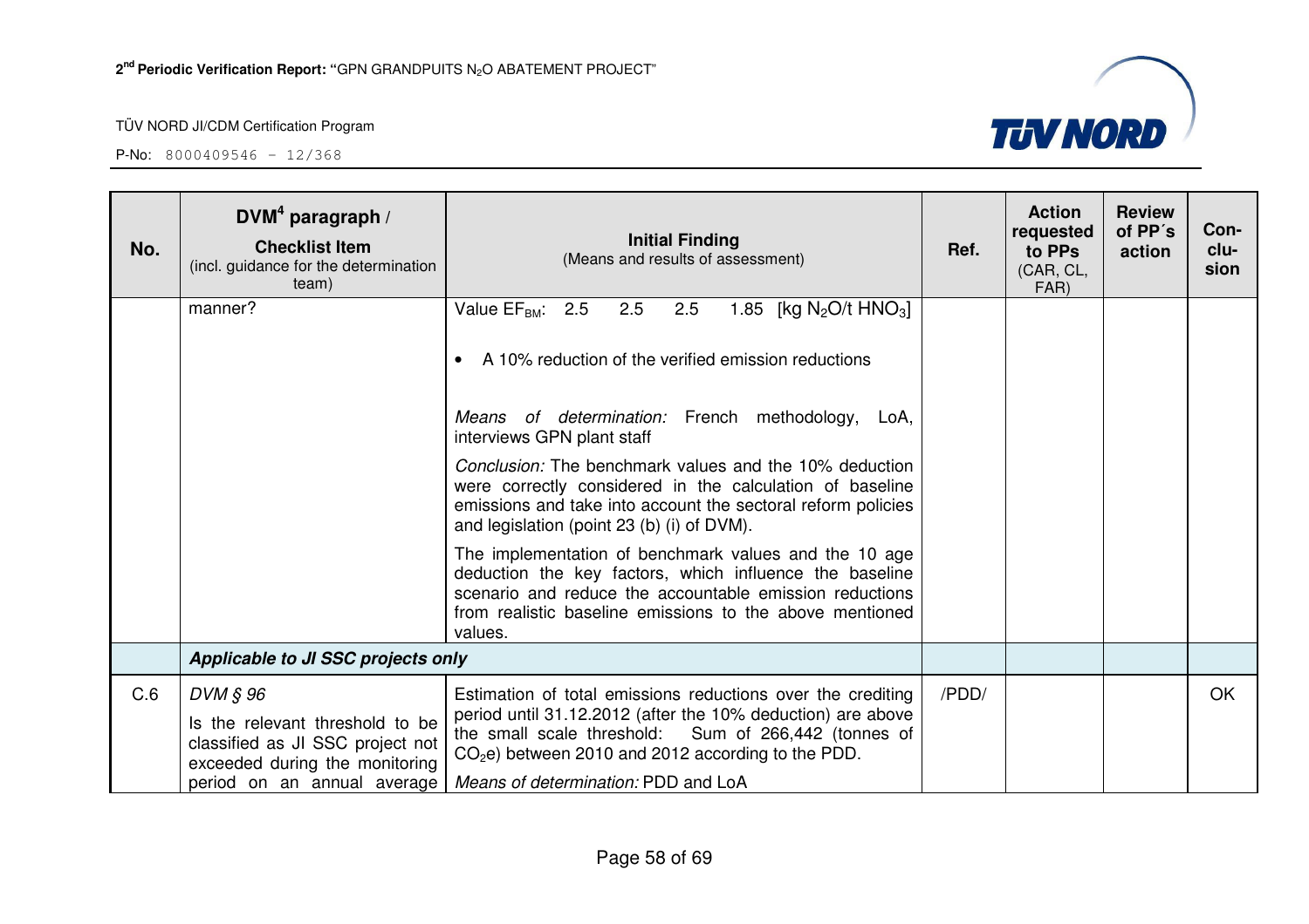| No. | DVM[4] paragraph / **Checklist Item** (incl. guidance for the determination team) | **Initial Finding** (Means and results of assessment) | Ref. | Action requested to PPs (CAR, CL, FAR) | Review of PP´s action | Con-clu-sion |
|---|---|---|---|---|---|---|
| | manner? | Value $EF_{BM}$: 2.5 2.5 2.5 1.85 [kg $N_2O$/t $HNO_3$]<br><br>• A 10% reduction of the verified emission reductions<br><br>*Means of determination:* French methodology, LoA, interviews GPN plant staff<br><br>*Conclusion:* The benchmark values and the 10% deduction were correctly considered in the calculation of baseline emissions and take into account the sectoral reform policies and legislation (point 23 (b) (i) of DVM).<br><br>The implementation of benchmark values and the 10 age deduction the key factors, which influence the baseline scenario and reduce the accountable emission reductions from realistic baseline emissions to the above mentioned values. | | | | |
| | ***Applicable to JI SSC projects only*** | | | | | |
| C.6 | *DVM § 96*<br><br>Is the relevant threshold to be classified as JI SSC project not exceeded during the monitoring period on an annual average | Estimation of total emissions reductions over the crediting period until 31.12.2012 (after the 10% deduction) are above the small scale threshold: Sum of 266,442 (tonnes of $CO_2$e) between 2010 and 2012 according to the PDD.<br><br>*Means of determination:* PDD and LoA | /PDD/ | | | OK |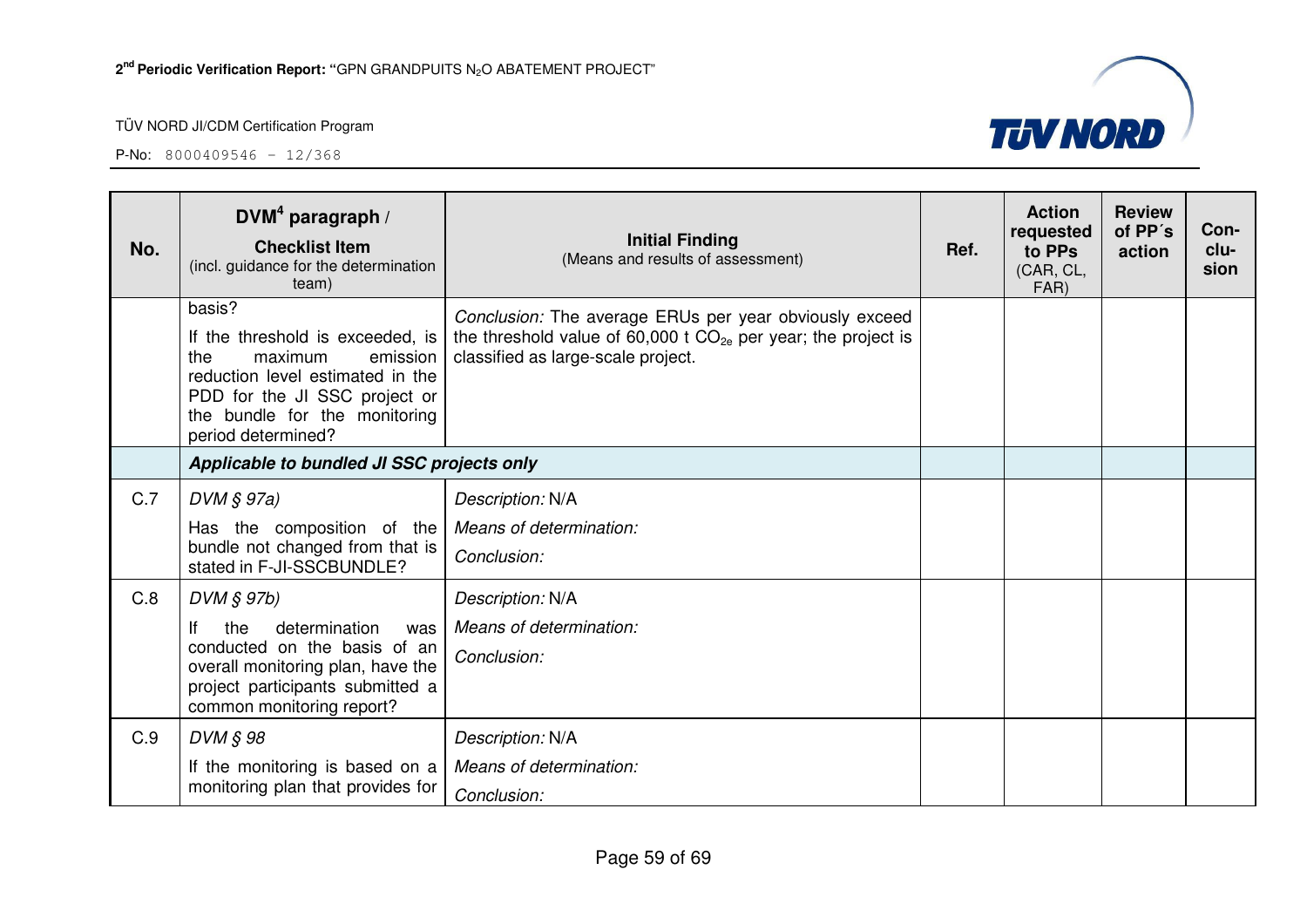| No. | DVM[4] paragraph / **Checklist Item** (incl. guidance for the determination team) | **Initial Finding** (Means and results of assessment) | Ref. | Action requested to PPs (CAR, CL, FAR) | Review of PP´s action | Con-clu-sion |
|---|---|---|---|---|---|---|
| | basis? If the threshold is exceeded, is the maximum emission reduction level estimated in the PDD for the JI SSC project or the bundle for the monitoring period determined? | *Conclusion:* The average ERUs per year obviously exceed the threshold value of 60,000 t $CO_{2e}$ per year; the project is classified as large-scale project. | | | | |
| | ***Applicable to bundled JI SSC projects only*** | | | | | |
| C.7 | *DVM § 97a)* Has the composition of the bundle not changed from that is stated in F-JI-SSCBUNDLE? | *Description:* N/A *Means of determination:* *Conclusion:* | | | | |
| C.8 | *DVM § 97b)* If the determination was conducted on the basis of an overall monitoring plan, have the project participants submitted a common monitoring report? | *Description:* N/A *Means of determination:* *Conclusion:* | | | | |
| C.9 | *DVM § 98* If the monitoring is based on a monitoring plan that provides for | *Description:* N/A *Means of determination:* *Conclusion:* | | | | |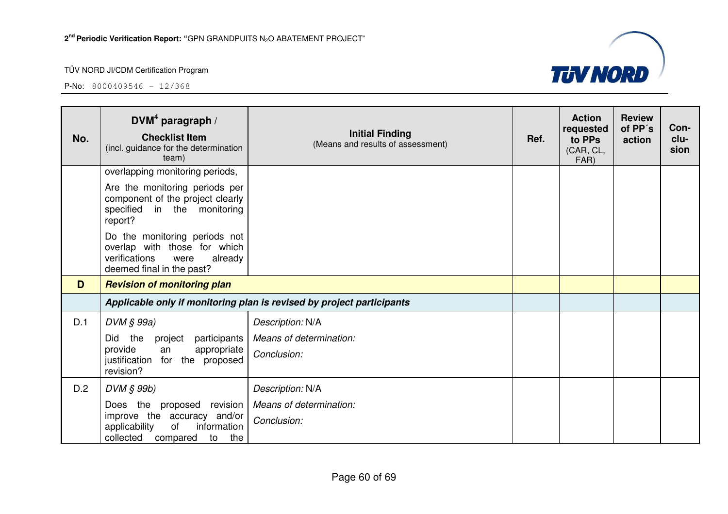| No. | DVM[4] paragraph / **Checklist Item** (incl. guidance for the determination team) | **Initial Finding** (Means and results of assessment) | Ref. | Action requested to PPs (CAR, CL, FAR) | Review of PP´s action | Con-clu-sion |
|---|---|---|---|---|---|---|
| | overlapping monitoring periods, Are the monitoring periods per component of the project clearly specified in the monitoring report? Do the monitoring periods not overlap with those for which verifications were already deemed final in the past? | | | | | |
| **D** | ***Revision of monitoring plan*** | | | | | |
| | ***Applicable only if monitoring plan is revised by project participants*** | | | | | |
| D.1 | *DVM § 99a)* Did the project participants provide an appropriate justification for the proposed revision? | *Description:* N/A *Means of determination:* *Conclusion:* | | | | |
| D.2 | *DVM § 99b)* Does the proposed revision improve the accuracy and/or applicability of information collected compared to the | *Description:* N/A *Means of determination:* *Conclusion:* | | | | |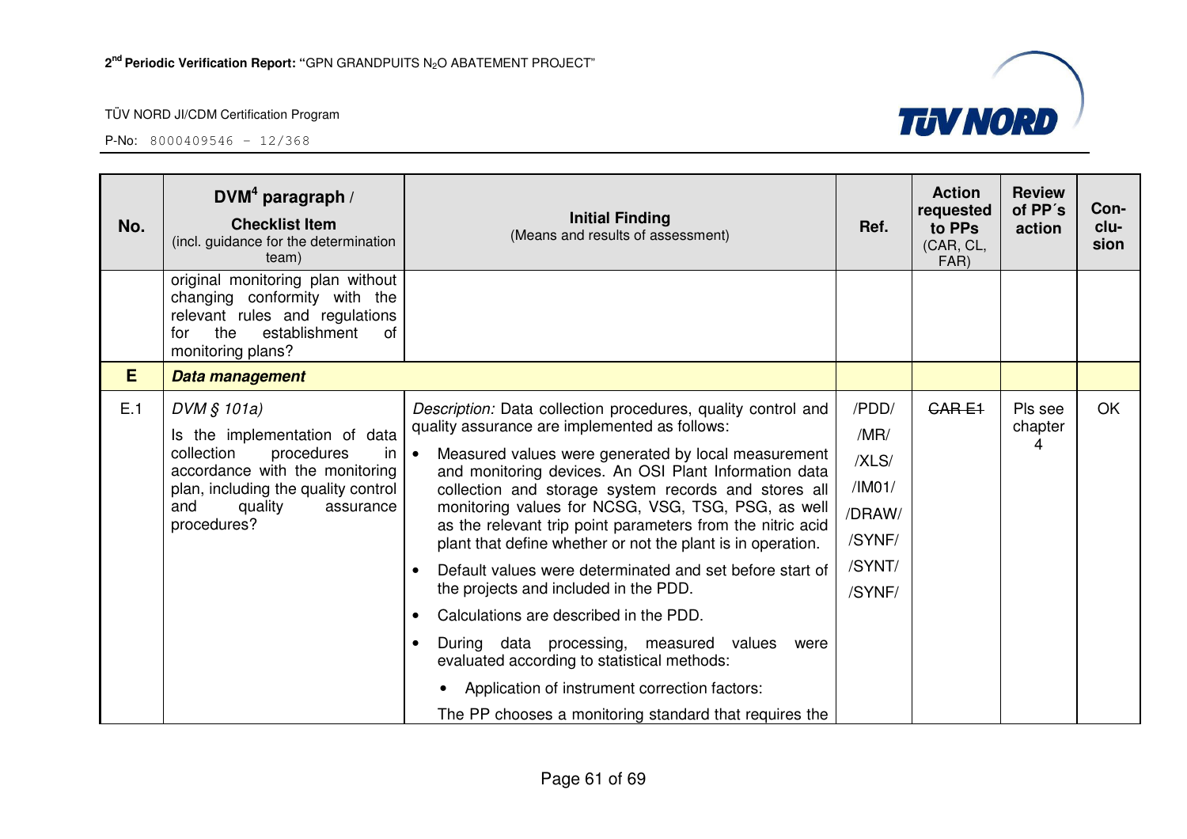| No. | DVM[4] paragraph / **Checklist Item** (incl. guidance for the determination team) | **Initial Finding** (Means and results of assessment) | Ref. | Action requested to PPs (CAR, CL, FAR) | Review of PP´s action | Con-clu-sion |
|---|---|---|---|---|---|---|
| | original monitoring plan without changing conformity with the relevant rules and regulations for the establishment of monitoring plans? | | | | | |
| **E** | ***Data management*** | | | | | |
| E.1 | *DVM § 101a)* Is the implementation of data collection procedures in accordance with the monitoring plan, including the quality control and quality assurance procedures? | *Description:* Data collection procedures, quality control and quality assurance are implemented as follows: <br>• Measured values were generated by local measurement and monitoring devices. An OSI Plant Information data collection and storage system records and stores all monitoring values for NCSG, VSG, TSG, PSG, as well as the relevant trip point parameters from the nitric acid plant that define whether or not the plant is in operation. <br>• Default values were determinated and set before start of the projects and included in the PDD. <br>• Calculations are described in the PDD. <br>• During data processing, measured values were evaluated according to statistical methods: <br>• Application of instrument correction factors: <br>The PP chooses a monitoring standard that requires the | /PDD/ /MR/ /XLS/ /IM01/ /DRAW/ /SYNF/ /SYNT/ /SYNF/ | ~~CAR E1~~ | Pls see chapter 4 | OK |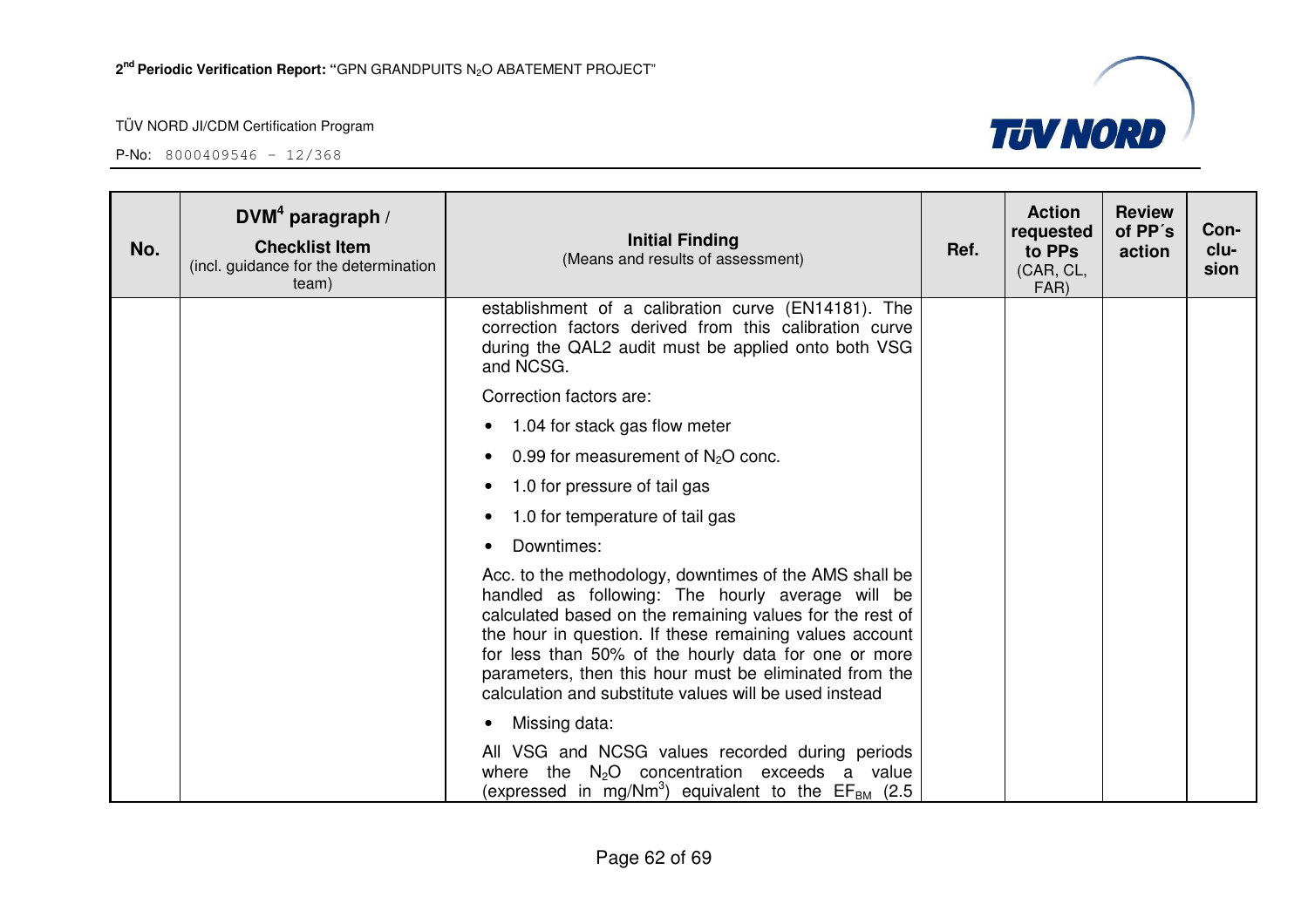| No. | DVM[4] paragraph / Checklist Item (incl. guidance for the determination team) | Initial Finding (Means and results of assessment) | Ref. | Action requested to PPs (CAR, CL, FAR) | Review of PP´s action | Con-clu-sion |
|---|---|---|---|---|---|---|
| | | establishment of a calibration curve (EN14181). The correction factors derived from this calibration curve during the QAL2 audit must be applied onto both VSG and NCSG.<br><br>Correction factors are:<br><br>• 1.04 for stack gas flow meter<br>• 0.99 for measurement of $N_2O$ conc.<br>• 1.0 for pressure of tail gas<br>• 1.0 for temperature of tail gas<br>• Downtimes:<br><br>Acc. to the methodology, downtimes of the AMS shall be handled as following: The hourly average will be calculated based on the remaining values for the rest of the hour in question. If these remaining values account for less than 50% of the hourly data for one or more parameters, then this hour must be eliminated from the calculation and substitute values will be used instead<br><br>• Missing data:<br><br>All VSG and NCSG values recorded during periods where the $N_2O$ concentration exceeds a value (expressed in $mg/Nm^3$) equivalent to the $EF_{BM}$ (2.5 | | | | |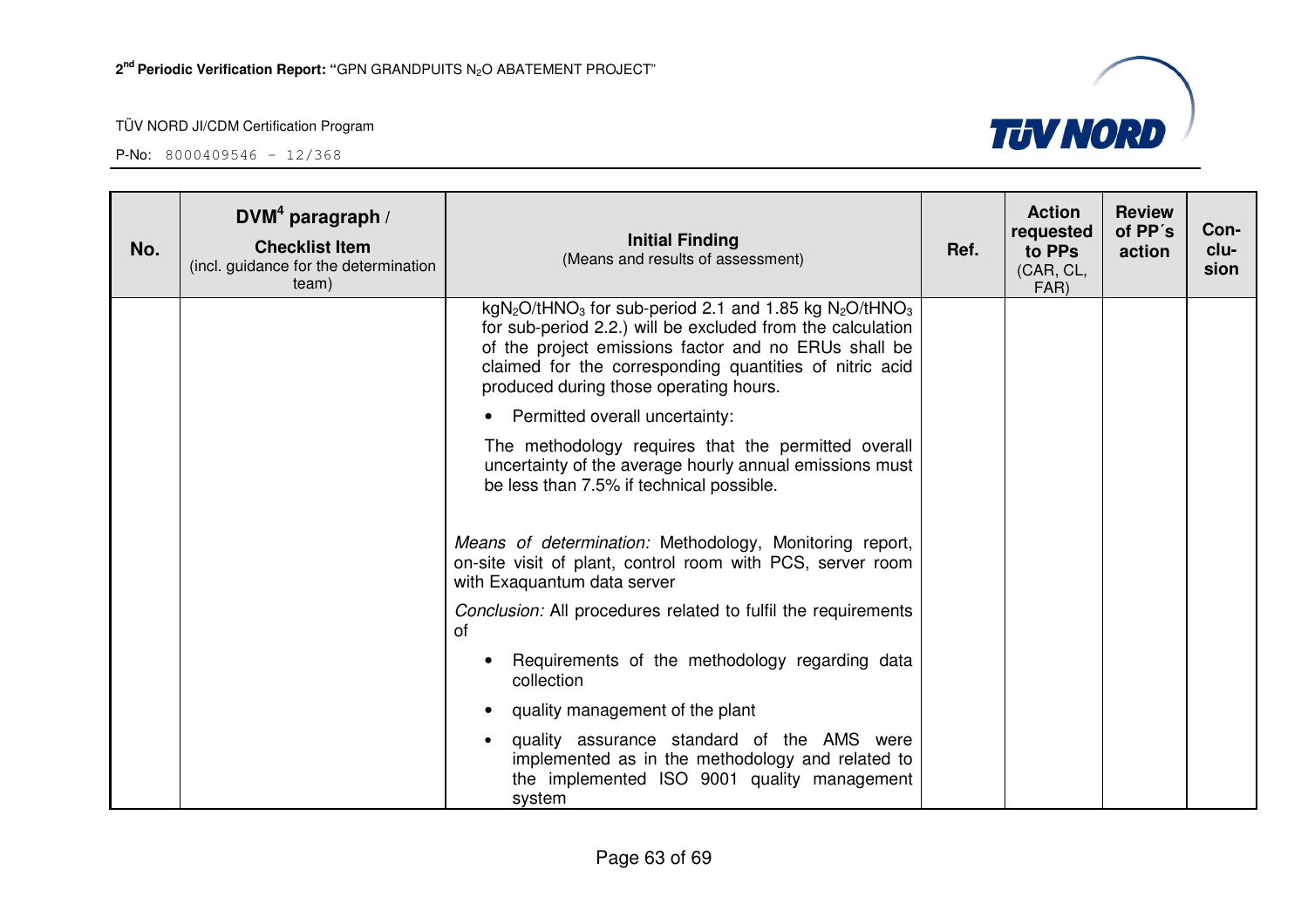| No. | DVM[4] paragraph / Checklist Item (incl. guidance for the determination team) | Initial Finding (Means and results of assessment) | Ref. | Action requested to PPs (CAR, CL, FAR) | Review of PP´s action | Con-clu-sion |
|---|---|---|---|---|---|---|
| | | $kgN_2O/tHNO_3$ for sub-period 2.1 and 1.85 kg $N_2O/tHNO_3$ for sub-period 2.2.) will be excluded from the calculation of the project emissions factor and no ERUs shall be claimed for the corresponding quantities of nitric acid produced during those operating hours.<br><br>• Permitted overall uncertainty:<br><br>The methodology requires that the permitted overall uncertainty of the average hourly annual emissions must be less than 7.5% if technical possible.<br><br>*Means of determination:* Methodology, Monitoring report, on-site visit of plant, control room with PCS, server room with Exaquantum data server<br><br>*Conclusion:* All procedures related to fulfil the requirements of<br><br>• Requirements of the methodology regarding data collection<br>• quality management of the plant<br>• quality assurance standard of the AMS were implemented as in the methodology and related to the implemented ISO 9001 quality management system | | | | |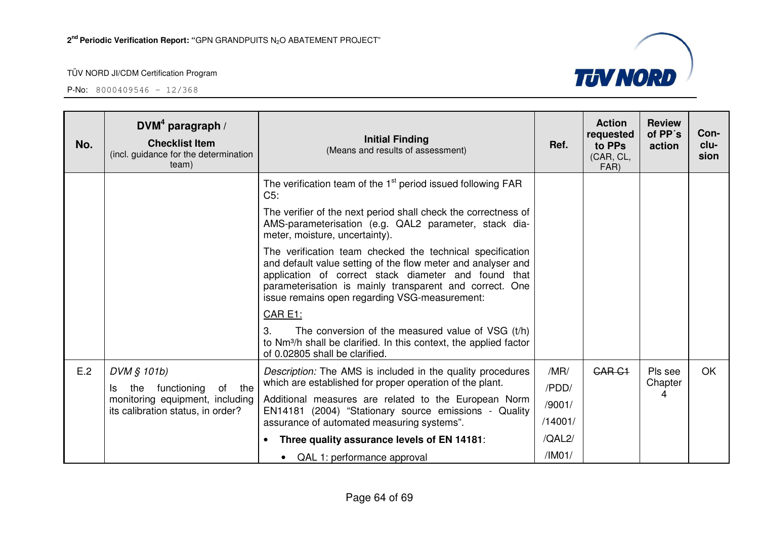| No. | DVM[4] paragraph / **Checklist Item** (incl. guidance for the determination team) | **Initial Finding** (Means and results of assessment) | Ref. | Action requested to PPs (CAR, CL, FAR) | Review of PP´s action | Con-clu-sion |
|---|---|---|---|---|---|---|
| | | The verification team of the 1st period issued following FAR C5:<br><br>The verifier of the next period shall check the correctness of AMS-parameterisation (e.g. QAL2 parameter, stack diameter, moisture, uncertainty).<br><br>The verification team checked the technical specification and default value setting of the flow meter and analyser and application of correct stack diameter and found that parameterisation is mainly transparent and correct. One issue remains open regarding VSG-measurement:<br><br><u>CAR E1:</u><br><br>3. The conversion of the measured value of VSG (t/h) to $Nm^3/h$ shall be clarified. In this context, the applied factor of 0.02805 shall be clarified. | | | | |
| E.2 | *DVM § 101b)*<br>Is the functioning of the monitoring equipment, including its calibration status, in order? | *Description:* The AMS is included in the quality procedures which are established for proper operation of the plant.<br><br>Additional measures are related to the European Norm EN14181 (2004) "Stationary source emissions - Quality assurance of automated measuring systems".<br><br>• **Three quality assurance levels of EN 14181**:<br>  • QAL 1: performance approval | /MR/<br>/PDD/<br>/9001/<br>/14001/<br>/QAL2/<br>/IM01/ | ~~CAR C1~~ | Pls see Chapter 4 | OK |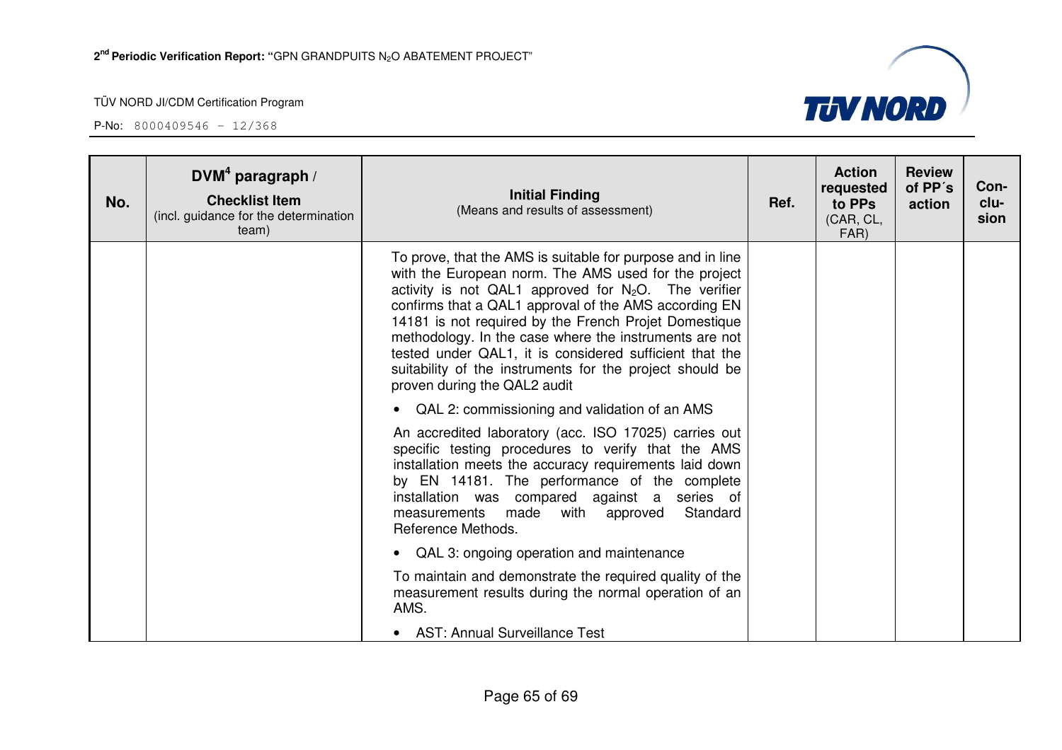| No. | DVM[4] paragraph / Checklist Item (incl. guidance for the determination team) | Initial Finding (Means and results of assessment) | Ref. | Action requested to PPs (CAR, CL, FAR) | Review of PP´s action | Con-clu-sion |
|---|---|---|---|---|---|---|
| | | To prove, that the AMS is suitable for purpose and in line with the European norm. The AMS used for the project activity is not QAL1 approved for $N_2O$. The verifier confirms that a QAL1 approval of the AMS according EN 14181 is not required by the French Projet Domestique methodology. In the case where the instruments are not tested under QAL1, it is considered sufficient that the suitability of the instruments for the project should be proven during the QAL2 audit<br><br>• QAL 2: commissioning and validation of an AMS<br><br>An accredited laboratory (acc. ISO 17025) carries out specific testing procedures to verify that the AMS installation meets the accuracy requirements laid down by EN 14181. The performance of the complete installation was compared against a series of measurements made with approved Standard Reference Methods.<br><br>• QAL 3: ongoing operation and maintenance<br><br>To maintain and demonstrate the required quality of the measurement results during the normal operation of an AMS.<br><br>• AST: Annual Surveillance Test | | | | |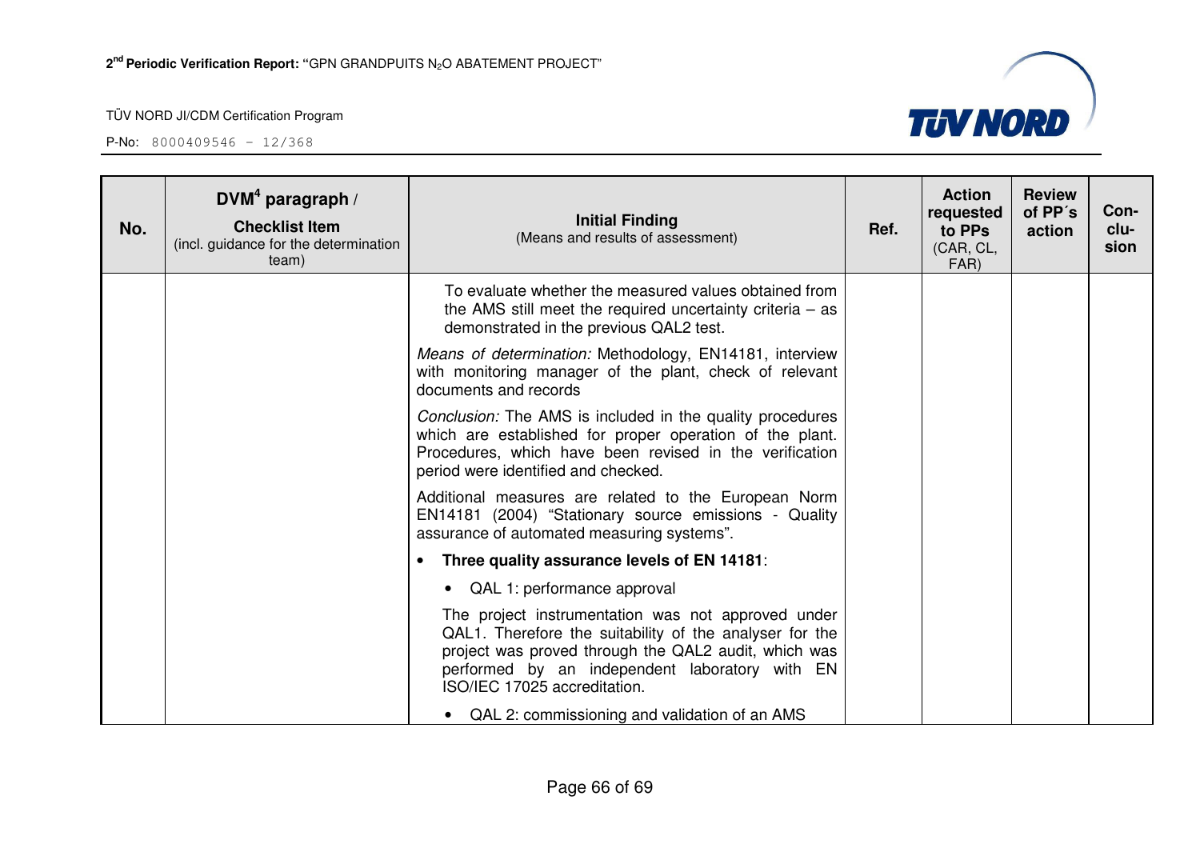| No. | DVM[4] paragraph / **Checklist Item** (incl. guidance for the determination team) | **Initial Finding** (Means and results of assessment) | Ref. | Action requested to PPs (CAR, CL, FAR) | Review of PP´s action | Con-clu-sion |
|---|---|---|---|---|---|---|
| | | To evaluate whether the measured values obtained from the AMS still meet the required uncertainty criteria – as demonstrated in the previous QAL2 test.<br><br>*Means of determination:* Methodology, EN14181, interview with monitoring manager of the plant, check of relevant documents and records<br><br>*Conclusion:* The AMS is included in the quality procedures which are established for proper operation of the plant. Procedures, which have been revised in the verification period were identified and checked.<br><br>Additional measures are related to the European Norm EN14181 (2004) "Stationary source emissions - Quality assurance of automated measuring systems".<br><br>• **Three quality assurance levels of EN 14181**:<br>  • QAL 1: performance approval<br>  The project instrumentation was not approved under QAL1. Therefore the suitability of the analyser for the project was proved through the QAL2 audit, which was performed by an independent laboratory with EN ISO/IEC 17025 accreditation.<br>  • QAL 2: commissioning and validation of an AMS | | | | |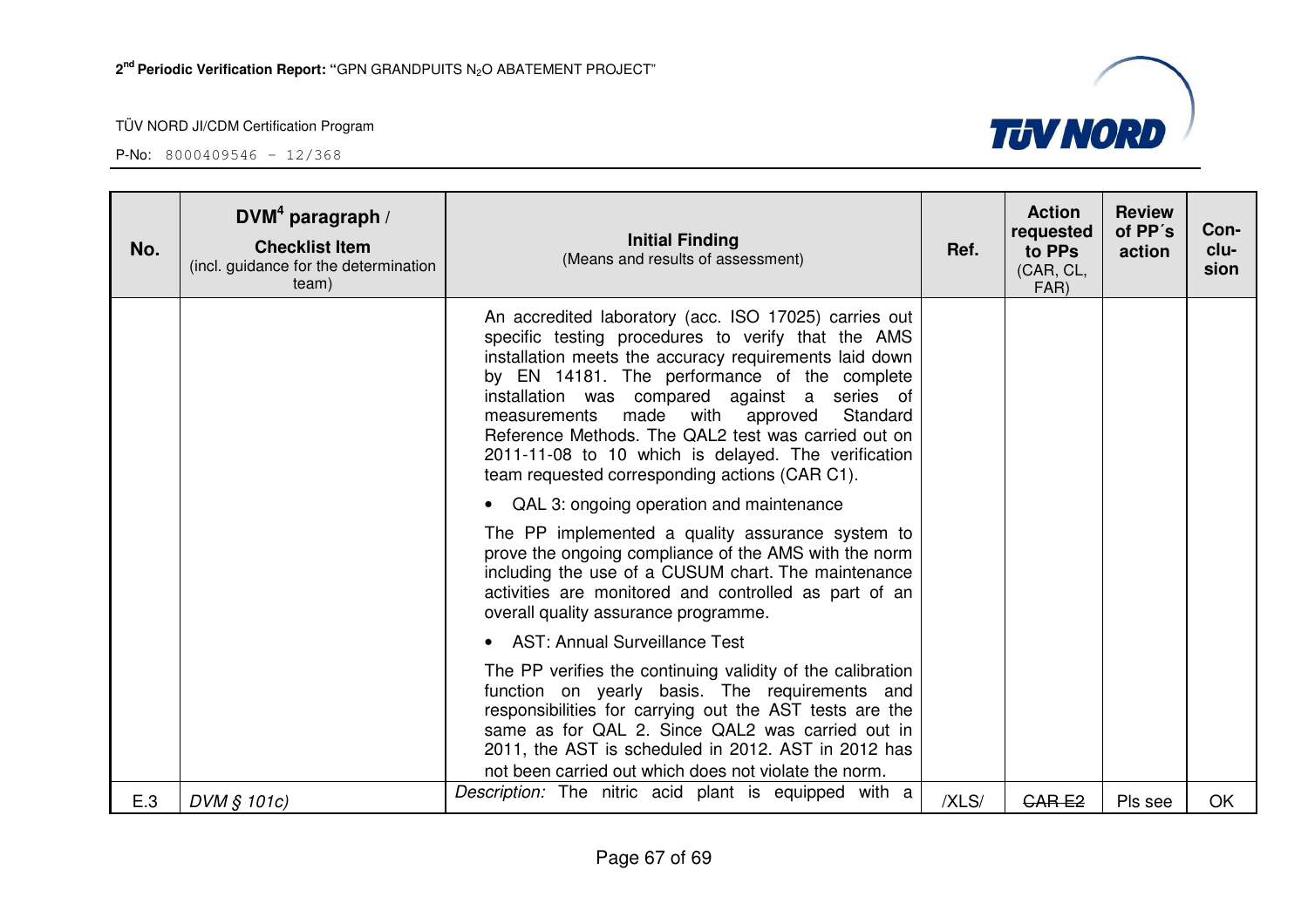| No. | DVM[4] paragraph / **Checklist Item** (incl. guidance for the determination team) | **Initial Finding** (Means and results of assessment) | **Ref.** | **Action requested to PPs** (CAR, CL, FAR) | **Review of PP´s action** | **Con-clu-sion** |
|---|---|---|---|---|---|---|
| | | An accredited laboratory (acc. ISO 17025) carries out specific testing procedures to verify that the AMS installation meets the accuracy requirements laid down by EN 14181. The performance of the complete installation was compared against a series of measurements made with approved Standard Reference Methods. The QAL2 test was carried out on 2011-11-08 to 10 which is delayed. The verification team requested corresponding actions (CAR C1).<br>• QAL 3: ongoing operation and maintenance<br>The PP implemented a quality assurance system to prove the ongoing compliance of the AMS with the norm including the use of a CUSUM chart. The maintenance activities are monitored and controlled as part of an overall quality assurance programme.<br>• AST: Annual Surveillance Test<br>The PP verifies the continuing validity of the calibration function on yearly basis. The requirements and responsibilities for carrying out the AST tests are the same as for QAL 2. Since QAL2 was carried out in 2011, the AST is scheduled in 2012. AST in 2012 has not been carried out which does not violate the norm. | | | | |
| E.3 | *DVM § 101c)* | *Description:* The nitric acid plant is equipped with a | /XLS/ | ~~CAR E2~~ | Pls see | OK |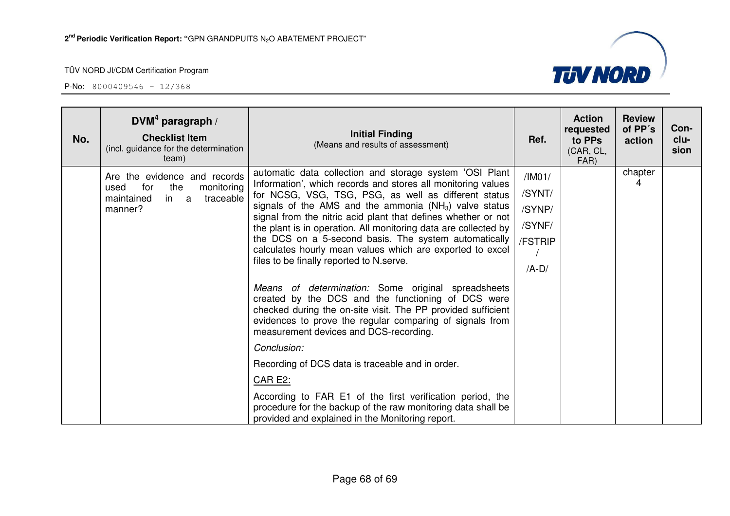| No. | DVM[4] paragraph / Checklist Item (incl. guidance for the determination team) | Initial Finding (Means and results of assessment) | Ref. | Action requested to PPs (CAR, CL, FAR) | Review of PP´s action | Con-clu-sion |
|---|---|---|---|---|---|---|
| | Are the evidence and records used for the monitoring maintained in a traceable manner? | automatic data collection and storage system 'OSI Plant Information', which records and stores all monitoring values for NCSG, VSG, TSG, PSG, as well as different status signals of the AMS and the ammonia ($NH_3$) valve status signal from the nitric acid plant that defines whether or not the plant is in operation. All monitoring data are collected by the DCS on a 5-second basis. The system automatically calculates hourly mean values which are exported to excel files to be finally reported to N.serve.<br><br>*Means of determination:* Some original spreadsheets created by the DCS and the functioning of DCS were checked during the on-site visit. The PP provided sufficient evidences to prove the regular comparing of signals from measurement devices and DCS-recording.<br><br>*Conclusion:*<br><br>Recording of DCS data is traceable and in order.<br><br>CAR E2:<br><br>According to FAR E1 of the first verification period, the procedure for the backup of the raw monitoring data shall be provided and explained in the Monitoring report. | /IM01/<br>/SYNT/<br>/SYNP/<br>/SYNF/<br>/FSTRIP/<br>/A-D/ | | chapter 4 | |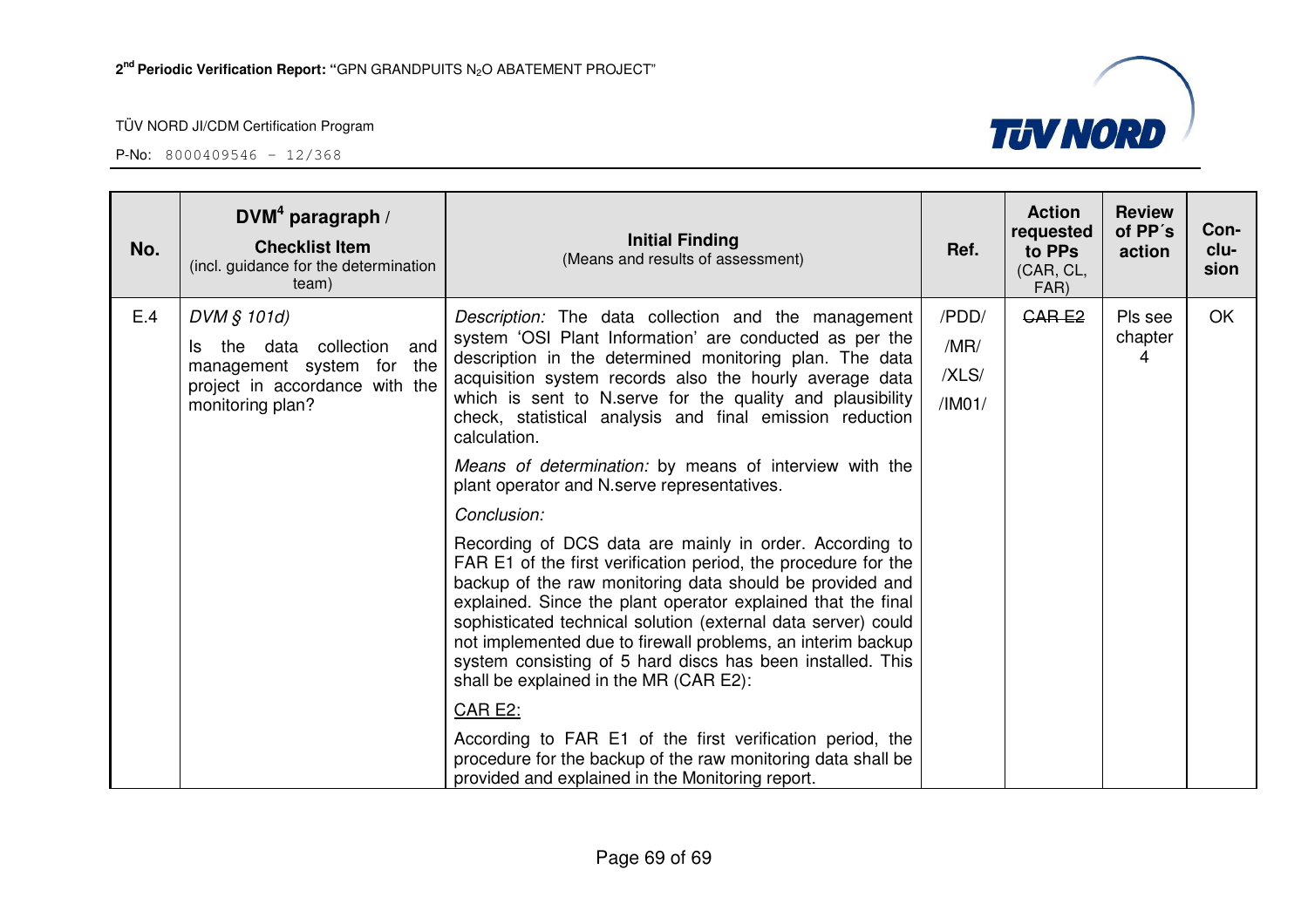| No. | DVM[4] paragraph / **Checklist Item** (incl. guidance for the determination team) | **Initial Finding** (Means and results of assessment) | **Ref.** | **Action requested to PPs** (CAR, CL, FAR) | **Review of PP´s action** | **Con-clu-sion** |
|---|---|---|---|---|---|---|
| E.4 | *DVM § 101d)* Is the data collection and management system for the project in accordance with the monitoring plan? | *Description:* The data collection and the management system 'OSI Plant Information' are conducted as per the description in the determined monitoring plan. The data acquisition system records also the hourly average data which is sent to N.serve for the quality and plausibility check, statistical analysis and final emission reduction calculation.<br><br>*Means of determination:* by means of interview with the plant operator and N.serve representatives.<br><br>*Conclusion:*<br><br>Recording of DCS data are mainly in order. According to FAR E1 of the first verification period, the procedure for the backup of the raw monitoring data should be provided and explained. Since the plant operator explained that the final sophisticated technical solution (external data server) could not implemented due to firewall problems, an interim backup system consisting of 5 hard discs has been installed. This shall be explained in the MR (CAR E2):<br><br><u>CAR E2:</u><br><br>According to FAR E1 of the first verification period, the procedure for the backup of the raw monitoring data shall be provided and explained in the Monitoring report. | /PDD/<br>/MR/<br>/XLS/<br>/IM01/ | ~~CAR E2~~ | Pls see chapter 4 | OK |